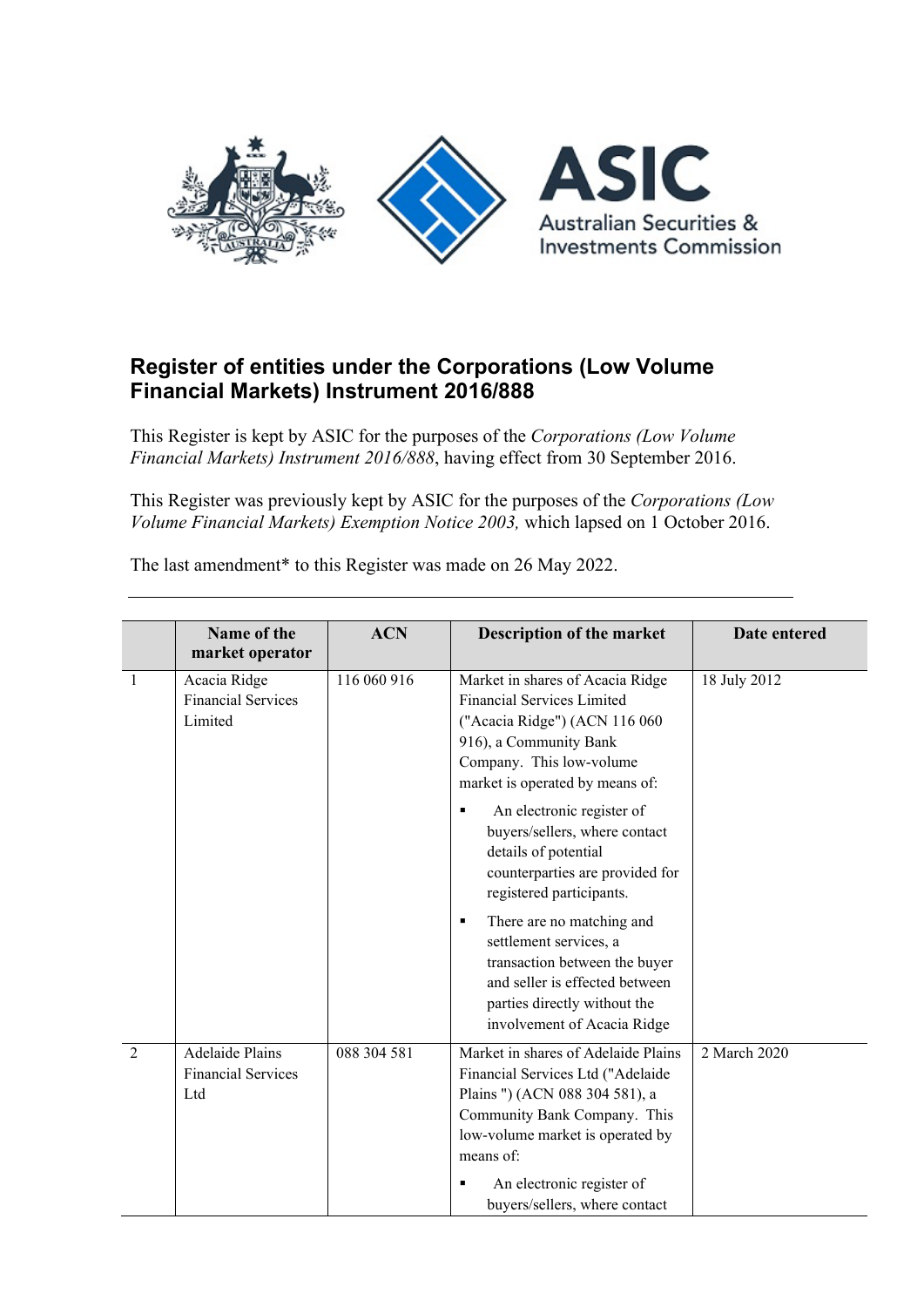# Register of entities under the Corporations (Low Volume Financial Markets) Instrument 2016/888

This Register is kept by ASIC for the purposes of the *Corporations (Low Volume Financial Markets) Instrument 2016/888*, having effect from 30 September 2016.

This Register was previously kept by ASIC for the purposes of the *Corporations (Low Volume Financial Markets) Exemption Notice 2003,* which lapsed on 1 October 2016.

The last amendment* to this Register was made on 26 May 2022.

---

| | Name of the market operator | ACN | Description of the market | Date entered |
|---|---|---|---|---|
| 1 | Acacia Ridge Financial Services Limited | 116 060 916 | Market in shares of Acacia Ridge Financial Services Limited ("Acacia Ridge") (ACN 116 060 916), a Community Bank Company. This low-volume market is operated by means of:<br>▪ An electronic register of buyers/sellers, where contact details of potential counterparties are provided for registered participants.<br>▪ There are no matching and settlement services, a transaction between the buyer and seller is effected between parties directly without the involvement of Acacia Ridge | 18 July 2012 |
| 2 | Adelaide Plains Financial Services Ltd | 088 304 581 | Market in shares of Adelaide Plains Financial Services Ltd ("Adelaide Plains ") (ACN 088 304 581), a Community Bank Company. This low-volume market is operated by means of:<br>▪ An electronic register of buyers/sellers, where contact | 2 March 2020 |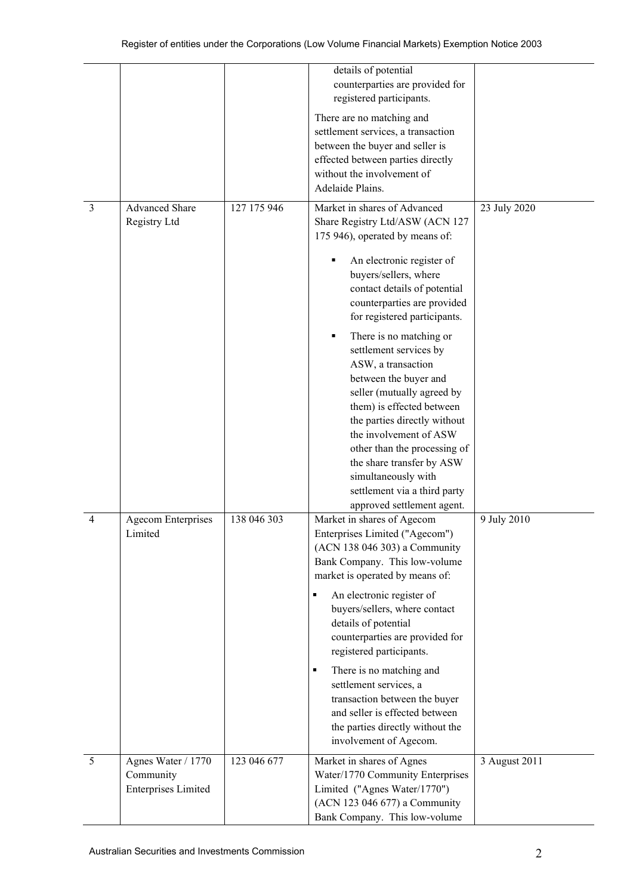| | | | | |
|---|---|---|---|---|
| | | | ▪ details of potential counterparties are provided for registered participants.<br><br>There are no matching and settlement services, a transaction between the buyer and seller is effected between parties directly without the involvement of Adelaide Plains. | |
| 3 | Advanced Share Registry Ltd | 127 175 946 | Market in shares of Advanced Share Registry Ltd/ASW (ACN 127 175 946), operated by means of:<br><br>▪ An electronic register of buyers/sellers, where contact details of potential counterparties are provided for registered participants.<br><br>▪ There is no matching or settlement services by ASW, a transaction between the buyer and seller (mutually agreed by them) is effected between the parties directly without the involvement of ASW other than the processing of the share transfer by ASW simultaneously with settlement via a third party approved settlement agent. | 23 July 2020 |
| 4 | Agecom Enterprises Limited | 138 046 303 | Market in shares of Agecom Enterprises Limited ("Agecom") (ACN 138 046 303) a Community Bank Company. This low-volume market is operated by means of:<br><br>▪ An electronic register of buyers/sellers, where contact details of potential counterparties are provided for registered participants.<br><br>▪ There is no matching and settlement services, a transaction between the buyer and seller is effected between the parties directly without the involvement of Agecom. | 9 July 2010 |
| 5 | Agnes Water / 1770 Community Enterprises Limited | 123 046 677 | Market in shares of Agnes Water/1770 Community Enterprises Limited ("Agnes Water/1770") (ACN 123 046 677) a Community Bank Company. This low-volume | 3 August 2011 |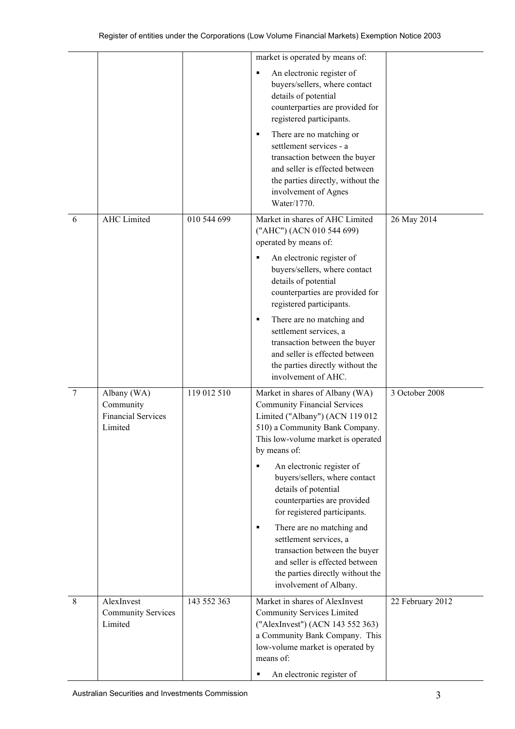| | | | | |
|---|---|---|---|---|
| | | | market is operated by means of:<br>▪ An electronic register of buyers/sellers, where contact details of potential counterparties are provided for registered participants.<br>▪ There are no matching or settlement services - a transaction between the buyer and seller is effected between the parties directly, without the involvement of Agnes Water/1770. | |
| 6 | AHC Limited | 010 544 699 | Market in shares of AHC Limited ("AHC") (ACN 010 544 699) operated by means of:<br>▪ An electronic register of buyers/sellers, where contact details of potential counterparties are provided for registered participants.<br>▪ There are no matching and settlement services, a transaction between the buyer and seller is effected between the parties directly without the involvement of AHC. | 26 May 2014 |
| 7 | Albany (WA) Community Financial Services Limited | 119 012 510 | Market in shares of Albany (WA) Community Financial Services Limited ("Albany") (ACN 119 012 510) a Community Bank Company. This low-volume market is operated by means of:<br>▪ An electronic register of buyers/sellers, where contact details of potential counterparties are provided for registered participants.<br>▪ There are no matching and settlement services, a transaction between the buyer and seller is effected between the parties directly without the involvement of Albany. | 3 October 2008 |
| 8 | AlexInvest Community Services Limited | 143 552 363 | Market in shares of AlexInvest Community Services Limited ("AlexInvest") (ACN 143 552 363) a Community Bank Company. This low-volume market is operated by means of:<br>▪ An electronic register of | 22 February 2012 |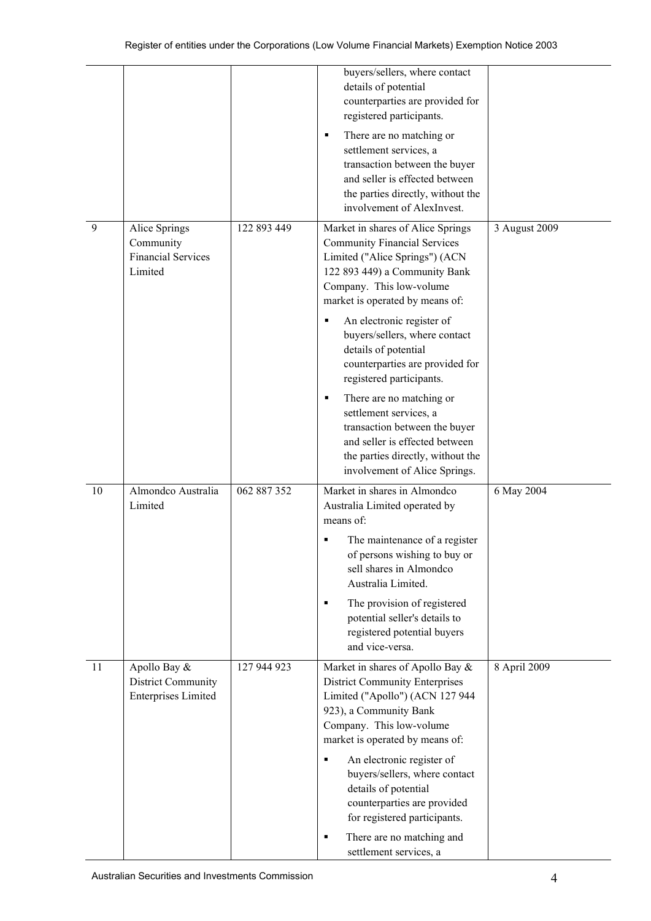| | | | | |
|---|---|---|---|---|
| | | | buyers/sellers, where contact details of potential counterparties are provided for registered participants.<br>▪ There are no matching or settlement services, a transaction between the buyer and seller is effected between the parties directly, without the involvement of AlexInvest. | |
| 9 | Alice Springs Community Financial Services Limited | 122 893 449 | Market in shares of Alice Springs Community Financial Services Limited ("Alice Springs") (ACN 122 893 449) a Community Bank Company. This low-volume market is operated by means of:<br>▪ An electronic register of buyers/sellers, where contact details of potential counterparties are provided for registered participants.<br>▪ There are no matching or settlement services, a transaction between the buyer and seller is effected between the parties directly, without the involvement of Alice Springs. | 3 August 2009 |
| 10 | Almondco Australia Limited | 062 887 352 | Market in shares in Almondco Australia Limited operated by means of:<br>▪ The maintenance of a register of persons wishing to buy or sell shares in Almondco Australia Limited.<br>▪ The provision of registered potential seller's details to registered potential buyers and vice-versa. | 6 May 2004 |
| 11 | Apollo Bay & District Community Enterprises Limited | 127 944 923 | Market in shares of Apollo Bay & District Community Enterprises Limited ("Apollo") (ACN 127 944 923), a Community Bank Company. This low-volume market is operated by means of:<br>▪ An electronic register of buyers/sellers, where contact details of potential counterparties are provided for registered participants.<br>▪ There are no matching and settlement services, a | 8 April 2009 |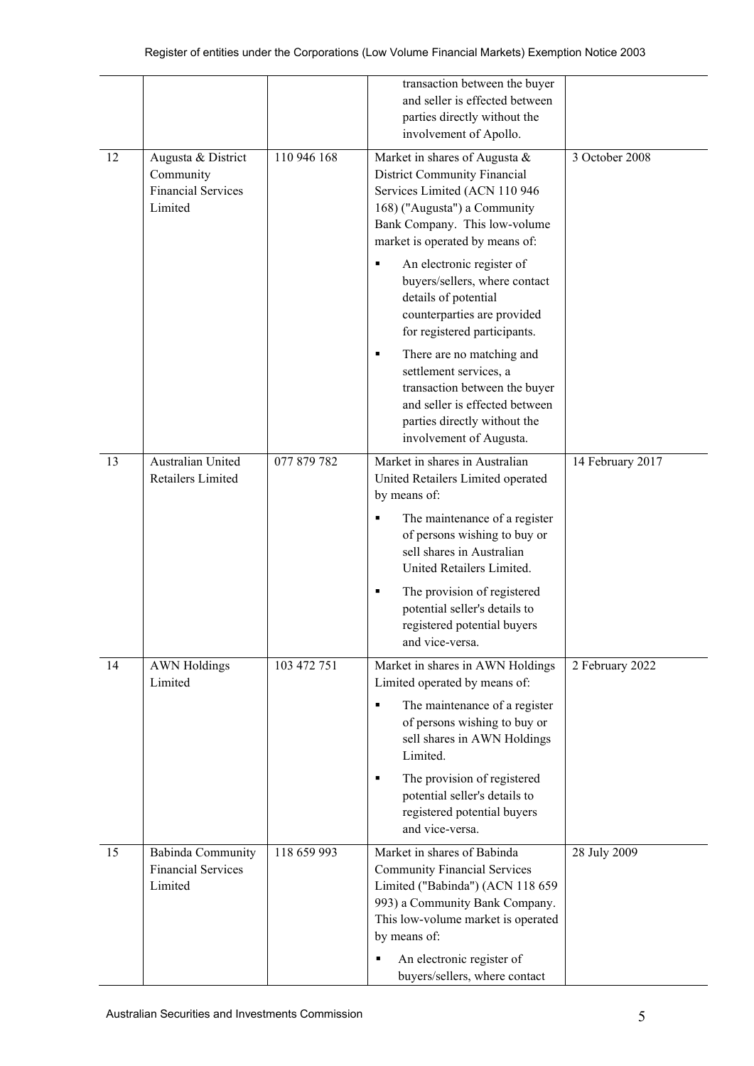| | | | | |
|---|---|---|---|---|
| | | | ▪ transaction between the buyer and seller is effected between parties directly without the involvement of Apollo. | |
| 12 | Augusta & District Community Financial Services Limited | 110 946 168 | Market in shares of Augusta & District Community Financial Services Limited (ACN 110 946 168) ("Augusta") a Community Bank Company. This low-volume market is operated by means of:<br>▪ An electronic register of buyers/sellers, where contact details of potential counterparties are provided for registered participants.<br>▪ There are no matching and settlement services, a transaction between the buyer and seller is effected between parties directly without the involvement of Augusta. | 3 October 2008 |
| 13 | Australian United Retailers Limited | 077 879 782 | Market in shares in Australian United Retailers Limited operated by means of:<br>▪ The maintenance of a register of persons wishing to buy or sell shares in Australian United Retailers Limited.<br>▪ The provision of registered potential seller's details to registered potential buyers and vice-versa. | 14 February 2017 |
| 14 | AWN Holdings Limited | 103 472 751 | Market in shares in AWN Holdings Limited operated by means of:<br>▪ The maintenance of a register of persons wishing to buy or sell shares in AWN Holdings Limited.<br>▪ The provision of registered potential seller's details to registered potential buyers and vice-versa. | 2 February 2022 |
| 15 | Babinda Community Financial Services Limited | 118 659 993 | Market in shares of Babinda Community Financial Services Limited ("Babinda") (ACN 118 659 993) a Community Bank Company. This low-volume market is operated by means of:<br>▪ An electronic register of buyers/sellers, where contact | 28 July 2009 |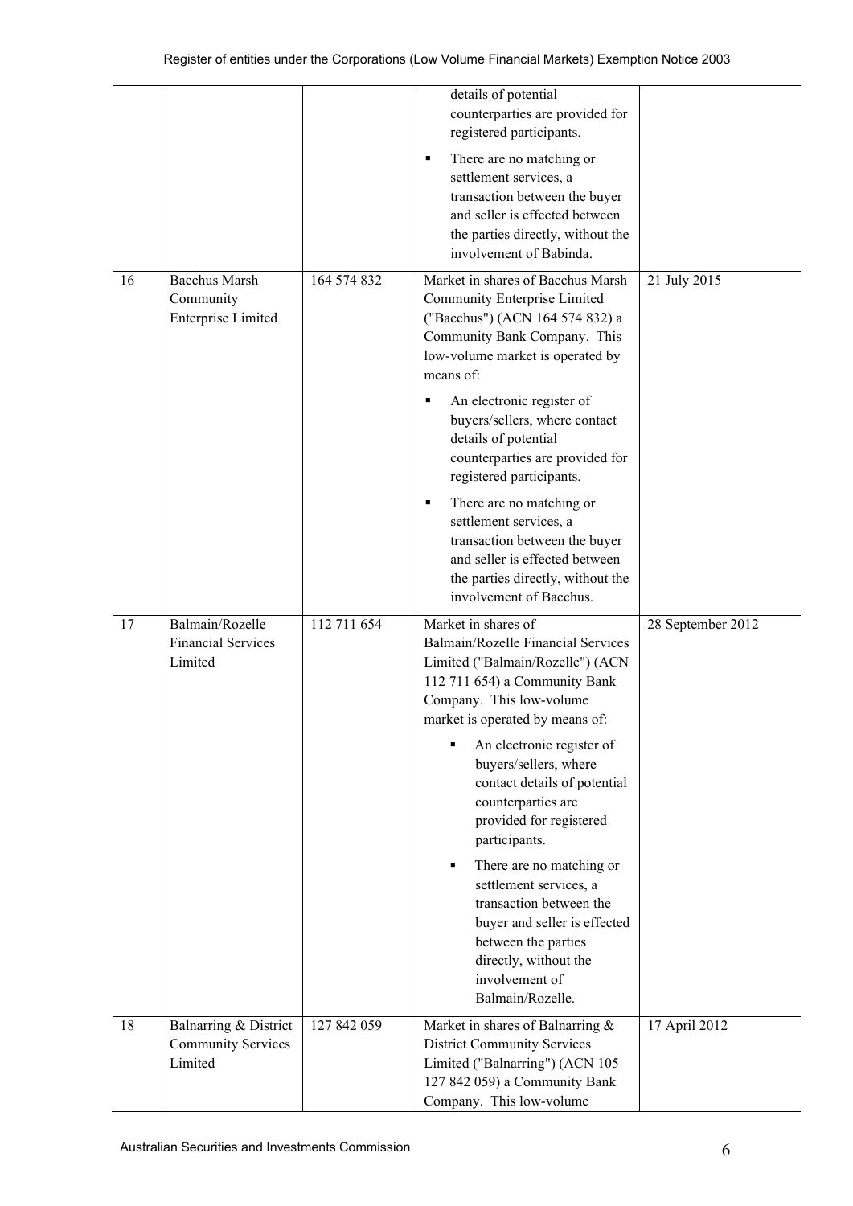| | | | | |
|---|---|---|---|---|
| | | | ▪ An electronic register of buyers/sellers, where contact details of potential counterparties are provided for registered participants. ▪ There are no matching or settlement services, a transaction between the buyer and seller is effected between the parties directly, without the involvement of Babinda. | |
| 16 | Bacchus Marsh Community Enterprise Limited | 164 574 832 | Market in shares of Bacchus Marsh Community Enterprise Limited ("Bacchus") (ACN 164 574 832) a Community Bank Company. This low-volume market is operated by means of: ▪ An electronic register of buyers/sellers, where contact details of potential counterparties are provided for registered participants. ▪ There are no matching or settlement services, a transaction between the buyer and seller is effected between the parties directly, without the involvement of Bacchus. | 21 July 2015 |
| 17 | Balmain/Rozelle Financial Services Limited | 112 711 654 | Market in shares of Balmain/Rozelle Financial Services Limited ("Balmain/Rozelle") (ACN 112 711 654) a Community Bank Company. This low-volume market is operated by means of: ▪ An electronic register of buyers/sellers, where contact details of potential counterparties are provided for registered participants. ▪ There are no matching or settlement services, a transaction between the buyer and seller is effected between the parties directly, without the involvement of Balmain/Rozelle. | 28 September 2012 |
| 18 | Balnarring & District Community Services Limited | 127 842 059 | Market in shares of Balnarring & District Community Services Limited ("Balnarring") (ACN 105 127 842 059) a Community Bank Company. This low-volume | 17 April 2012 |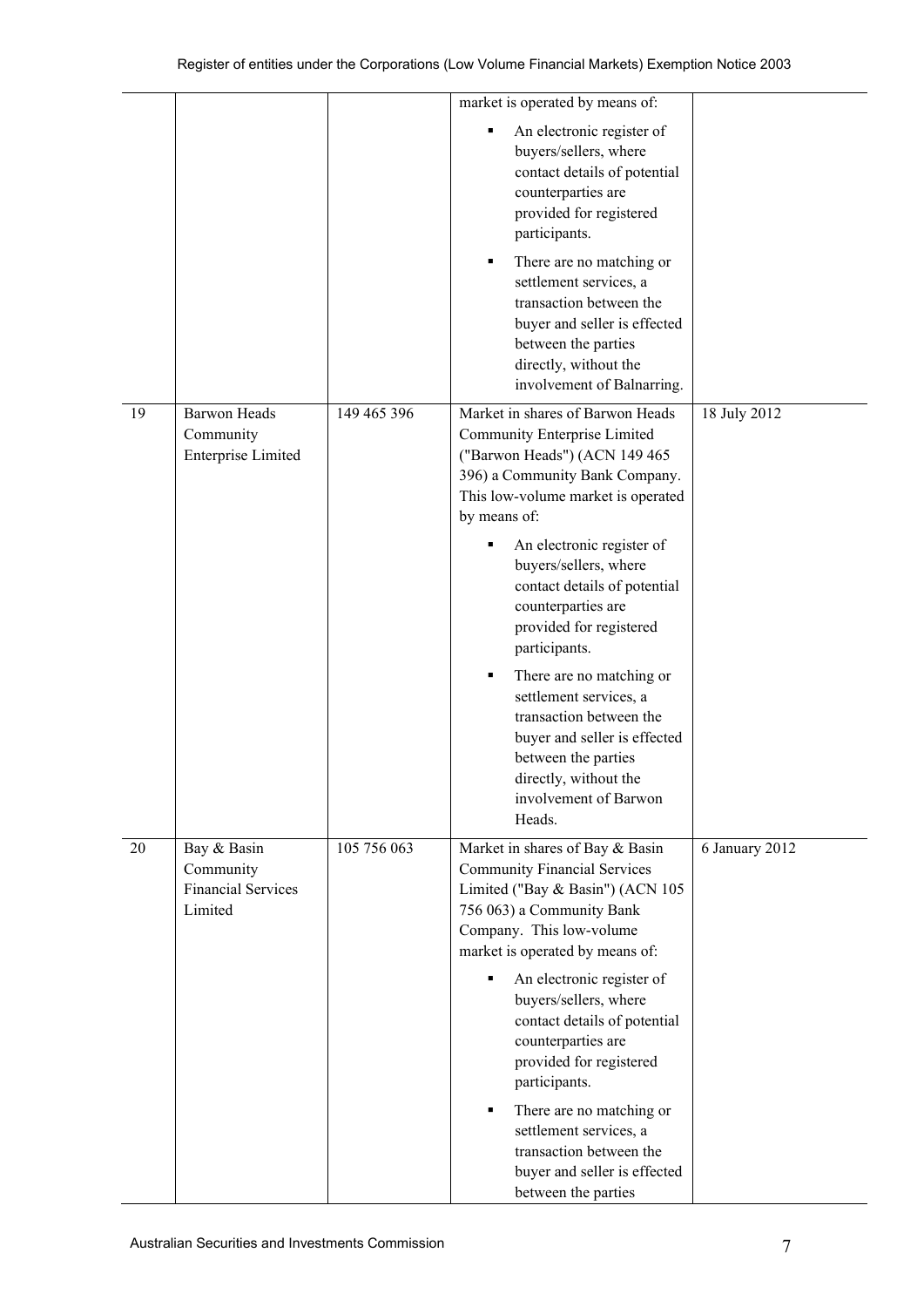| | | | | |
|---|---|---|---|---|
| | | | market is operated by means of:<br>▪ An electronic register of buyers/sellers, where contact details of potential counterparties are provided for registered participants.<br>▪ There are no matching or settlement services, a transaction between the buyer and seller is effected between the parties directly, without the involvement of Balnarring. | |
| 19 | Barwon Heads Community Enterprise Limited | 149 465 396 | Market in shares of Barwon Heads Community Enterprise Limited ("Barwon Heads") (ACN 149 465 396) a Community Bank Company. This low-volume market is operated by means of:<br>▪ An electronic register of buyers/sellers, where contact details of potential counterparties are provided for registered participants.<br>▪ There are no matching or settlement services, a transaction between the buyer and seller is effected between the parties directly, without the involvement of Barwon Heads. | 18 July 2012 |
| 20 | Bay & Basin Community Financial Services Limited | 105 756 063 | Market in shares of Bay & Basin Community Financial Services Limited ("Bay & Basin") (ACN 105 756 063) a Community Bank Company. This low-volume market is operated by means of:<br>▪ An electronic register of buyers/sellers, where contact details of potential counterparties are provided for registered participants.<br>▪ There are no matching or settlement services, a transaction between the buyer and seller is effected between the parties | 6 January 2012 |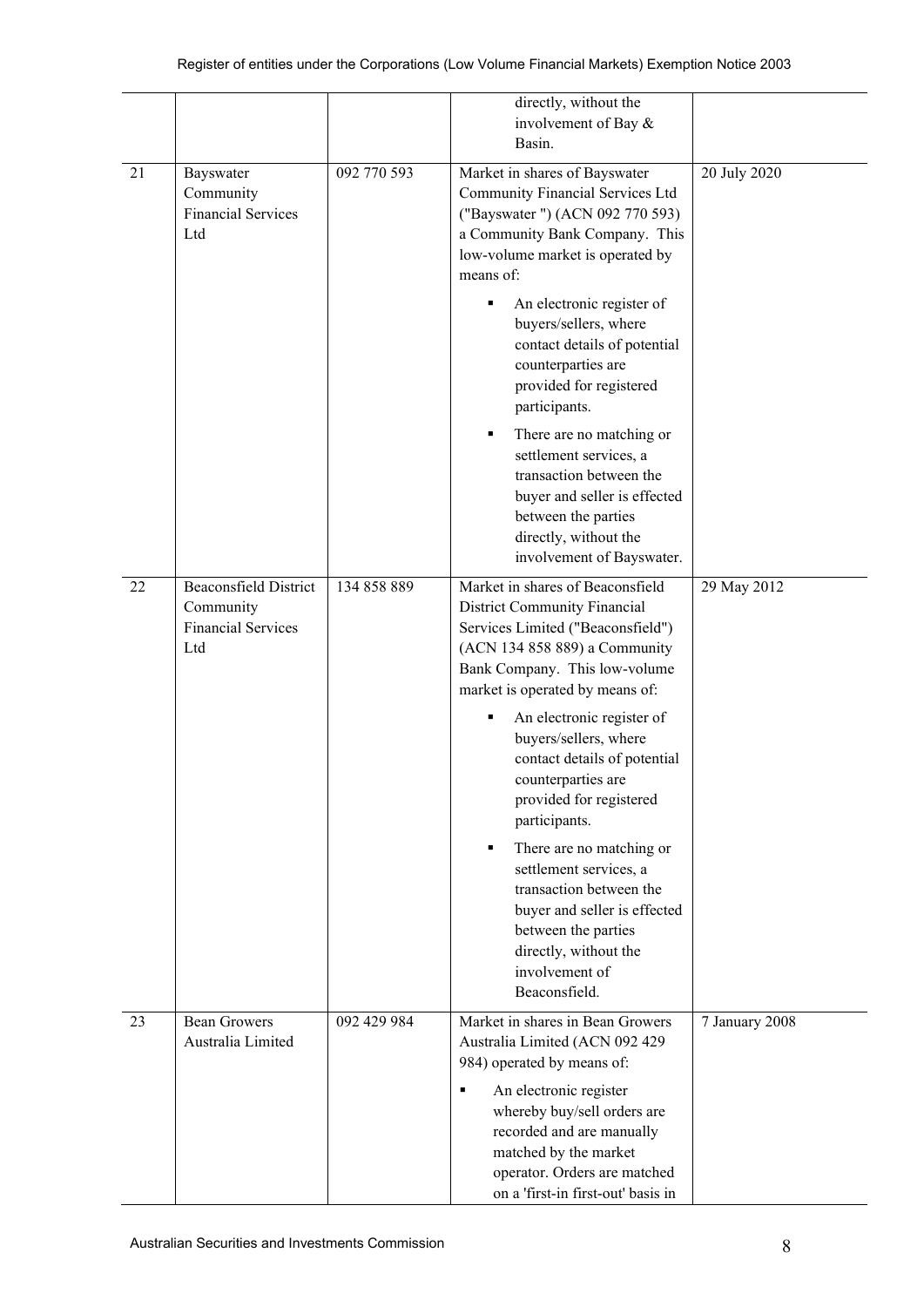| | | | | |
|---|---|---|---|---|
| | | | directly, without the involvement of Bay & Basin. | |
| 21 | Bayswater Community Financial Services Ltd | 092 770 593 | Market in shares of Bayswater Community Financial Services Ltd ("Bayswater ") (ACN 092 770 593) a Community Bank Company. This low-volume market is operated by means of:<br>▪ An electronic register of buyers/sellers, where contact details of potential counterparties are provided for registered participants.<br>▪ There are no matching or settlement services, a transaction between the buyer and seller is effected between the parties directly, without the involvement of Bayswater. | 20 July 2020 |
| 22 | Beaconsfield District Community Financial Services Ltd | 134 858 889 | Market in shares of Beaconsfield District Community Financial Services Limited ("Beaconsfield") (ACN 134 858 889) a Community Bank Company. This low-volume market is operated by means of:<br>▪ An electronic register of buyers/sellers, where contact details of potential counterparties are provided for registered participants.<br>▪ There are no matching or settlement services, a transaction between the buyer and seller is effected between the parties directly, without the involvement of Beaconsfield. | 29 May 2012 |
| 23 | Bean Growers Australia Limited | 092 429 984 | Market in shares in Bean Growers Australia Limited (ACN 092 429 984) operated by means of:<br>▪ An electronic register whereby buy/sell orders are recorded and are manually matched by the market operator. Orders are matched on a 'first-in first-out' basis in | 7 January 2008 |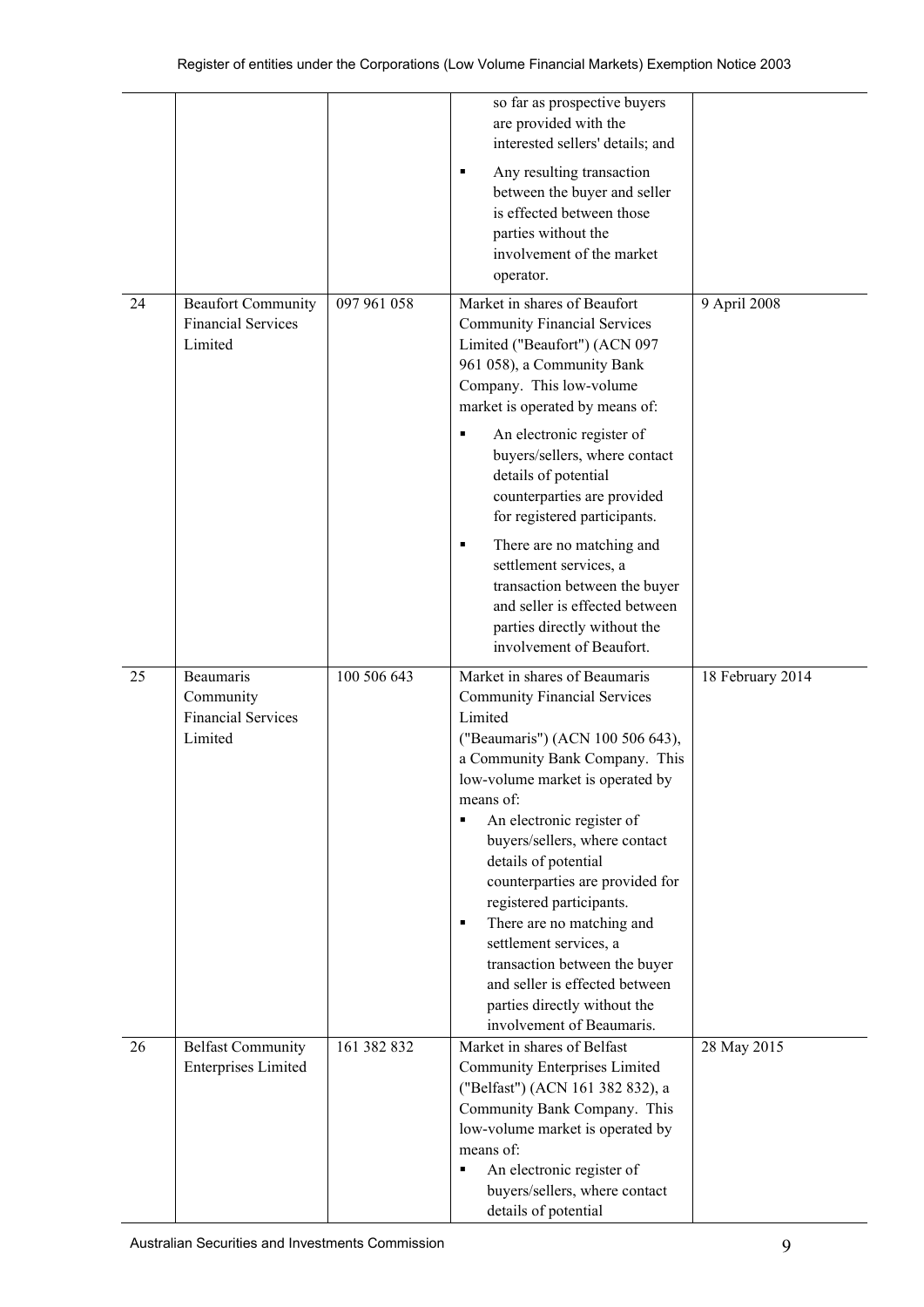| | | | | |
|---|---|---|---|---|
| | | | so far as prospective buyers are provided with the interested sellers' details; and<br>▪ Any resulting transaction between the buyer and seller is effected between those parties without the involvement of the market operator. | |
| 24 | Beaufort Community Financial Services Limited | 097 961 058 | Market in shares of Beaufort Community Financial Services Limited ("Beaufort") (ACN 097 961 058), a Community Bank Company. This low-volume market is operated by means of:<br>▪ An electronic register of buyers/sellers, where contact details of potential counterparties are provided for registered participants.<br>▪ There are no matching and settlement services, a transaction between the buyer and seller is effected between parties directly without the involvement of Beaufort. | 9 April 2008 |
| 25 | Beaumaris Community Financial Services Limited | 100 506 643 | Market in shares of Beaumaris Community Financial Services Limited ("Beaumaris") (ACN 100 506 643), a Community Bank Company. This low-volume market is operated by means of:<br>▪ An electronic register of buyers/sellers, where contact details of potential counterparties are provided for registered participants.<br>▪ There are no matching and settlement services, a transaction between the buyer and seller is effected between parties directly without the involvement of Beaumaris. | 18 February 2014 |
| 26 | Belfast Community Enterprises Limited | 161 382 832 | Market in shares of Belfast Community Enterprises Limited ("Belfast") (ACN 161 382 832), a Community Bank Company. This low-volume market is operated by means of:<br>▪ An electronic register of buyers/sellers, where contact details of potential | 28 May 2015 |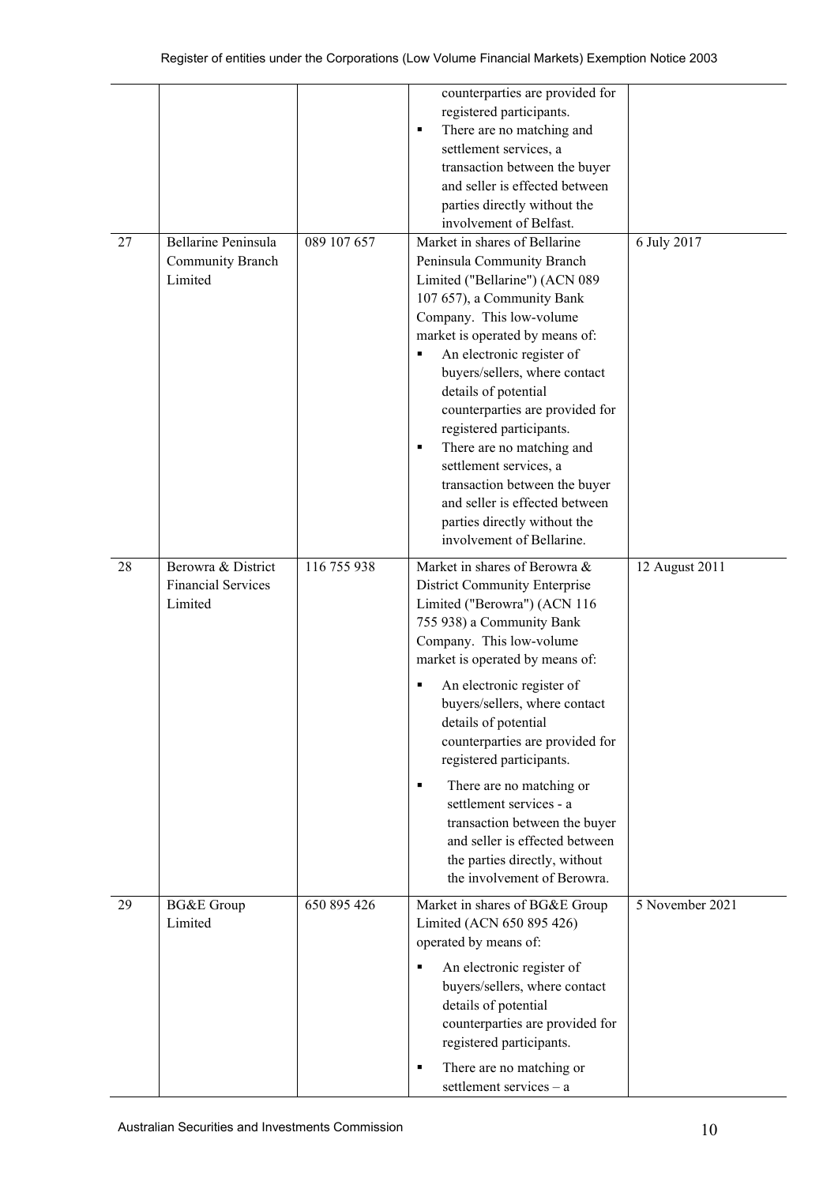| | | | | |
|---|---|---|---|---|
| | | | counterparties are provided for registered participants.<br>▪ There are no matching and settlement services, a transaction between the buyer and seller is effected between parties directly without the involvement of Belfast. | |
| 27 | Bellarine Peninsula Community Branch Limited | 089 107 657 | Market in shares of Bellarine Peninsula Community Branch Limited ("Bellarine") (ACN 089 107 657), a Community Bank Company. This low-volume market is operated by means of:<br>▪ An electronic register of buyers/sellers, where contact details of potential counterparties are provided for registered participants.<br>▪ There are no matching and settlement services, a transaction between the buyer and seller is effected between parties directly without the involvement of Bellarine. | 6 July 2017 |
| 28 | Berowra & District Financial Services Limited | 116 755 938 | Market in shares of Berowra & District Community Enterprise Limited ("Berowra") (ACN 116 755 938) a Community Bank Company. This low-volume market is operated by means of:<br>▪ An electronic register of buyers/sellers, where contact details of potential counterparties are provided for registered participants.<br>▪ There are no matching or settlement services - a transaction between the buyer and seller is effected between the parties directly, without the involvement of Berowra. | 12 August 2011 |
| 29 | BG&E Group Limited | 650 895 426 | Market in shares of BG&E Group Limited (ACN 650 895 426) operated by means of:<br>▪ An electronic register of buyers/sellers, where contact details of potential counterparties are provided for registered participants.<br>▪ There are no matching or settlement services – a | 5 November 2021 |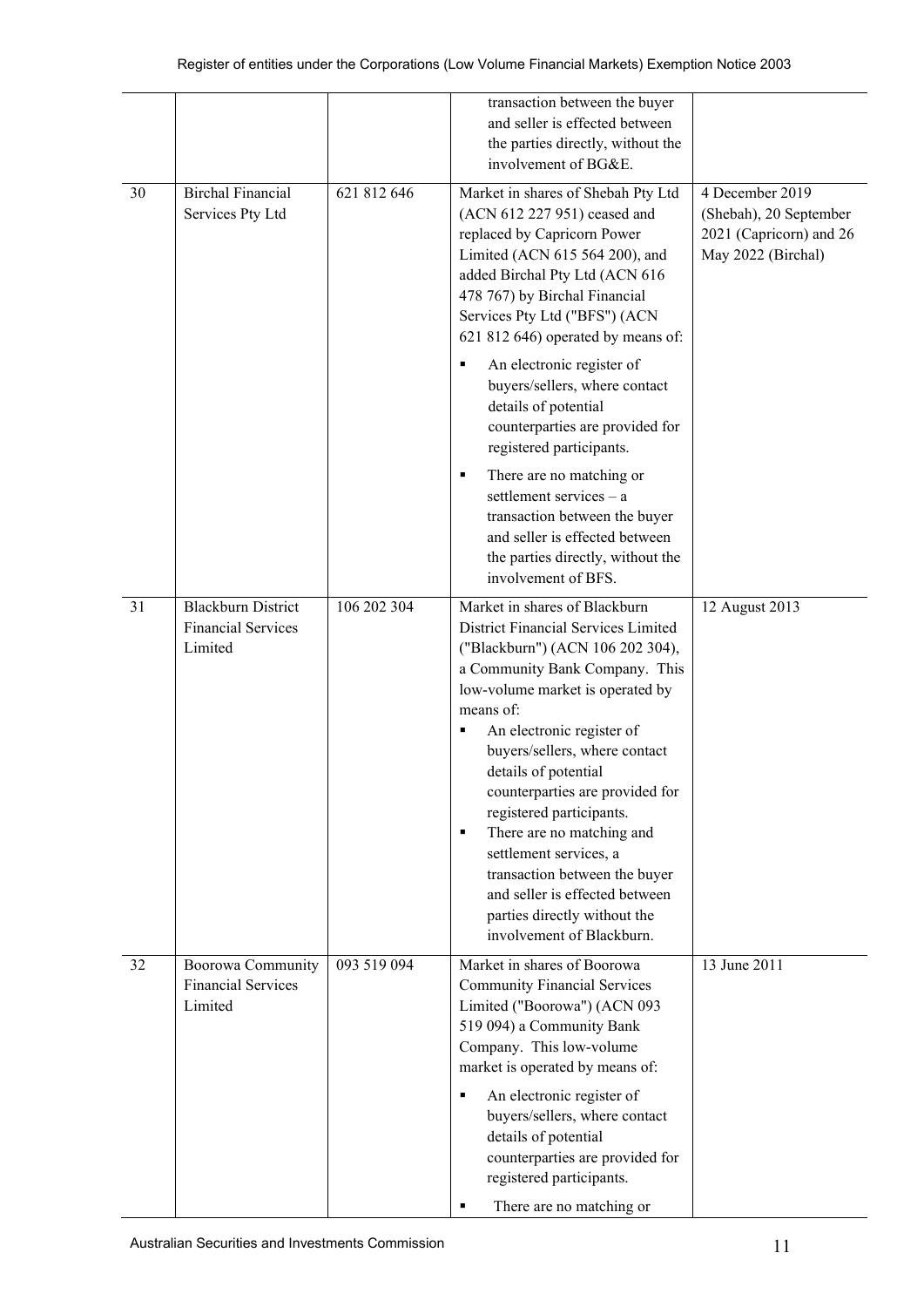| | | | | |
|---|---|---|---|---|
| | | | transaction between the buyer and seller is effected between the parties directly, without the involvement of BG&E. | |
| 30 | Birchal Financial Services Pty Ltd | 621 812 646 | Market in shares of Shebah Pty Ltd (ACN 612 227 951) ceased and replaced by Capricorn Power Limited (ACN 615 564 200), and added Birchal Pty Ltd (ACN 616 478 767) by Birchal Financial Services Pty Ltd ("BFS") (ACN 621 812 646) operated by means of:<br>▪ An electronic register of buyers/sellers, where contact details of potential counterparties are provided for registered participants.<br>▪ There are no matching or settlement services – a transaction between the buyer and seller is effected between the parties directly, without the involvement of BFS. | 4 December 2019 (Shebah), 20 September 2021 (Capricorn) and 26 May 2022 (Birchal) |
| 31 | Blackburn District Financial Services Limited | 106 202 304 | Market in shares of Blackburn District Financial Services Limited ("Blackburn") (ACN 106 202 304), a Community Bank Company. This low-volume market is operated by means of:<br>▪ An electronic register of buyers/sellers, where contact details of potential counterparties are provided for registered participants.<br>▪ There are no matching and settlement services, a transaction between the buyer and seller is effected between parties directly without the involvement of Blackburn. | 12 August 2013 |
| 32 | Boorowa Community Financial Services Limited | 093 519 094 | Market in shares of Boorowa Community Financial Services Limited ("Boorowa") (ACN 093 519 094) a Community Bank Company. This low-volume market is operated by means of:<br>▪ An electronic register of buyers/sellers, where contact details of potential counterparties are provided for registered participants.<br>▪ There are no matching or | 13 June 2011 |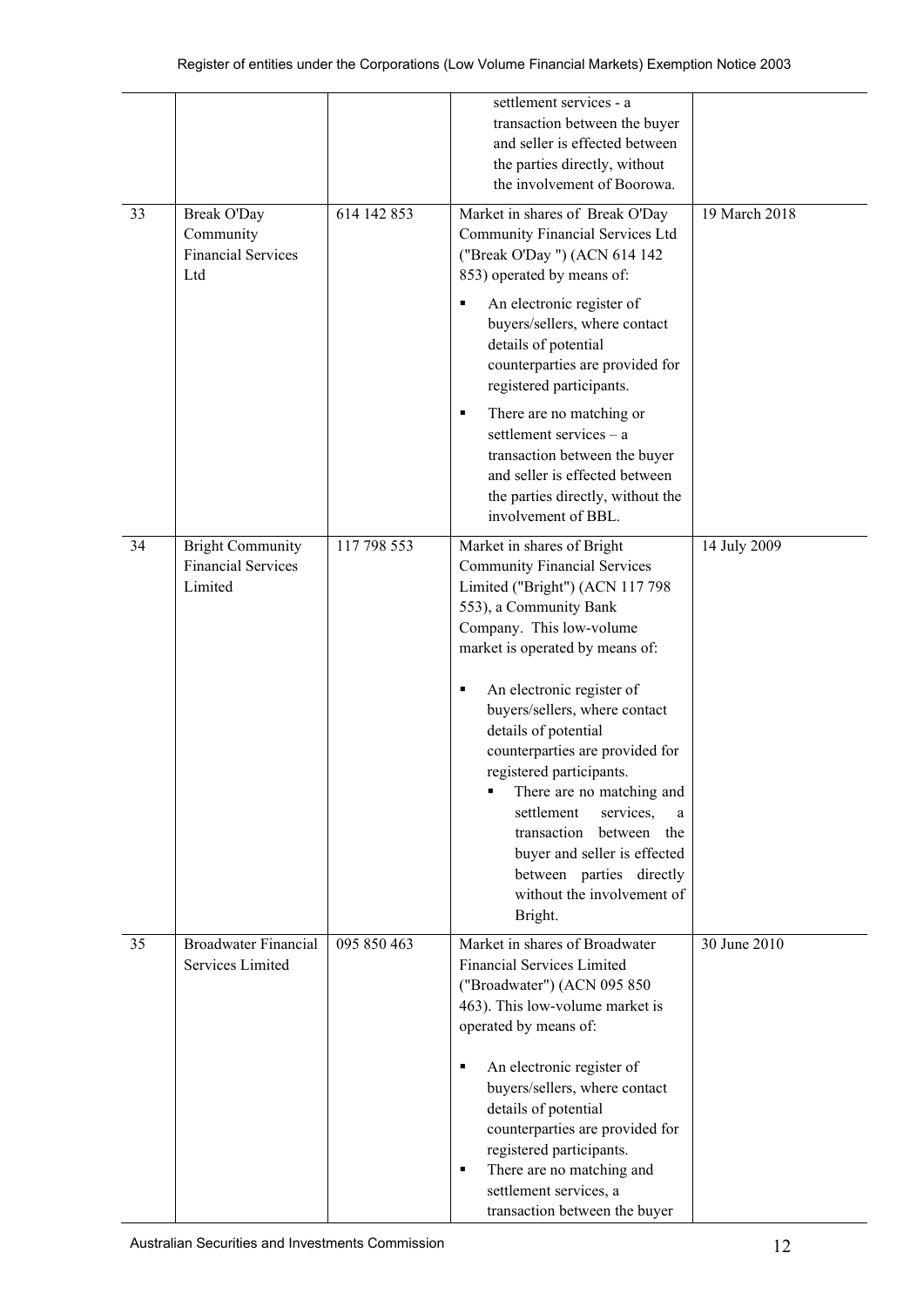| | | | | |
|---|---|---|---|---|
| | | | settlement services - a transaction between the buyer and seller is effected between the parties directly, without the involvement of Boorowa. | |
| 33 | Break O'Day Community Financial Services Ltd | 614 142 853 | Market in shares of Break O'Day Community Financial Services Ltd ("Break O'Day ") (ACN 614 142 853) operated by means of:<br>▪ An electronic register of buyers/sellers, where contact details of potential counterparties are provided for registered participants.<br>▪ There are no matching or settlement services – a transaction between the buyer and seller is effected between the parties directly, without the involvement of BBL. | 19 March 2018 |
| 34 | Bright Community Financial Services Limited | 117 798 553 | Market in shares of Bright Community Financial Services Limited ("Bright") (ACN 117 798 553), a Community Bank Company. This low-volume market is operated by means of:<br>▪ An electronic register of buyers/sellers, where contact details of potential counterparties are provided for registered participants.<br>▪ There are no matching and settlement services, a transaction between the buyer and seller is effected between parties directly without the involvement of Bright. | 14 July 2009 |
| 35 | Broadwater Financial Services Limited | 095 850 463 | Market in shares of Broadwater Financial Services Limited ("Broadwater") (ACN 095 850 463). This low-volume market is operated by means of:<br>▪ An electronic register of buyers/sellers, where contact details of potential counterparties are provided for registered participants.<br>▪ There are no matching and settlement services, a transaction between the buyer | 30 June 2010 |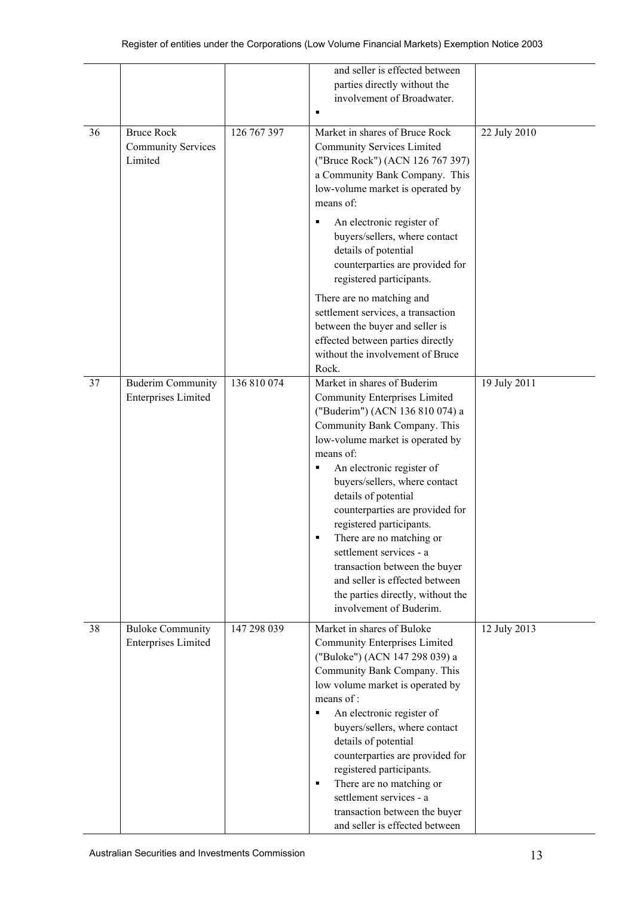| | | | | |
|---|---|---|---|---|
| | | | and seller is effected between parties directly without the involvement of Broadwater. ▪ | |
| 36 | Bruce Rock Community Services Limited | 126 767 397 | Market in shares of Bruce Rock Community Services Limited ("Bruce Rock") (ACN 126 767 397) a Community Bank Company. This low-volume market is operated by means of: ▪ An electronic register of buyers/sellers, where contact details of potential counterparties are provided for registered participants. There are no matching and settlement services, a transaction between the buyer and seller is effected between parties directly without the involvement of Bruce Rock. | 22 July 2010 |
| 37 | Buderim Community Enterprises Limited | 136 810 074 | Market in shares of Buderim Community Enterprises Limited ("Buderim") (ACN 136 810 074) a Community Bank Company. This low-volume market is operated by means of: ▪ An electronic register of buyers/sellers, where contact details of potential counterparties are provided for registered participants. ▪ There are no matching or settlement services - a transaction between the buyer and seller is effected between the parties directly, without the involvement of Buderim. | 19 July 2011 |
| 38 | Buloke Community Enterprises Limited | 147 298 039 | Market in shares of Buloke Community Enterprises Limited ("Buloke") (ACN 147 298 039) a Community Bank Company. This low volume market is operated by means of : ▪ An electronic register of buyers/sellers, where contact details of potential counterparties are provided for registered participants. ▪ There are no matching or settlement services - a transaction between the buyer and seller is effected between | 12 July 2013 |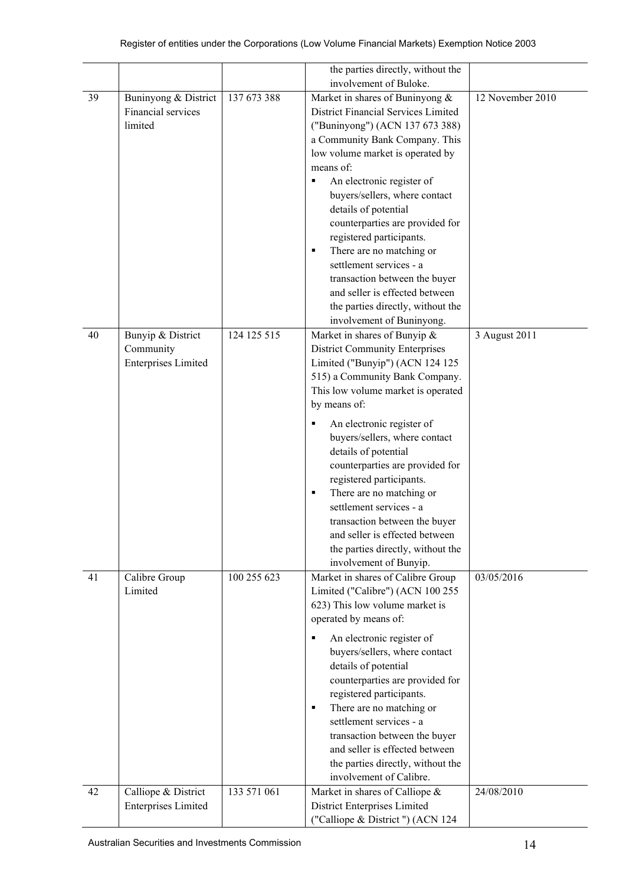|  |  |  | the parties directly, without the involvement of Buloke. |  |
|---|---|---|---|---|
| 39 | Buninyong & District Financial services limited | 137 673 388 | Market in shares of Buninyong & District Financial Services Limited ("Buninyong") (ACN 137 673 388) a Community Bank Company. This low volume market is operated by means of:<br>▪ An electronic register of buyers/sellers, where contact details of potential counterparties are provided for registered participants.<br>▪ There are no matching or settlement services - a transaction between the buyer and seller is effected between the parties directly, without the involvement of Buninyong. | 12 November 2010 |
| 40 | Bunyip & District Community Enterprises Limited | 124 125 515 | Market in shares of Bunyip & District Community Enterprises Limited ("Bunyip") (ACN 124 125 515) a Community Bank Company. This low volume market is operated by means of:<br>▪ An electronic register of buyers/sellers, where contact details of potential counterparties are provided for registered participants.<br>▪ There are no matching or settlement services - a transaction between the buyer and seller is effected between the parties directly, without the involvement of Bunyip. | 3 August 2011 |
| 41 | Calibre Group Limited | 100 255 623 | Market in shares of Calibre Group Limited ("Calibre") (ACN 100 255 623) This low volume market is operated by means of:<br>▪ An electronic register of buyers/sellers, where contact details of potential counterparties are provided for registered participants.<br>▪ There are no matching or settlement services - a transaction between the buyer and seller is effected between the parties directly, without the involvement of Calibre. | 03/05/2016 |
| 42 | Calliope & District Enterprises Limited | 133 571 061 | Market in shares of Calliope & District Enterprises Limited ("Calliope & District ") (ACN 124 | 24/08/2010 |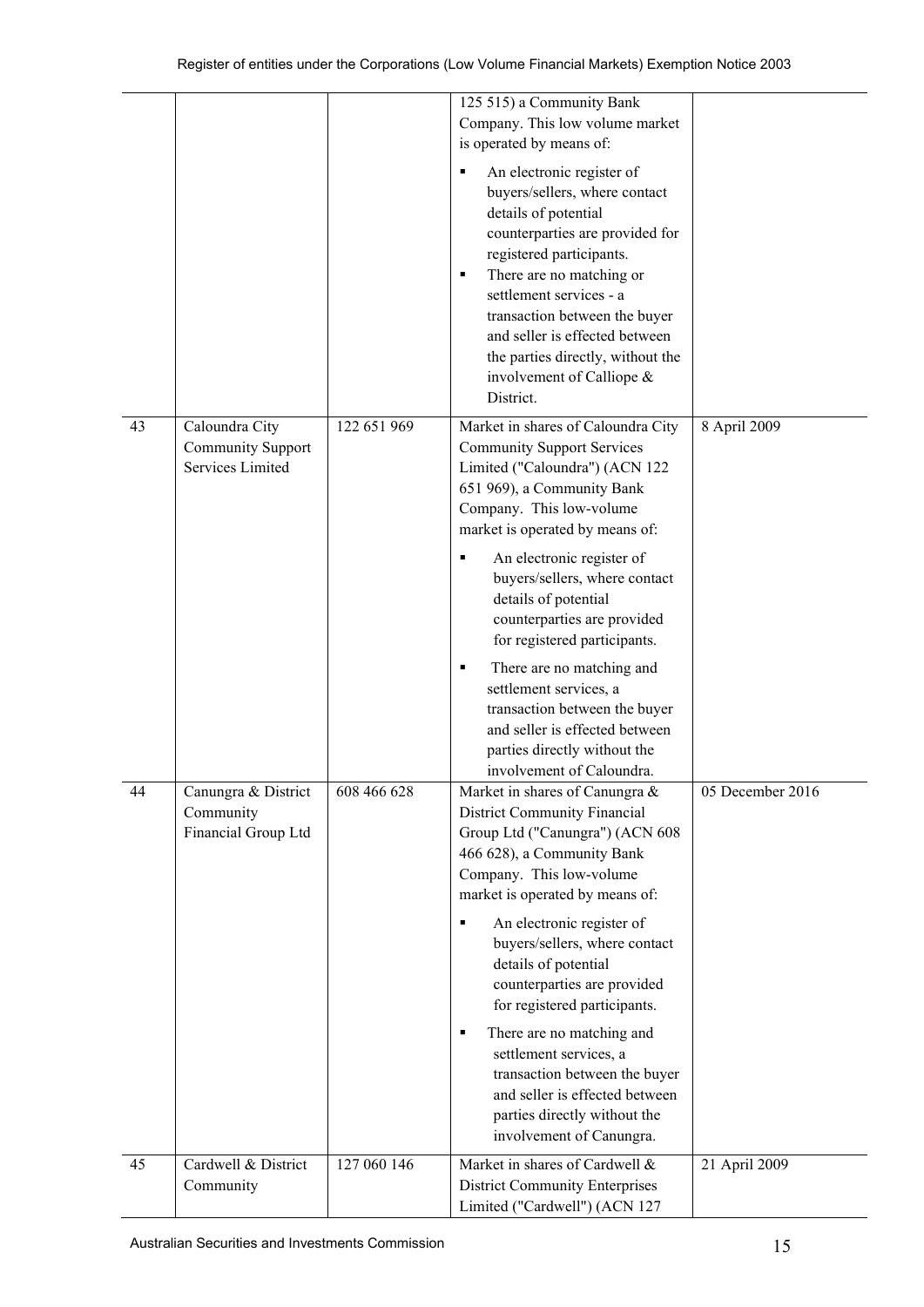| | | | | |
|---|---|---|---|---|
| | | | 125 515) a Community Bank Company. This low volume market is operated by means of:<br>▪ An electronic register of buyers/sellers, where contact details of potential counterparties are provided for registered participants.<br>▪ There are no matching or settlement services - a transaction between the buyer and seller is effected between the parties directly, without the involvement of Calliope & District. | |
| 43 | Caloundra City Community Support Services Limited | 122 651 969 | Market in shares of Caloundra City Community Support Services Limited ("Caloundra") (ACN 122 651 969), a Community Bank Company. This low-volume market is operated by means of:<br>▪ An electronic register of buyers/sellers, where contact details of potential counterparties are provided for registered participants.<br>▪ There are no matching and settlement services, a transaction between the buyer and seller is effected between parties directly without the involvement of Caloundra. | 8 April 2009 |
| 44 | Canungra & District Community Financial Group Ltd | 608 466 628 | Market in shares of Canungra & District Community Financial Group Ltd ("Canungra") (ACN 608 466 628), a Community Bank Company. This low-volume market is operated by means of:<br>▪ An electronic register of buyers/sellers, where contact details of potential counterparties are provided for registered participants.<br>▪ There are no matching and settlement services, a transaction between the buyer and seller is effected between parties directly without the involvement of Canungra. | 05 December 2016 |
| 45 | Cardwell & District Community | 127 060 146 | Market in shares of Cardwell & District Community Enterprises Limited ("Cardwell") (ACN 127 | 21 April 2009 |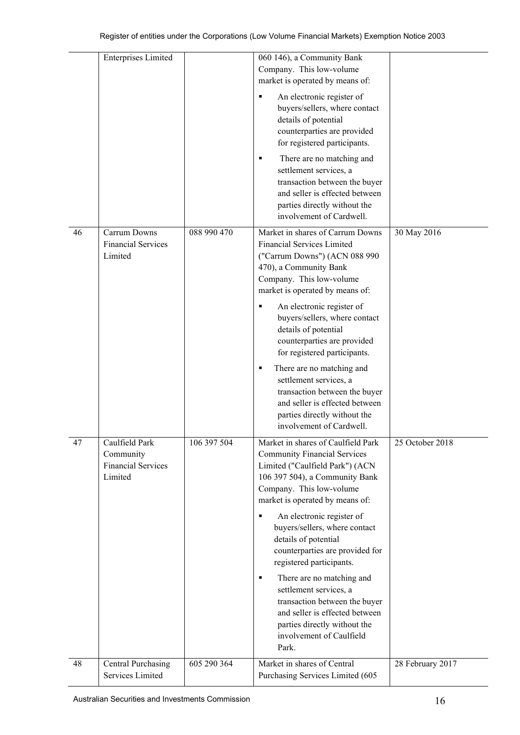| | | | | |
|---|---|---|---|---|
| | Enterprises Limited | | 060 146), a Community Bank Company. This low-volume market is operated by means of:<br>▪ An electronic register of buyers/sellers, where contact details of potential counterparties are provided for registered participants.<br>▪ There are no matching and settlement services, a transaction between the buyer and seller is effected between parties directly without the involvement of Cardwell. | |
| 46 | Carrum Downs Financial Services Limited | 088 990 470 | Market in shares of Carrum Downs Financial Services Limited ("Carrum Downs") (ACN 088 990 470), a Community Bank Company. This low-volume market is operated by means of:<br>▪ An electronic register of buyers/sellers, where contact details of potential counterparties are provided for registered participants.<br>▪ There are no matching and settlement services, a transaction between the buyer and seller is effected between parties directly without the involvement of Cardwell. | 30 May 2016 |
| 47 | Caulfield Park Community Financial Services Limited | 106 397 504 | Market in shares of Caulfield Park Community Financial Services Limited ("Caulfield Park") (ACN 106 397 504), a Community Bank Company. This low-volume market is operated by means of:<br>▪ An electronic register of buyers/sellers, where contact details of potential counterparties are provided for registered participants.<br>▪ There are no matching and settlement services, a transaction between the buyer and seller is effected between parties directly without the involvement of Caulfield Park. | 25 October 2018 |
| 48 | Central Purchasing Services Limited | 605 290 364 | Market in shares of Central Purchasing Services Limited (605 | 28 February 2017 |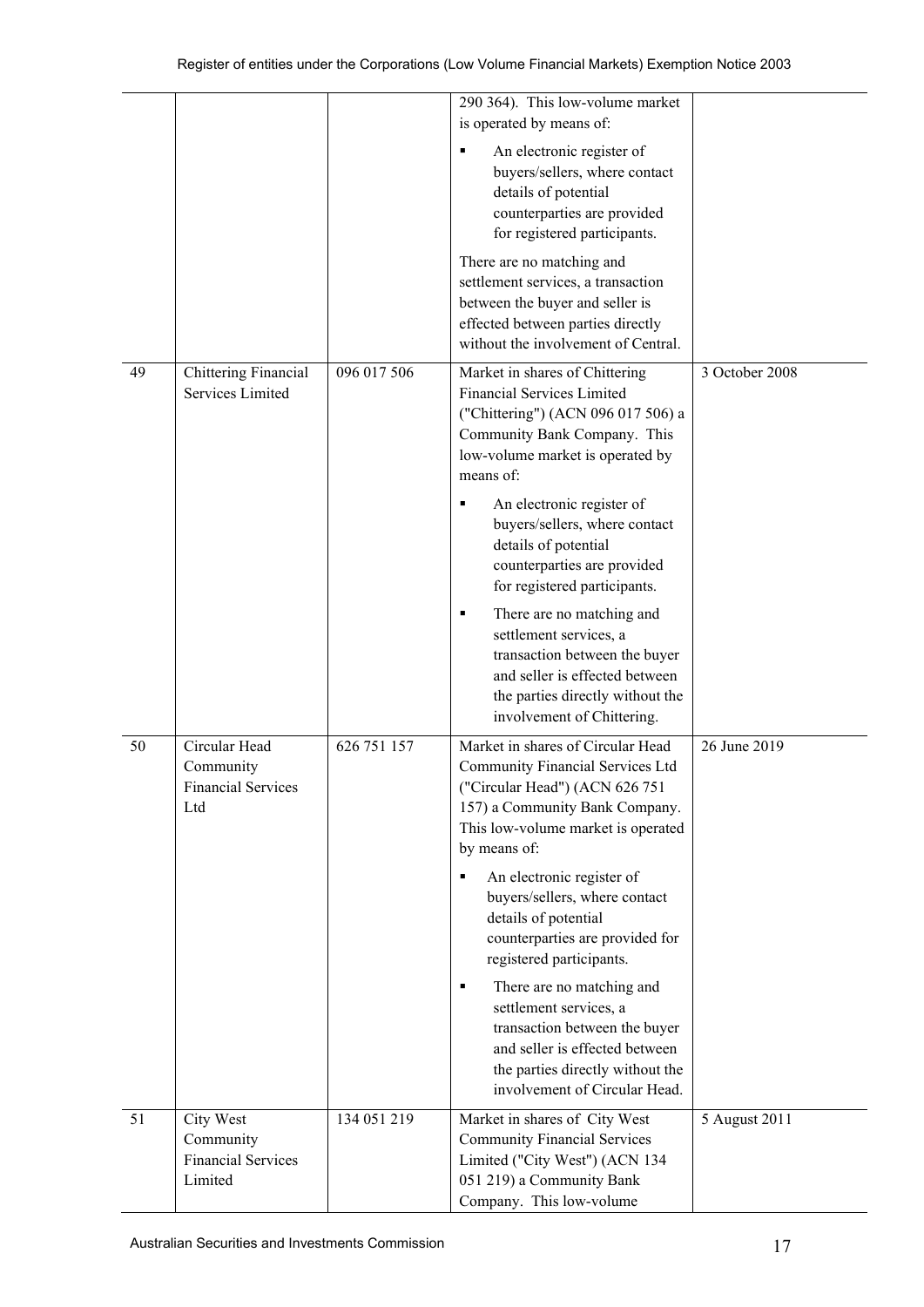| | | | | |
|---|---|---|---|---|
| | | | 290 364). This low-volume market is operated by means of:<br>▪ An electronic register of buyers/sellers, where contact details of potential counterparties are provided for registered participants.<br>There are no matching and settlement services, a transaction between the buyer and seller is effected between parties directly without the involvement of Central. | |
| 49 | Chittering Financial Services Limited | 096 017 506 | Market in shares of Chittering Financial Services Limited ("Chittering") (ACN 096 017 506) a Community Bank Company. This low-volume market is operated by means of:<br>▪ An electronic register of buyers/sellers, where contact details of potential counterparties are provided for registered participants.<br>▪ There are no matching and settlement services, a transaction between the buyer and seller is effected between the parties directly without the involvement of Chittering. | 3 October 2008 |
| 50 | Circular Head Community Financial Services Ltd | 626 751 157 | Market in shares of Circular Head Community Financial Services Ltd ("Circular Head") (ACN 626 751 157) a Community Bank Company. This low-volume market is operated by means of:<br>▪ An electronic register of buyers/sellers, where contact details of potential counterparties are provided for registered participants.<br>▪ There are no matching and settlement services, a transaction between the buyer and seller is effected between the parties directly without the involvement of Circular Head. | 26 June 2019 |
| 51 | City West Community Financial Services Limited | 134 051 219 | Market in shares of City West Community Financial Services Limited ("City West") (ACN 134 051 219) a Community Bank Company. This low-volume | 5 August 2011 |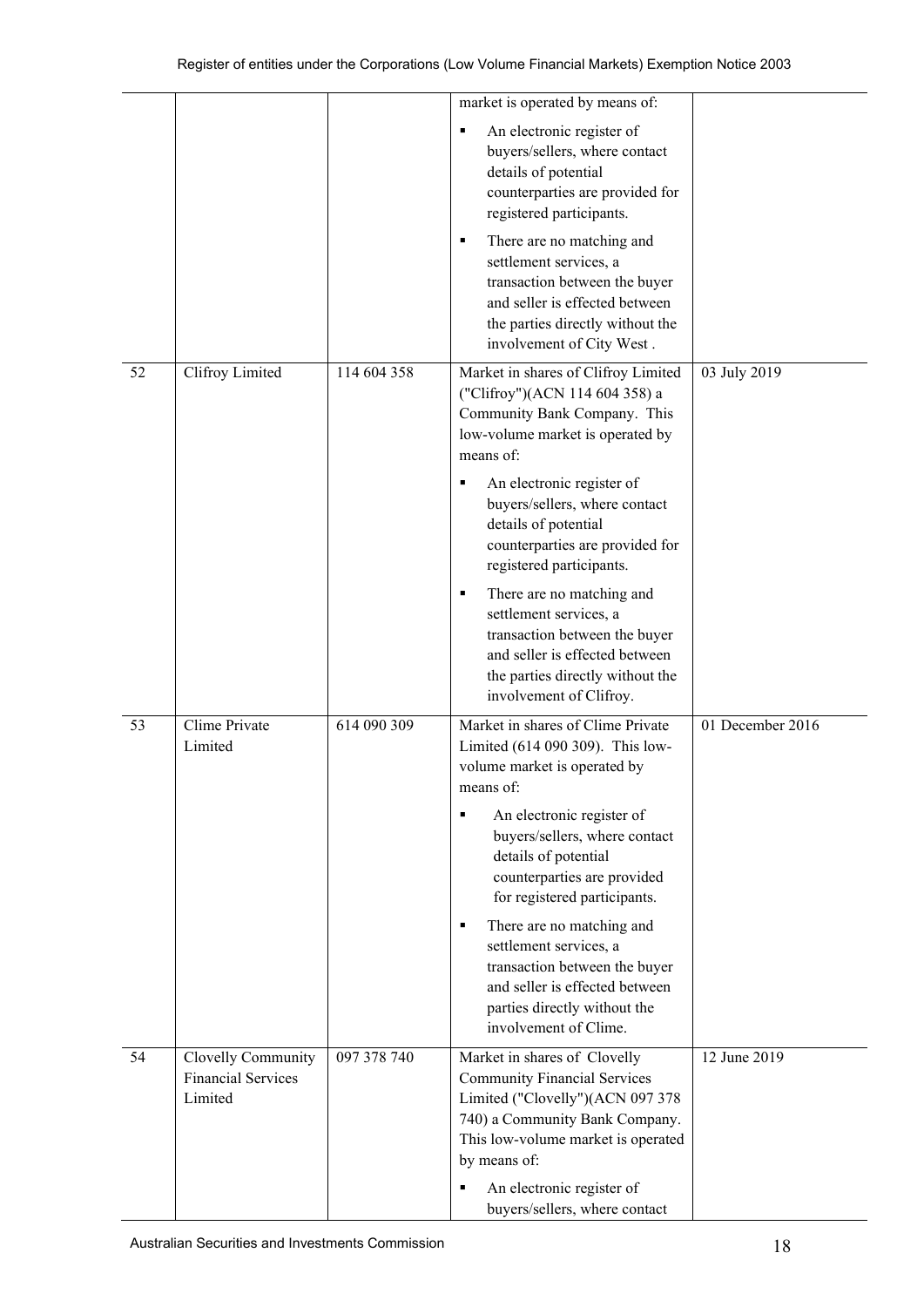| | | | | |
|---|---|---|---|---|
| | | | market is operated by means of:<br>▪ An electronic register of buyers/sellers, where contact details of potential counterparties are provided for registered participants.<br>▪ There are no matching and settlement services, a transaction between the buyer and seller is effected between the parties directly without the involvement of City West . | |
| 52 | Clifroy Limited | 114 604 358 | Market in shares of Clifroy Limited ("Clifroy")(ACN 114 604 358) a Community Bank Company. This low-volume market is operated by means of:<br>▪ An electronic register of buyers/sellers, where contact details of potential counterparties are provided for registered participants.<br>▪ There are no matching and settlement services, a transaction between the buyer and seller is effected between the parties directly without the involvement of Clifroy. | 03 July 2019 |
| 53 | Clime Private Limited | 614 090 309 | Market in shares of Clime Private Limited (614 090 309). This low-volume market is operated by means of:<br>▪ An electronic register of buyers/sellers, where contact details of potential counterparties are provided for registered participants.<br>▪ There are no matching and settlement services, a transaction between the buyer and seller is effected between parties directly without the involvement of Clime. | 01 December 2016 |
| 54 | Clovelly Community Financial Services Limited | 097 378 740 | Market in shares of Clovelly Community Financial Services Limited ("Clovelly")(ACN 097 378 740) a Community Bank Company. This low-volume market is operated by means of:<br>▪ An electronic register of buyers/sellers, where contact | 12 June 2019 |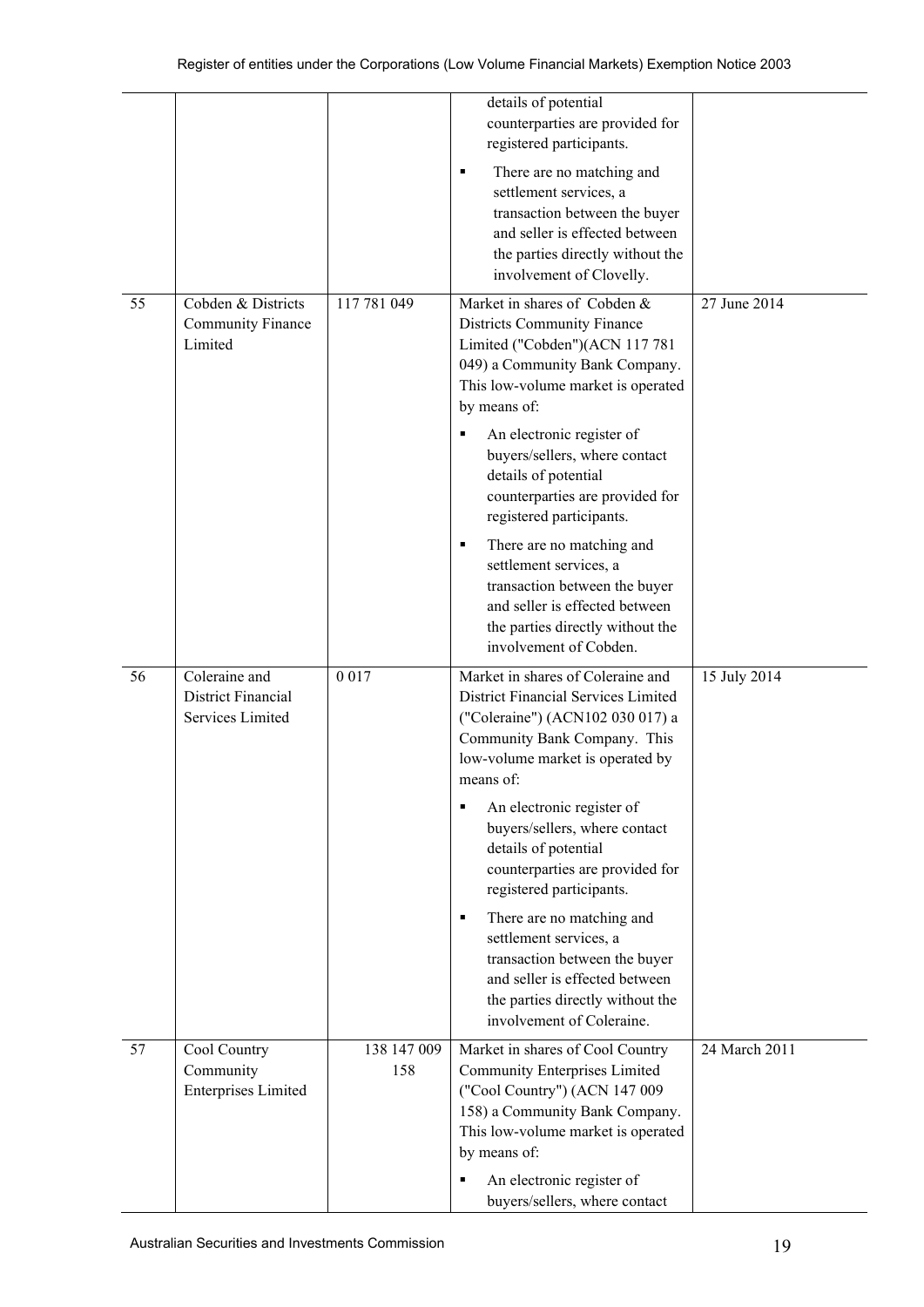| | | | | |
|---|---|---|---|---|
| | | | details of potential counterparties are provided for registered participants.<br>▪ There are no matching and settlement services, a transaction between the buyer and seller is effected between the parties directly without the involvement of Clovelly. | |
| 55 | Cobden & Districts Community Finance Limited | 117 781 049 | Market in shares of Cobden & Districts Community Finance Limited ("Cobden")(ACN 117 781 049) a Community Bank Company. This low-volume market is operated by means of:<br>▪ An electronic register of buyers/sellers, where contact details of potential counterparties are provided for registered participants.<br>▪ There are no matching and settlement services, a transaction between the buyer and seller is effected between the parties directly without the involvement of Cobden. | 27 June 2014 |
| 56 | Coleraine and District Financial Services Limited | 0 017 | Market in shares of Coleraine and District Financial Services Limited ("Coleraine") (ACN102 030 017) a Community Bank Company. This low-volume market is operated by means of:<br>▪ An electronic register of buyers/sellers, where contact details of potential counterparties are provided for registered participants.<br>▪ There are no matching and settlement services, a transaction between the buyer and seller is effected between the parties directly without the involvement of Coleraine. | 15 July 2014 |
| 57 | Cool Country Community Enterprises Limited | 138 147 009 158 | Market in shares of Cool Country Community Enterprises Limited ("Cool Country") (ACN 147 009 158) a Community Bank Company. This low-volume market is operated by means of:<br>▪ An electronic register of buyers/sellers, where contact | 24 March 2011 |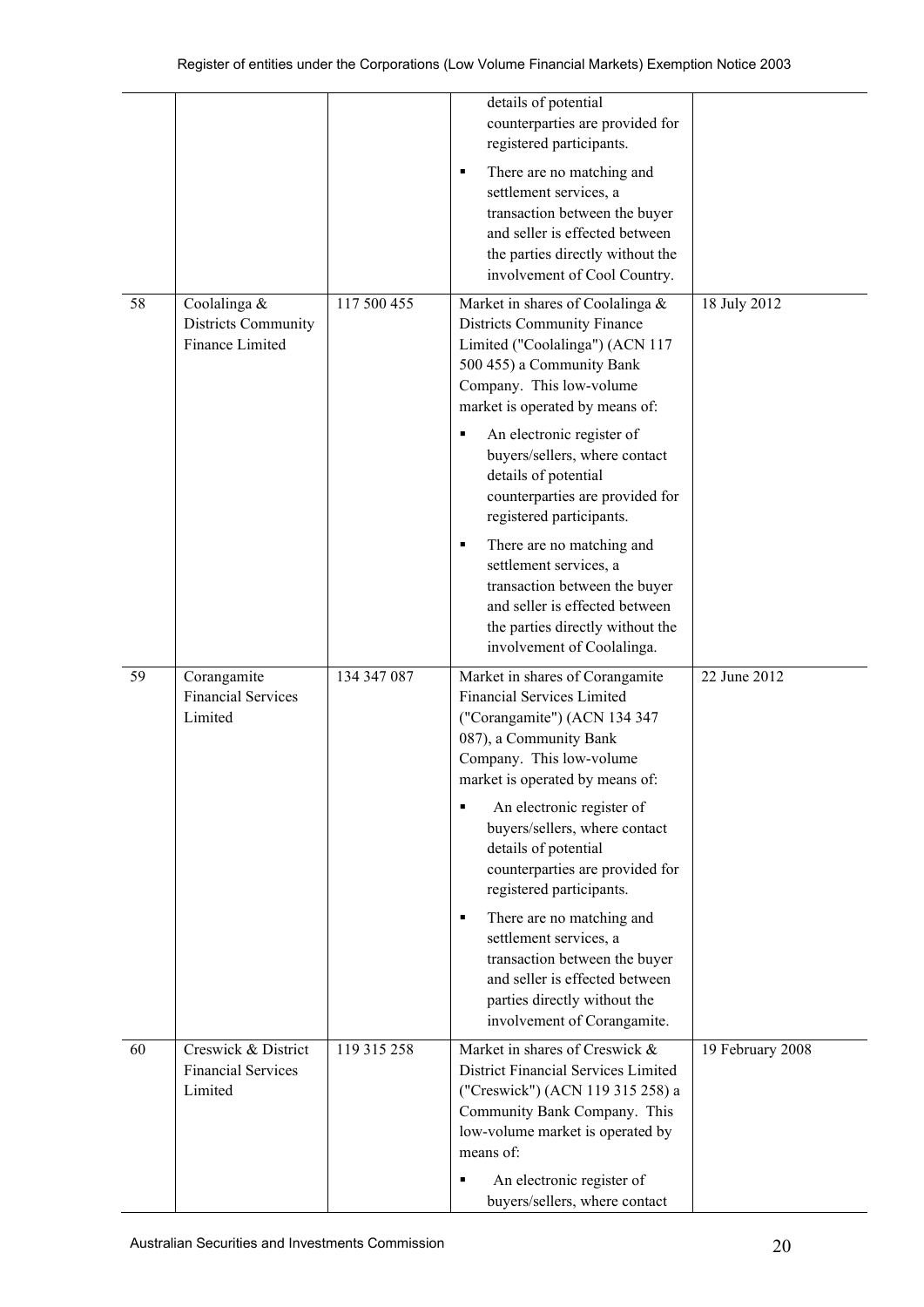| | | | | |
|---|---|---|---|---|
| | | | details of potential counterparties are provided for registered participants.<br>▪ There are no matching and settlement services, a transaction between the buyer and seller is effected between the parties directly without the involvement of Cool Country. | |
| 58 | Coolalinga & Districts Community Finance Limited | 117 500 455 | Market in shares of Coolalinga & Districts Community Finance Limited ("Coolalinga") (ACN 117 500 455) a Community Bank Company. This low-volume market is operated by means of:<br>▪ An electronic register of buyers/sellers, where contact details of potential counterparties are provided for registered participants.<br>▪ There are no matching and settlement services, a transaction between the buyer and seller is effected between the parties directly without the involvement of Coolalinga. | 18 July 2012 |
| 59 | Corangamite Financial Services Limited | 134 347 087 | Market in shares of Corangamite Financial Services Limited ("Corangamite") (ACN 134 347 087), a Community Bank Company. This low-volume market is operated by means of:<br>▪ An electronic register of buyers/sellers, where contact details of potential counterparties are provided for registered participants.<br>▪ There are no matching and settlement services, a transaction between the buyer and seller is effected between parties directly without the involvement of Corangamite. | 22 June 2012 |
| 60 | Creswick & District Financial Services Limited | 119 315 258 | Market in shares of Creswick & District Financial Services Limited ("Creswick") (ACN 119 315 258) a Community Bank Company. This low-volume market is operated by means of:<br>▪ An electronic register of buyers/sellers, where contact | 19 February 2008 |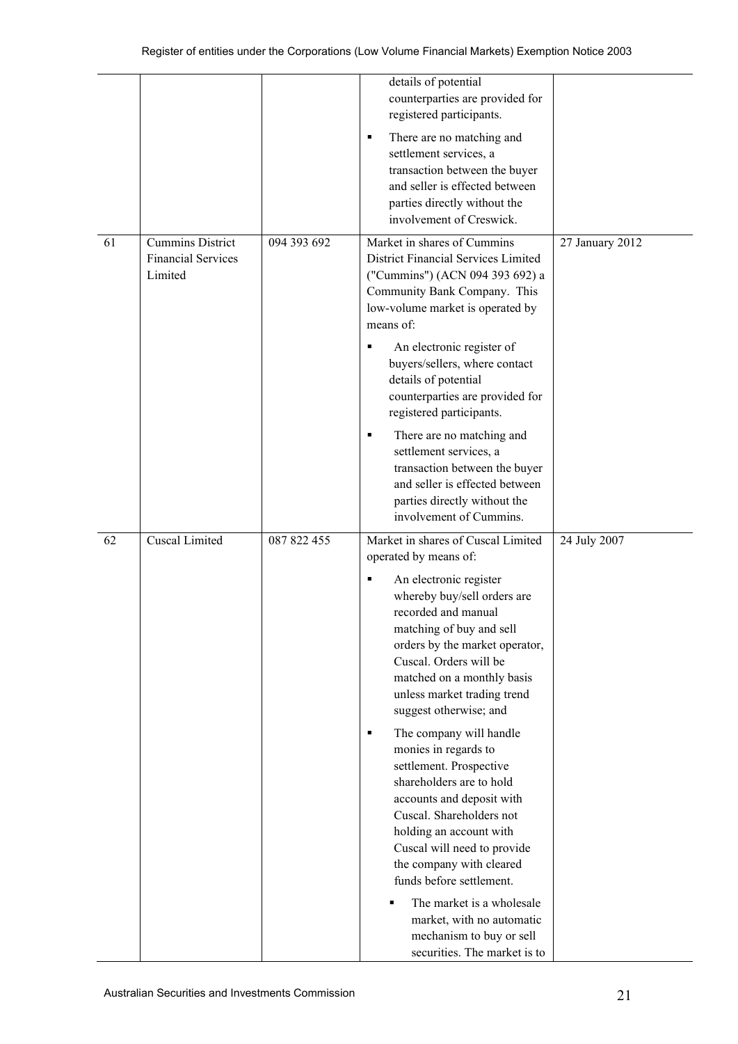|  |  |  |  |  |
|---|---|---|---|---|
|  |  |  | details of potential counterparties are provided for registered participants.<br>▪ There are no matching and settlement services, a transaction between the buyer and seller is effected between parties directly without the involvement of Creswick. |  |
| 61 | Cummins District Financial Services Limited | 094 393 692 | Market in shares of Cummins District Financial Services Limited ("Cummins") (ACN 094 393 692) a Community Bank Company. This low-volume market is operated by means of:<br>▪ An electronic register of buyers/sellers, where contact details of potential counterparties are provided for registered participants.<br>▪ There are no matching and settlement services, a transaction between the buyer and seller is effected between parties directly without the involvement of Cummins. | 27 January 2012 |
| 62 | Cuscal Limited | 087 822 455 | Market in shares of Cuscal Limited operated by means of:<br>▪ An electronic register whereby buy/sell orders are recorded and manual matching of buy and sell orders by the market operator, Cuscal. Orders will be matched on a monthly basis unless market trading trend suggest otherwise; and<br>▪ The company will handle monies in regards to settlement. Prospective shareholders are to hold accounts and deposit with Cuscal. Shareholders not holding an account with Cuscal will need to provide the company with cleared funds before settlement.<br>▪ The market is a wholesale market, with no automatic mechanism to buy or sell securities. The market is to | 24 July 2007 |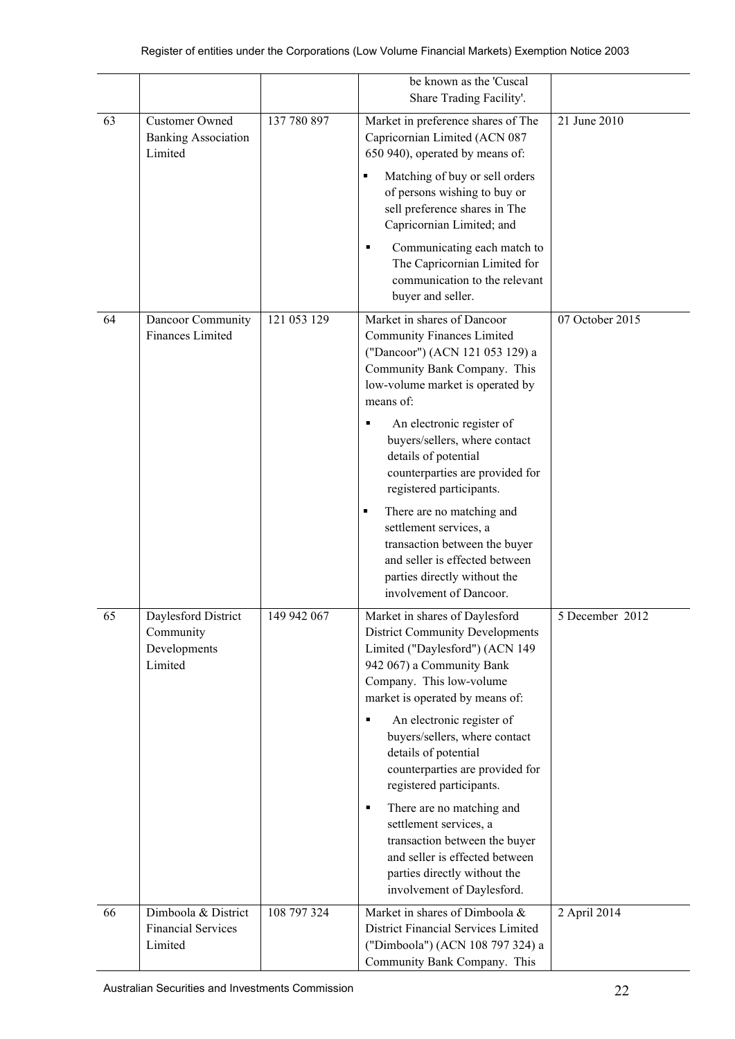| | | | |
|---|---|---|---|
| | | be known as the 'Cuscal Share Trading Facility'. | |
| 63 | Customer Owned Banking Association Limited | 137 780 897 | Market in preference shares of The Capricornian Limited (ACN 087 650 940), operated by means of:<br>▪ Matching of buy or sell orders of persons wishing to buy or sell preference shares in The Capricornian Limited; and<br>▪ Communicating each match to The Capricornian Limited for communication to the relevant buyer and seller. | 21 June 2010 |
| 64 | Dancoor Community Finances Limited | 121 053 129 | Market in shares of Dancoor Community Finances Limited ("Dancoor") (ACN 121 053 129) a Community Bank Company. This low-volume market is operated by means of:<br>▪ An electronic register of buyers/sellers, where contact details of potential counterparties are provided for registered participants.<br>▪ There are no matching and settlement services, a transaction between the buyer and seller is effected between parties directly without the involvement of Dancoor. | 07 October 2015 |
| 65 | Daylesford District Community Developments Limited | 149 942 067 | Market in shares of Daylesford District Community Developments Limited ("Daylesford") (ACN 149 942 067) a Community Bank Company. This low-volume market is operated by means of:<br>▪ An electronic register of buyers/sellers, where contact details of potential counterparties are provided for registered participants.<br>▪ There are no matching and settlement services, a transaction between the buyer and seller is effected between parties directly without the involvement of Daylesford. | 5 December 2012 |
| 66 | Dimboola & District Financial Services Limited | 108 797 324 | Market in shares of Dimboola & District Financial Services Limited ("Dimboola") (ACN 108 797 324) a Community Bank Company. This | 2 April 2014 |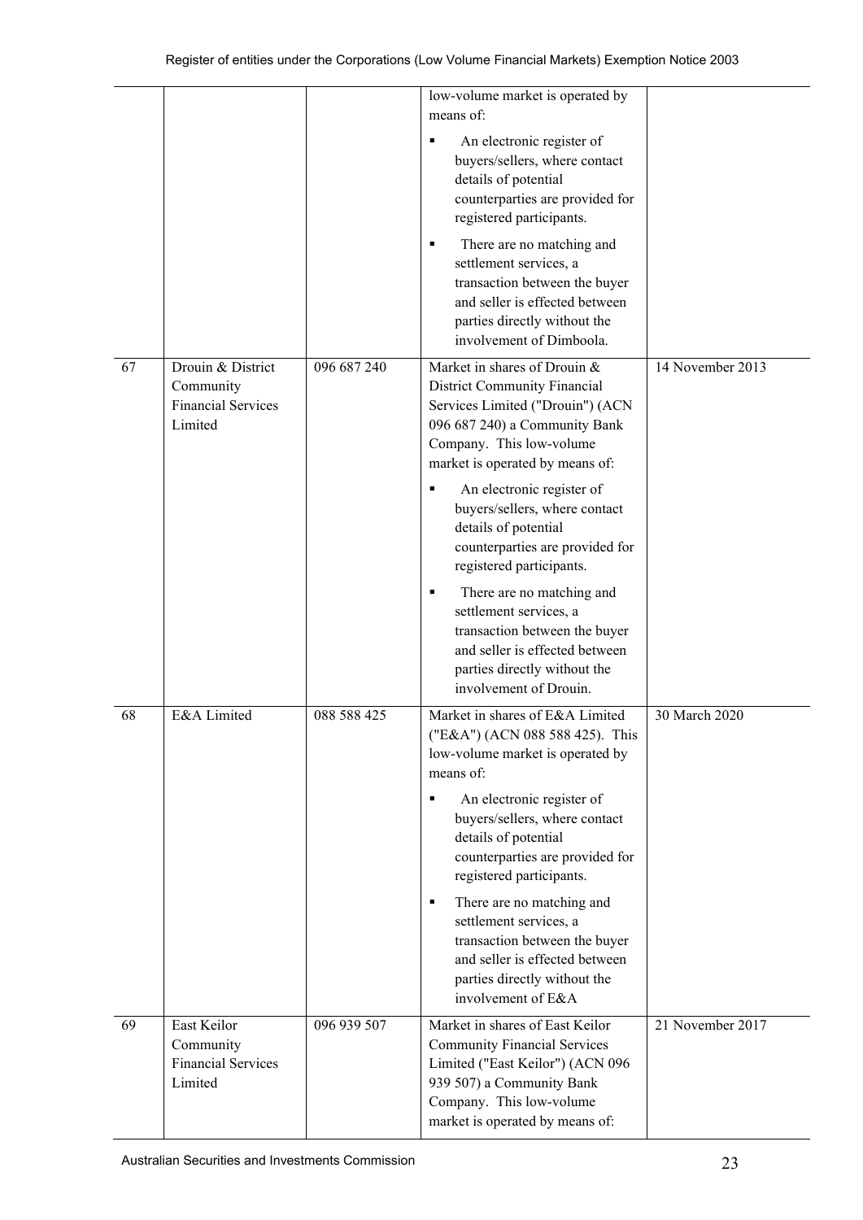| | | | | |
|---|---|---|---|---|
| | | | low-volume market is operated by means of:<br>▪ An electronic register of buyers/sellers, where contact details of potential counterparties are provided for registered participants.<br>▪ There are no matching and settlement services, a transaction between the buyer and seller is effected between parties directly without the involvement of Dimboola. | |
| 67 | Drouin & District Community Financial Services Limited | 096 687 240 | Market in shares of Drouin & District Community Financial Services Limited ("Drouin") (ACN 096 687 240) a Community Bank Company. This low-volume market is operated by means of:<br>▪ An electronic register of buyers/sellers, where contact details of potential counterparties are provided for registered participants.<br>▪ There are no matching and settlement services, a transaction between the buyer and seller is effected between parties directly without the involvement of Drouin. | 14 November 2013 |
| 68 | E&A Limited | 088 588 425 | Market in shares of E&A Limited ("E&A") (ACN 088 588 425). This low-volume market is operated by means of:<br>▪ An electronic register of buyers/sellers, where contact details of potential counterparties are provided for registered participants.<br>▪ There are no matching and settlement services, a transaction between the buyer and seller is effected between parties directly without the involvement of E&A | 30 March 2020 |
| 69 | East Keilor Community Financial Services Limited | 096 939 507 | Market in shares of East Keilor Community Financial Services Limited ("East Keilor") (ACN 096 939 507) a Community Bank Company. This low-volume market is operated by means of: | 21 November 2017 |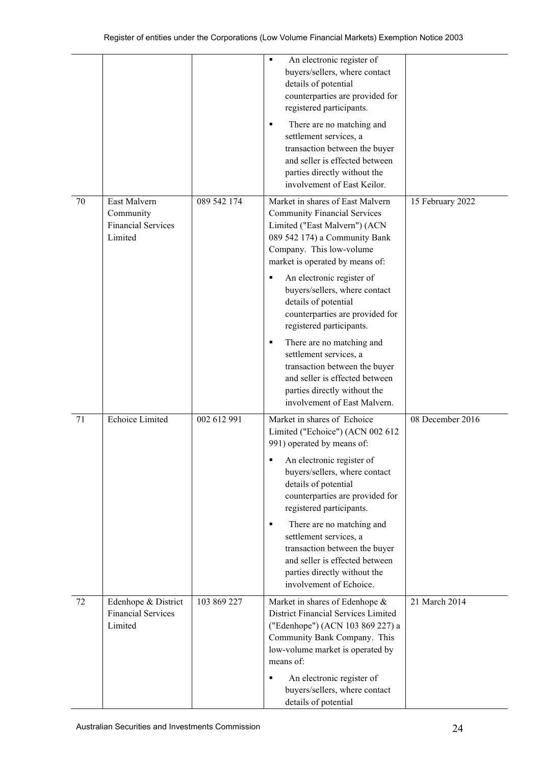| | | | | |
|---|---|---|---|---|
| | | | ▪ An electronic register of buyers/sellers, where contact details of potential counterparties are provided for registered participants.<br>▪ There are no matching and settlement services, a transaction between the buyer and seller is effected between parties directly without the involvement of East Keilor. | |
| 70 | East Malvern Community Financial Services Limited | 089 542 174 | Market in shares of East Malvern Community Financial Services Limited ("East Malvern") (ACN 089 542 174) a Community Bank Company. This low-volume market is operated by means of:<br>▪ An electronic register of buyers/sellers, where contact details of potential counterparties are provided for registered participants.<br>▪ There are no matching and settlement services, a transaction between the buyer and seller is effected between parties directly without the involvement of East Malvern. | 15 February 2022 |
| 71 | Echoice Limited | 002 612 991 | Market in shares of Echoice Limited ("Echoice") (ACN 002 612 991) operated by means of:<br>▪ An electronic register of buyers/sellers, where contact details of potential counterparties are provided for registered participants.<br>▪ There are no matching and settlement services, a transaction between the buyer and seller is effected between parties directly without the involvement of Echoice. | 08 December 2016 |
| 72 | Edenhope & District Financial Services Limited | 103 869 227 | Market in shares of Edenhope & District Financial Services Limited ("Edenhope") (ACN 103 869 227) a Community Bank Company. This low-volume market is operated by means of:<br>▪ An electronic register of buyers/sellers, where contact details of potential | 21 March 2014 |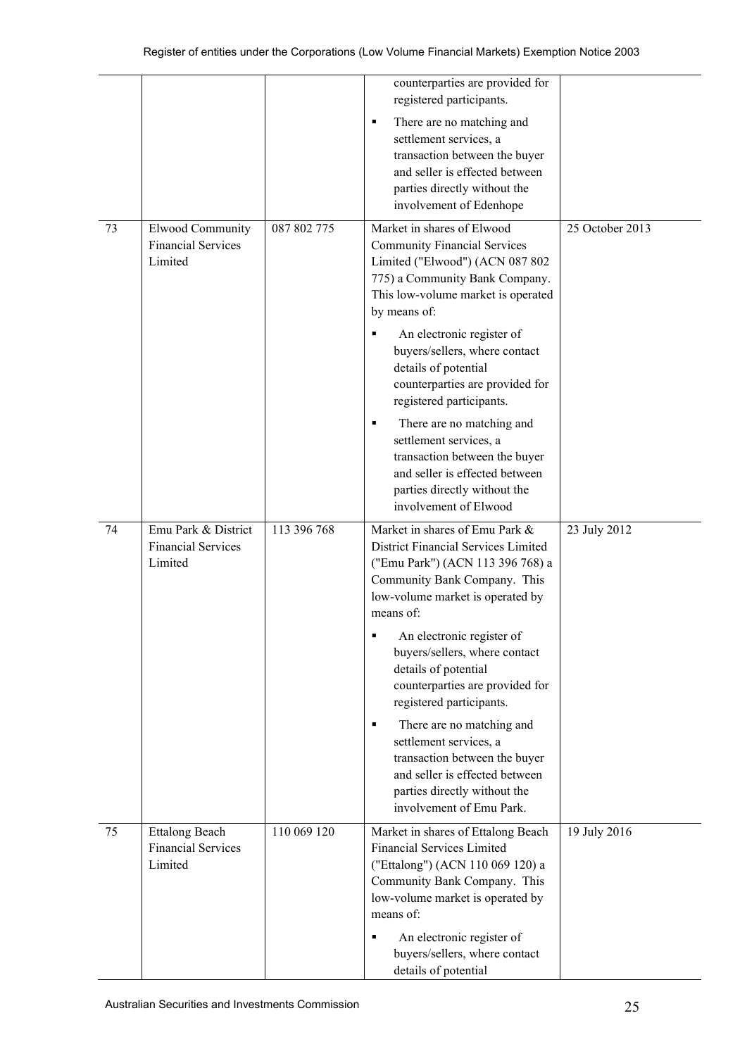| | | | | |
|---|---|---|---|---|
| | | | counterparties are provided for registered participants.<br>▪ There are no matching and settlement services, a transaction between the buyer and seller is effected between parties directly without the involvement of Edenhope | |
| 73 | Elwood Community Financial Services Limited | 087 802 775 | Market in shares of Elwood Community Financial Services Limited ("Elwood") (ACN 087 802 775) a Community Bank Company. This low-volume market is operated by means of:<br>▪ An electronic register of buyers/sellers, where contact details of potential counterparties are provided for registered participants.<br>▪ There are no matching and settlement services, a transaction between the buyer and seller is effected between parties directly without the involvement of Elwood | 25 October 2013 |
| 74 | Emu Park & District Financial Services Limited | 113 396 768 | Market in shares of Emu Park & District Financial Services Limited ("Emu Park") (ACN 113 396 768) a Community Bank Company. This low-volume market is operated by means of:<br>▪ An electronic register of buyers/sellers, where contact details of potential counterparties are provided for registered participants.<br>▪ There are no matching and settlement services, a transaction between the buyer and seller is effected between parties directly without the involvement of Emu Park. | 23 July 2012 |
| 75 | Ettalong Beach Financial Services Limited | 110 069 120 | Market in shares of Ettalong Beach Financial Services Limited ("Ettalong") (ACN 110 069 120) a Community Bank Company. This low-volume market is operated by means of:<br>▪ An electronic register of buyers/sellers, where contact details of potential | 19 July 2016 |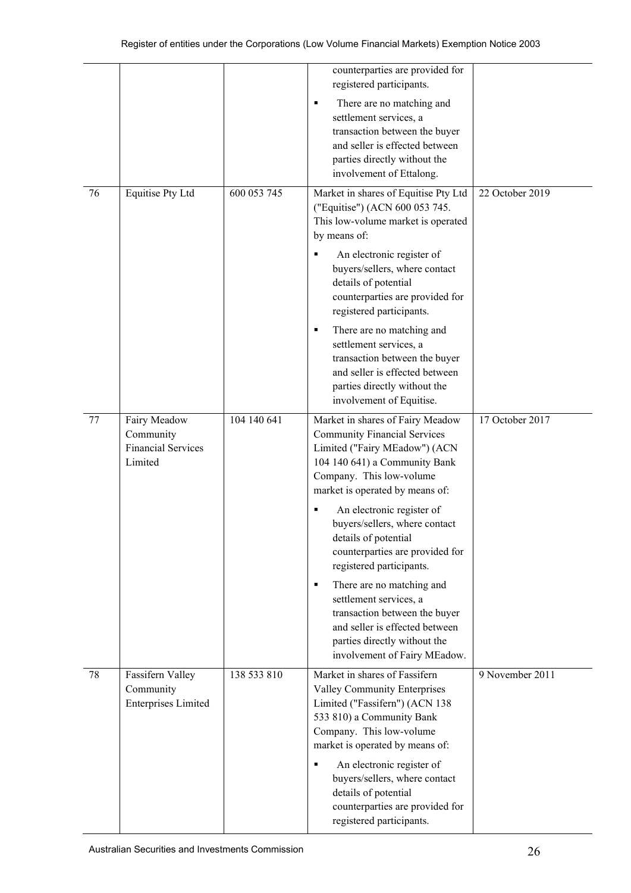| | | | | |
|---|---|---|---|---|
| | | | counterparties are provided for registered participants.<br>▪ There are no matching and settlement services, a transaction between the buyer and seller is effected between parties directly without the involvement of Ettalong. | |
| 76 | Equitise Pty Ltd | 600 053 745 | Market in shares of Equitise Pty Ltd ("Equitise") (ACN 600 053 745. This low-volume market is operated by means of:<br>▪ An electronic register of buyers/sellers, where contact details of potential counterparties are provided for registered participants.<br>▪ There are no matching and settlement services, a transaction between the buyer and seller is effected between parties directly without the involvement of Equitise. | 22 October 2019 |
| 77 | Fairy Meadow Community Financial Services Limited | 104 140 641 | Market in shares of Fairy Meadow Community Financial Services Limited ("Fairy MEadow") (ACN 104 140 641) a Community Bank Company. This low-volume market is operated by means of:<br>▪ An electronic register of buyers/sellers, where contact details of potential counterparties are provided for registered participants.<br>▪ There are no matching and settlement services, a transaction between the buyer and seller is effected between parties directly without the involvement of Fairy MEadow. | 17 October 2017 |
| 78 | Fassifern Valley Community Enterprises Limited | 138 533 810 | Market in shares of Fassifern Valley Community Enterprises Limited ("Fassifern") (ACN 138 533 810) a Community Bank Company. This low-volume market is operated by means of:<br>▪ An electronic register of buyers/sellers, where contact details of potential counterparties are provided for registered participants. | 9 November 2011 |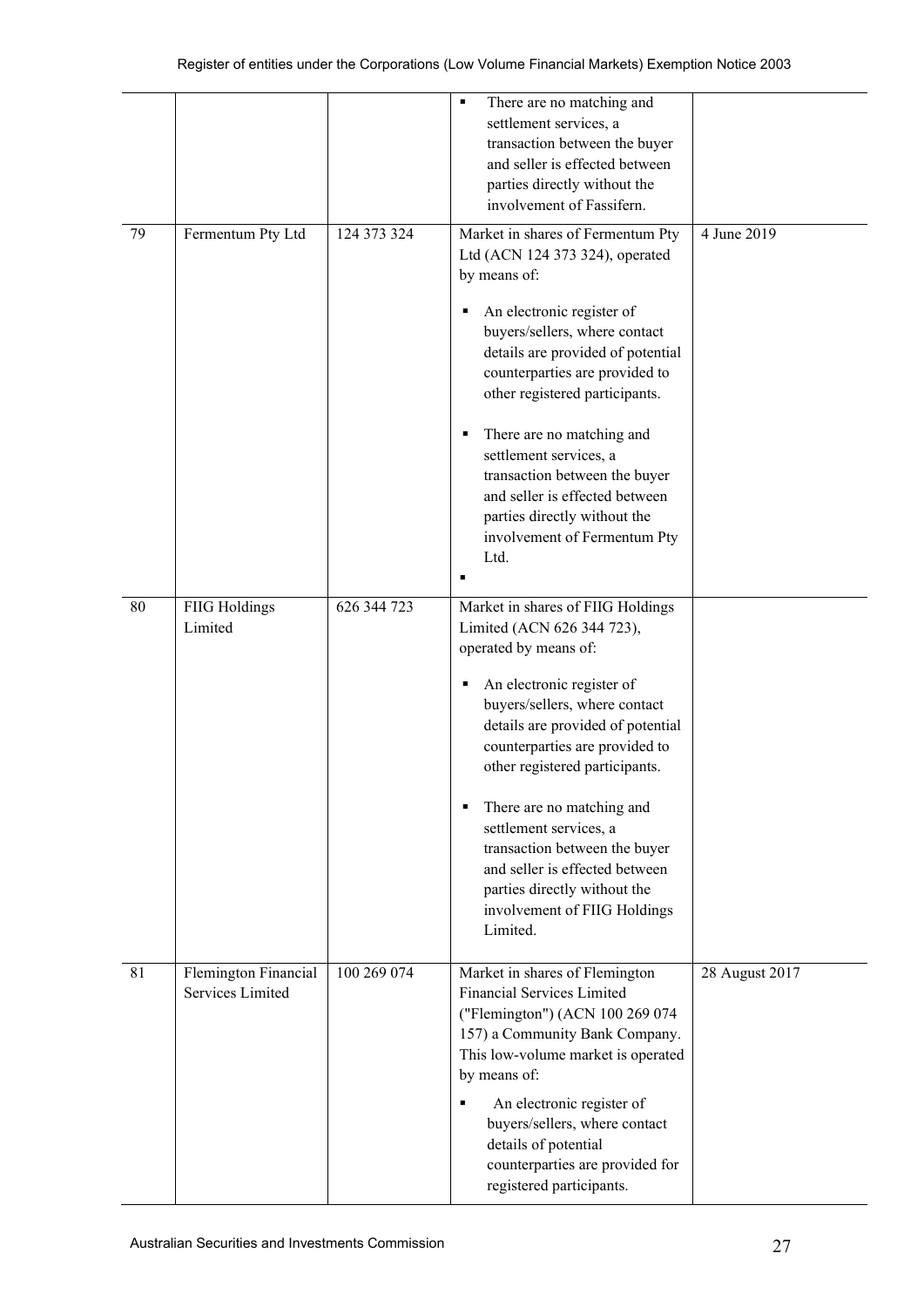| | | | | |
|---|---|---|---|---|
| | | | ▪ There are no matching and settlement services, a transaction between the buyer and seller is effected between parties directly without the involvement of Fassifern. | |
| 79 | Fermentum Pty Ltd | 124 373 324 | Market in shares of Fermentum Pty Ltd (ACN 124 373 324), operated by means of:<br><br>▪ An electronic register of buyers/sellers, where contact details are provided of potential counterparties are provided to other registered participants.<br><br>▪ There are no matching and settlement services, a transaction between the buyer and seller is effected between parties directly without the involvement of Fermentum Pty Ltd.<br><br>▪ | 4 June 2019 |
| 80 | FIIG Holdings Limited | 626 344 723 | Market in shares of FIIG Holdings Limited (ACN 626 344 723), operated by means of:<br><br>▪ An electronic register of buyers/sellers, where contact details are provided of potential counterparties are provided to other registered participants.<br><br>▪ There are no matching and settlement services, a transaction between the buyer and seller is effected between parties directly without the involvement of FIIG Holdings Limited. | |
| 81 | Flemington Financial Services Limited | 100 269 074 | Market in shares of Flemington Financial Services Limited ("Flemington") (ACN 100 269 074 157) a Community Bank Company. This low-volume market is operated by means of:<br><br>▪ An electronic register of buyers/sellers, where contact details of potential counterparties are provided for registered participants. | 28 August 2017 |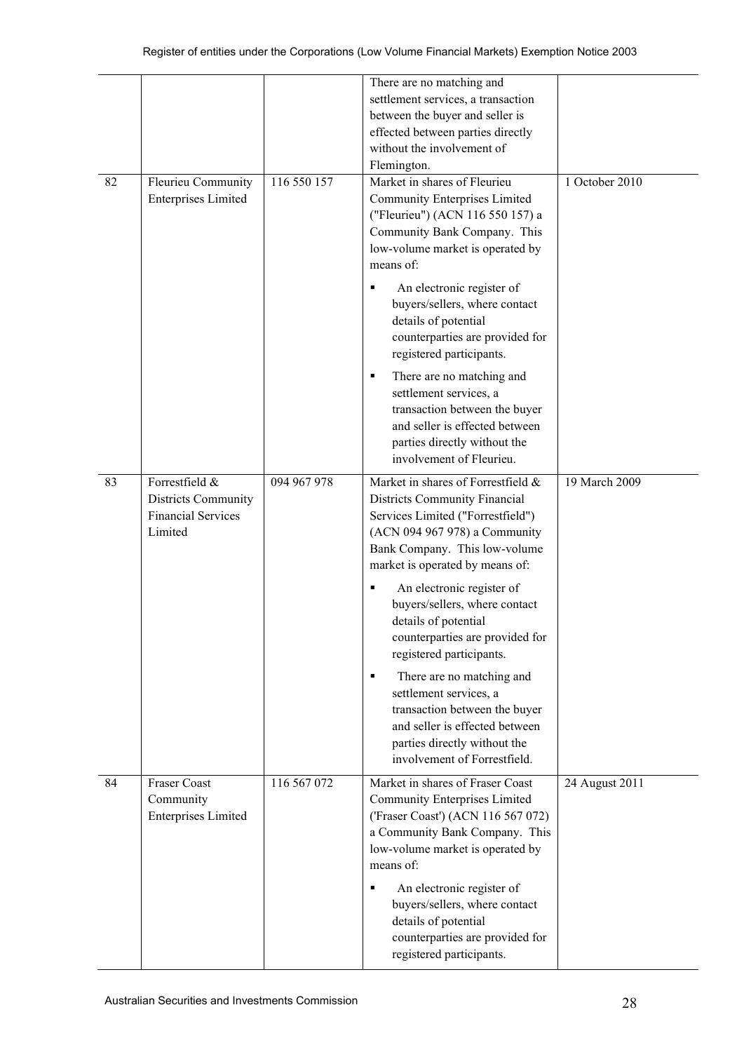| | | | | |
|---|---|---|---|---|
| | | | There are no matching and settlement services, a transaction between the buyer and seller is effected between parties directly without the involvement of Flemington. | |
| 82 | Fleurieu Community Enterprises Limited | 116 550 157 | Market in shares of Fleurieu Community Enterprises Limited ("Fleurieu") (ACN 116 550 157) a Community Bank Company. This low-volume market is operated by means of:<br>▪ An electronic register of buyers/sellers, where contact details of potential counterparties are provided for registered participants.<br>▪ There are no matching and settlement services, a transaction between the buyer and seller is effected between parties directly without the involvement of Fleurieu. | 1 October 2010 |
| 83 | Forrestfield & Districts Community Financial Services Limited | 094 967 978 | Market in shares of Forrestfield & Districts Community Financial Services Limited ("Forrestfield") (ACN 094 967 978) a Community Bank Company. This low-volume market is operated by means of:<br>▪ An electronic register of buyers/sellers, where contact details of potential counterparties are provided for registered participants.<br>▪ There are no matching and settlement services, a transaction between the buyer and seller is effected between parties directly without the involvement of Forrestfield. | 19 March 2009 |
| 84 | Fraser Coast Community Enterprises Limited | 116 567 072 | Market in shares of Fraser Coast Community Enterprises Limited ('Fraser Coast') (ACN 116 567 072) a Community Bank Company. This low-volume market is operated by means of:<br>▪ An electronic register of buyers/sellers, where contact details of potential counterparties are provided for registered participants. | 24 August 2011 |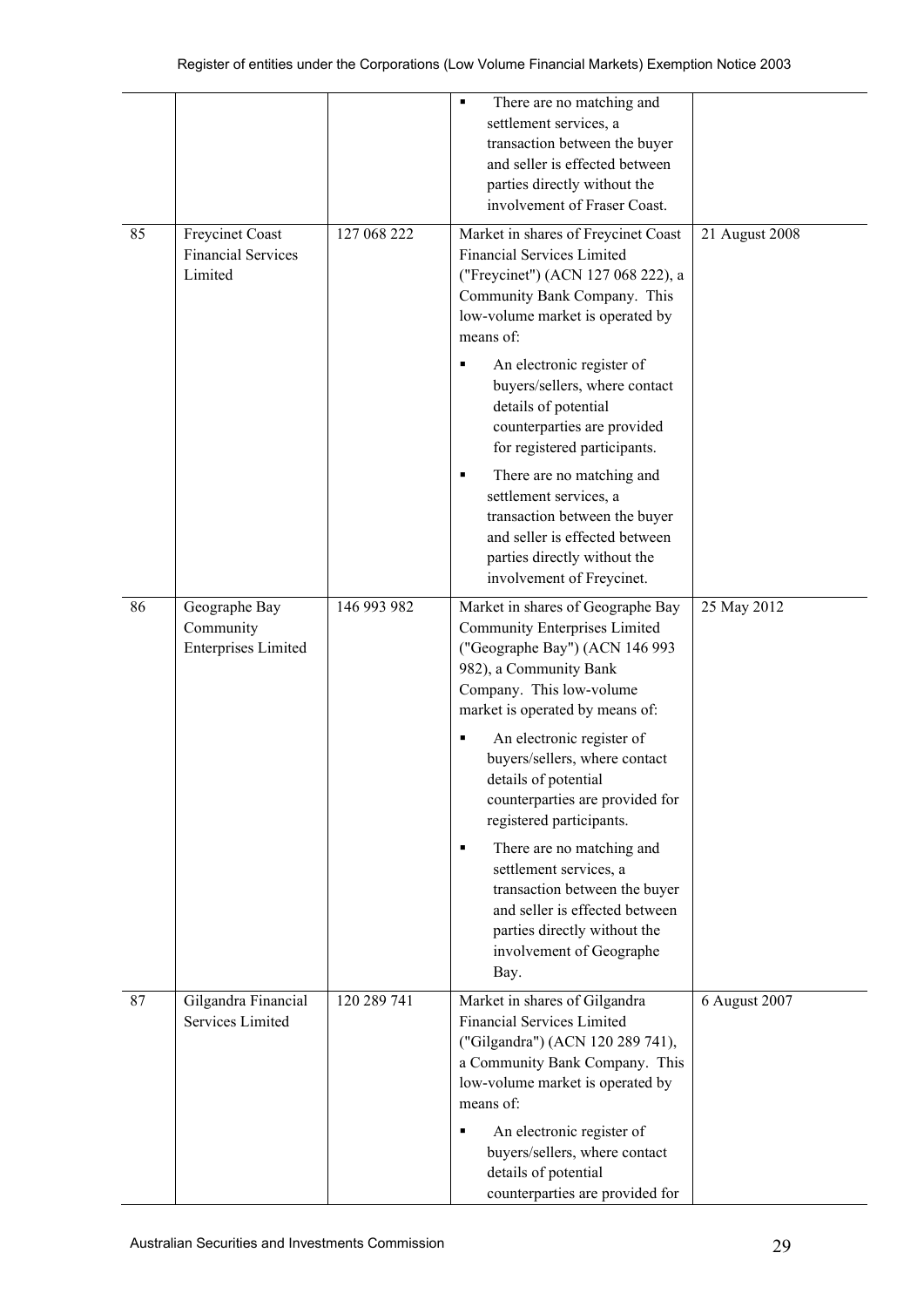| | | | | |
|---|---|---|---|---|
| | | | ▪ There are no matching and settlement services, a transaction between the buyer and seller is effected between parties directly without the involvement of Fraser Coast. | |
| 85 | Freycinet Coast Financial Services Limited | 127 068 222 | Market in shares of Freycinet Coast Financial Services Limited ("Freycinet") (ACN 127 068 222), a Community Bank Company. This low-volume market is operated by means of:<br><br>▪ An electronic register of buyers/sellers, where contact details of potential counterparties are provided for registered participants.<br><br>▪ There are no matching and settlement services, a transaction between the buyer and seller is effected between parties directly without the involvement of Freycinet. | 21 August 2008 |
| 86 | Geographe Bay Community Enterprises Limited | 146 993 982 | Market in shares of Geographe Bay Community Enterprises Limited ("Geographe Bay") (ACN 146 993 982), a Community Bank Company. This low-volume market is operated by means of:<br><br>▪ An electronic register of buyers/sellers, where contact details of potential counterparties are provided for registered participants.<br><br>▪ There are no matching and settlement services, a transaction between the buyer and seller is effected between parties directly without the involvement of Geographe Bay. | 25 May 2012 |
| 87 | Gilgandra Financial Services Limited | 120 289 741 | Market in shares of Gilgandra Financial Services Limited ("Gilgandra") (ACN 120 289 741), a Community Bank Company. This low-volume market is operated by means of:<br><br>▪ An electronic register of buyers/sellers, where contact details of potential counterparties are provided for | 6 August 2007 |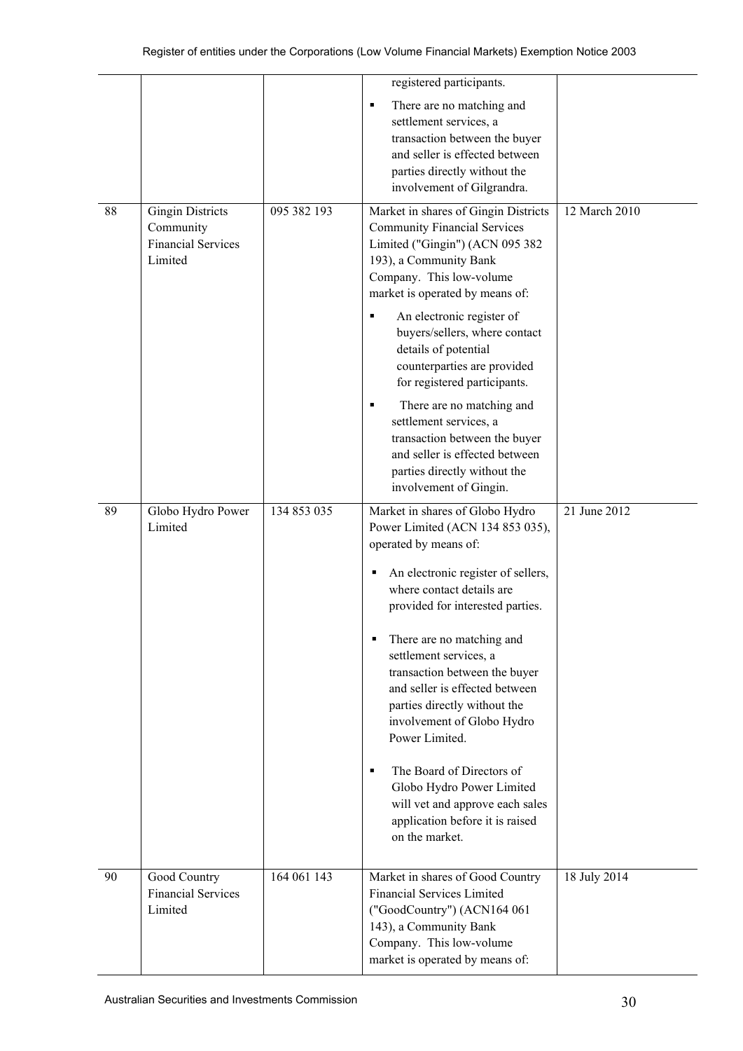| | | | | |
|---|---|---|---|---|
| | | | registered participants.<br>▪ There are no matching and settlement services, a transaction between the buyer and seller is effected between parties directly without the involvement of Gilgrandra. | |
| 88 | Gingin Districts Community Financial Services Limited | 095 382 193 | Market in shares of Gingin Districts Community Financial Services Limited ("Gingin") (ACN 095 382 193), a Community Bank Company. This low-volume market is operated by means of:<br>▪ An electronic register of buyers/sellers, where contact details of potential counterparties are provided for registered participants.<br>▪ There are no matching and settlement services, a transaction between the buyer and seller is effected between parties directly without the involvement of Gingin. | 12 March 2010 |
| 89 | Globo Hydro Power Limited | 134 853 035 | Market in shares of Globo Hydro Power Limited (ACN 134 853 035), operated by means of:<br>▪ An electronic register of sellers, where contact details are provided for interested parties.<br>▪ There are no matching and settlement services, a transaction between the buyer and seller is effected between parties directly without the involvement of Globo Hydro Power Limited.<br>▪ The Board of Directors of Globo Hydro Power Limited will vet and approve each sales application before it is raised on the market. | 21 June 2012 |
| 90 | Good Country Financial Services Limited | 164 061 143 | Market in shares of Good Country Financial Services Limited ("GoodCountry") (ACN164 061 143), a Community Bank Company. This low-volume market is operated by means of: | 18 July 2014 |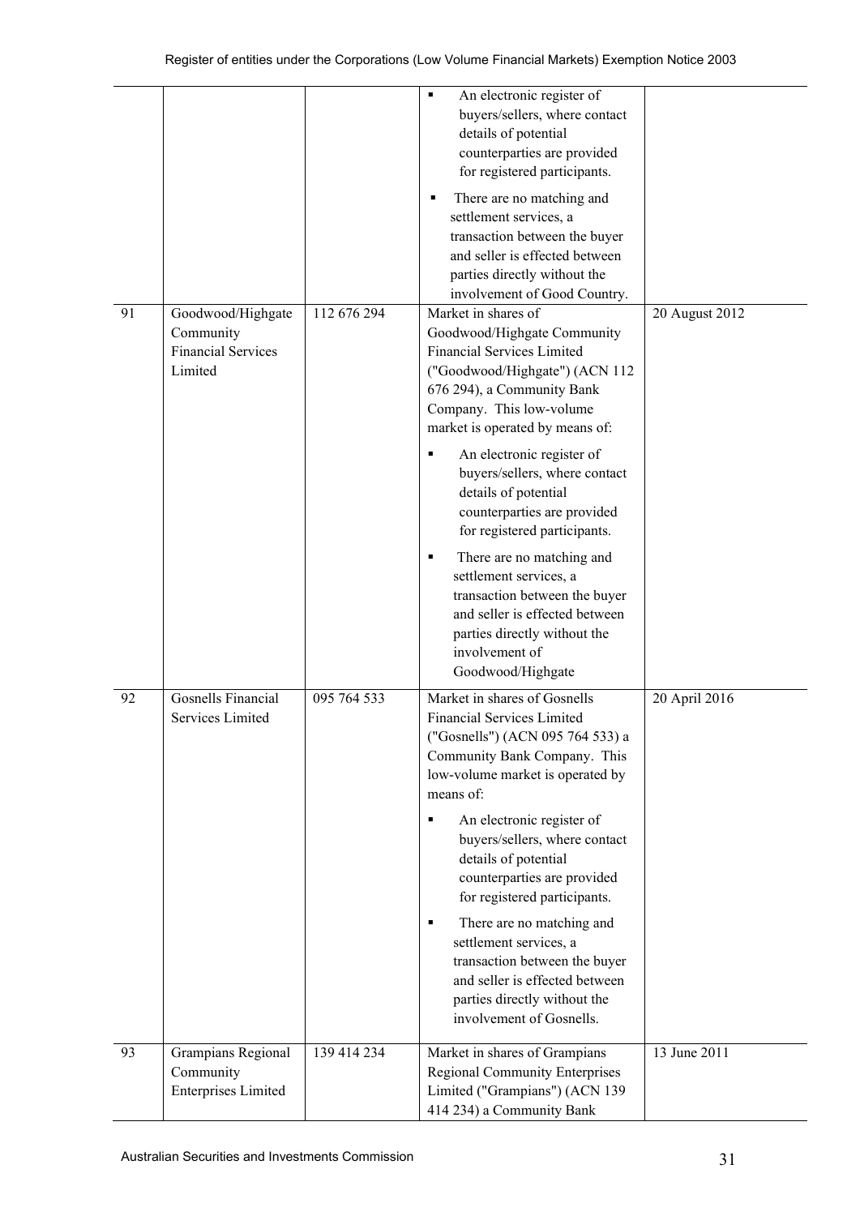| | | | | |
|---|---|---|---|---|
| | | | ▪ An electronic register of buyers/sellers, where contact details of potential counterparties are provided for registered participants.<br><br>▪ There are no matching and settlement services, a transaction between the buyer and seller is effected between parties directly without the involvement of Good Country. | |
| 91 | Goodwood/Highgate Community Financial Services Limited | 112 676 294 | Market in shares of Goodwood/Highgate Community Financial Services Limited ("Goodwood/Highgate") (ACN 112 676 294), a Community Bank Company. This low-volume market is operated by means of:<br><br>▪ An electronic register of buyers/sellers, where contact details of potential counterparties are provided for registered participants.<br><br>▪ There are no matching and settlement services, a transaction between the buyer and seller is effected between parties directly without the involvement of Goodwood/Highgate | 20 August 2012 |
| 92 | Gosnells Financial Services Limited | 095 764 533 | Market in shares of Gosnells Financial Services Limited ("Gosnells") (ACN 095 764 533) a Community Bank Company. This low-volume market is operated by means of:<br><br>▪ An electronic register of buyers/sellers, where contact details of potential counterparties are provided for registered participants.<br><br>▪ There are no matching and settlement services, a transaction between the buyer and seller is effected between parties directly without the involvement of Gosnells. | 20 April 2016 |
| 93 | Grampians Regional Community Enterprises Limited | 139 414 234 | Market in shares of Grampians Regional Community Enterprises Limited ("Grampians") (ACN 139 414 234) a Community Bank | 13 June 2011 |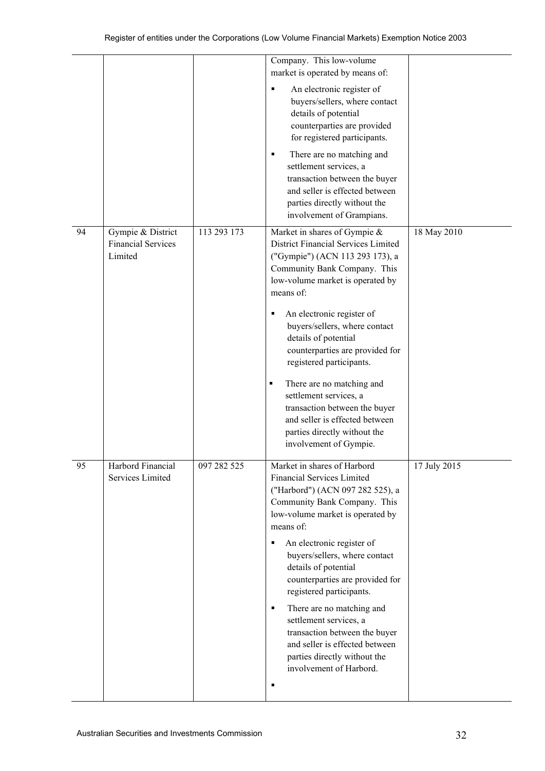| | | | | |
|---|---|---|---|---|
| | | | Company. This low-volume market is operated by means of:<br>▪ An electronic register of buyers/sellers, where contact details of potential counterparties are provided for registered participants.<br>▪ There are no matching and settlement services, a transaction between the buyer and seller is effected between parties directly without the involvement of Grampians. | |
| 94 | Gympie & District Financial Services Limited | 113 293 173 | Market in shares of Gympie & District Financial Services Limited ("Gympie") (ACN 113 293 173), a Community Bank Company. This low-volume market is operated by means of:<br>▪ An electronic register of buyers/sellers, where contact details of potential counterparties are provided for registered participants.<br>▪ There are no matching and settlement services, a transaction between the buyer and seller is effected between parties directly without the involvement of Gympie. | 18 May 2010 |
| 95 | Harbord Financial Services Limited | 097 282 525 | Market in shares of Harbord Financial Services Limited ("Harbord") (ACN 097 282 525), a Community Bank Company. This low-volume market is operated by means of:<br>▪ An electronic register of buyers/sellers, where contact details of potential counterparties are provided for registered participants.<br>▪ There are no matching and settlement services, a transaction between the buyer and seller is effected between parties directly without the involvement of Harbord.<br>▪ | 17 July 2015 |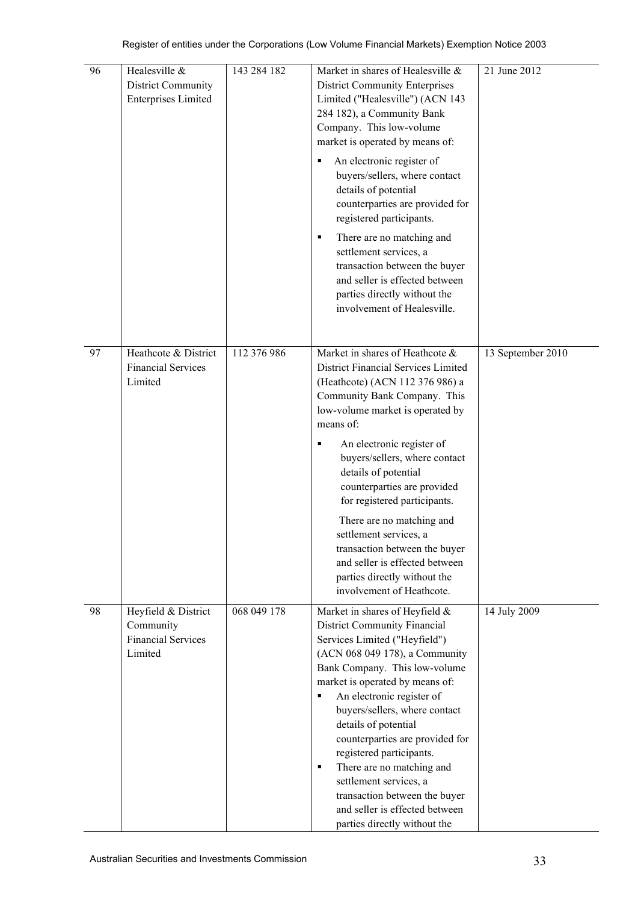| 96 | Healesville & District Community Enterprises Limited | 143 284 182 | Market in shares of Healesville & District Community Enterprises Limited ("Healesville") (ACN 143 284 182), a Community Bank Company. This low-volume market is operated by means of:<br>▪ An electronic register of buyers/sellers, where contact details of potential counterparties are provided for registered participants.<br>▪ There are no matching and settlement services, a transaction between the buyer and seller is effected between parties directly without the involvement of Healesville. | 21 June 2012 |
|---|---|---|---|---|
| 97 | Heathcote & District Financial Services Limited | 112 376 986 | Market in shares of Heathcote & District Financial Services Limited (Heathcote) (ACN 112 376 986) a Community Bank Company. This low-volume market is operated by means of:<br>▪ An electronic register of buyers/sellers, where contact details of potential counterparties are provided for registered participants.<br>There are no matching and settlement services, a transaction between the buyer and seller is effected between parties directly without the involvement of Heathcote. | 13 September 2010 |
| 98 | Heyfield & District Community Financial Services Limited | 068 049 178 | Market in shares of Heyfield & District Community Financial Services Limited ("Heyfield") (ACN 068 049 178), a Community Bank Company. This low-volume market is operated by means of:<br>▪ An electronic register of buyers/sellers, where contact details of potential counterparties are provided for registered participants.<br>▪ There are no matching and settlement services, a transaction between the buyer and seller is effected between parties directly without the | 14 July 2009 |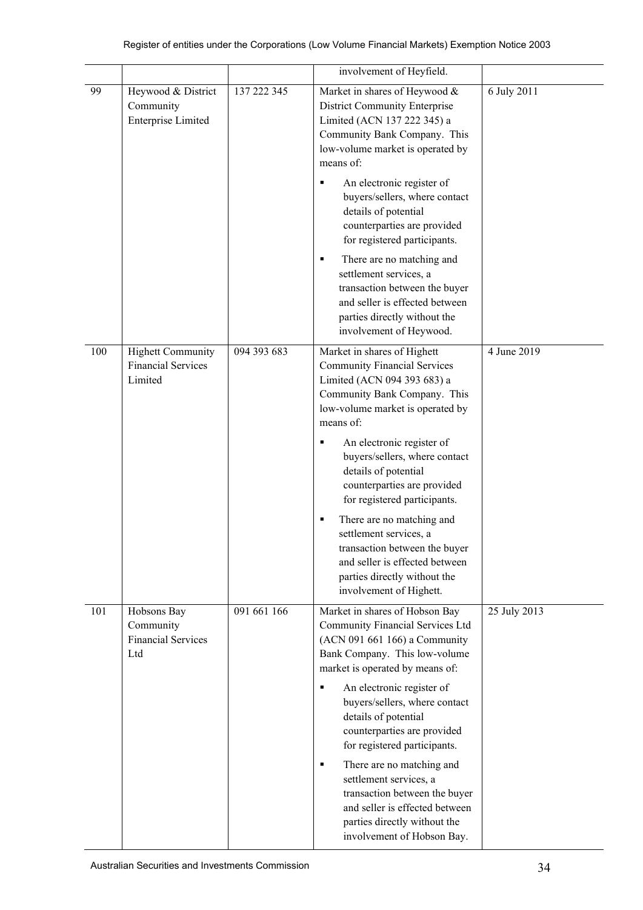| | | | | |
|---|---|---|---|---|
| | | | involvement of Heyfield. | |
| 99 | Heywood & District Community Enterprise Limited | 137 222 345 | Market in shares of Heywood & District Community Enterprise Limited (ACN 137 222 345) a Community Bank Company. This low-volume market is operated by means of:<br>▪ An electronic register of buyers/sellers, where contact details of potential counterparties are provided for registered participants.<br>▪ There are no matching and settlement services, a transaction between the buyer and seller is effected between parties directly without the involvement of Heywood. | 6 July 2011 |
| 100 | Highett Community Financial Services Limited | 094 393 683 | Market in shares of Highett Community Financial Services Limited (ACN 094 393 683) a Community Bank Company. This low-volume market is operated by means of:<br>▪ An electronic register of buyers/sellers, where contact details of potential counterparties are provided for registered participants.<br>▪ There are no matching and settlement services, a transaction between the buyer and seller is effected between parties directly without the involvement of Highett. | 4 June 2019 |
| 101 | Hobsons Bay Community Financial Services Ltd | 091 661 166 | Market in shares of Hobson Bay Community Financial Services Ltd (ACN 091 661 166) a Community Bank Company. This low-volume market is operated by means of:<br>▪ An electronic register of buyers/sellers, where contact details of potential counterparties are provided for registered participants.<br>▪ There are no matching and settlement services, a transaction between the buyer and seller is effected between parties directly without the involvement of Hobson Bay. | 25 July 2013 |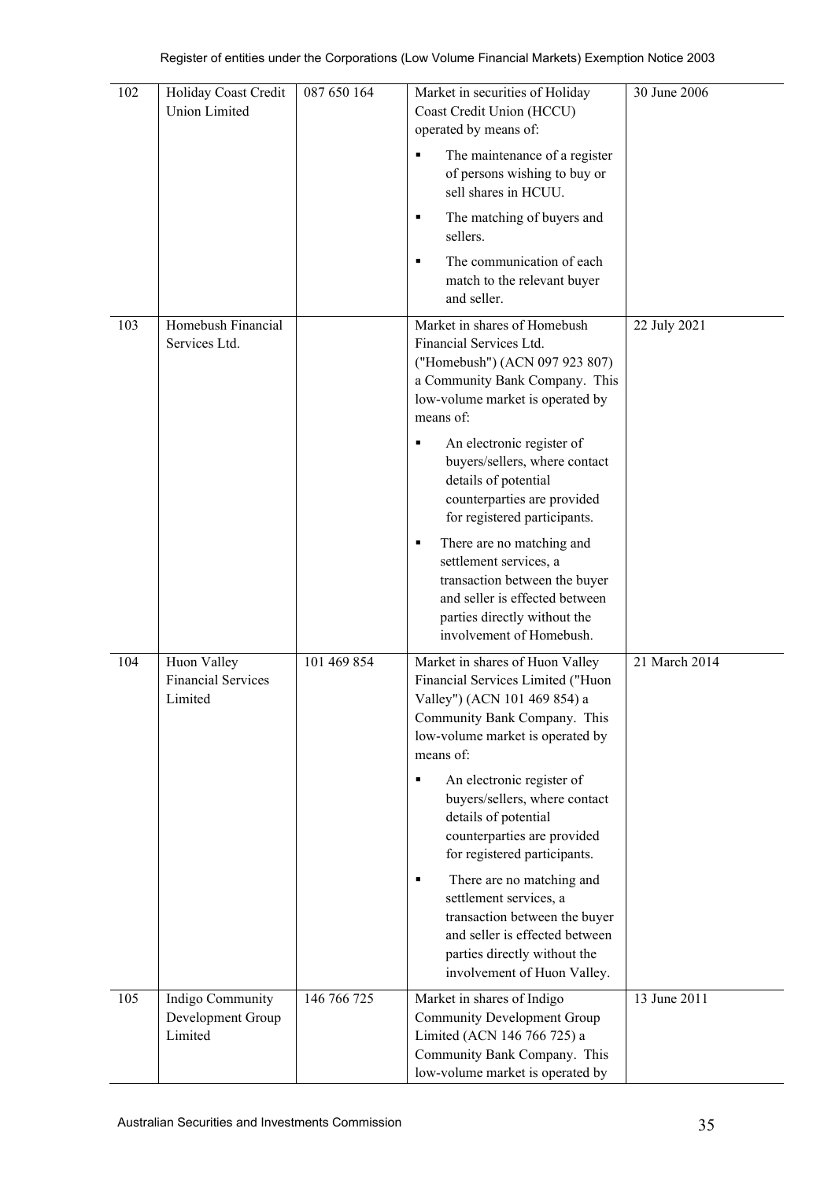| 102 | Holiday Coast Credit Union Limited | 087 650 164 | Market in securities of Holiday Coast Credit Union (HCCU) operated by means of:<br>▪ The maintenance of a register of persons wishing to buy or sell shares in HCUU.<br>▪ The matching of buyers and sellers.<br>▪ The communication of each match to the relevant buyer and seller. | 30 June 2006 |
|---|---|---|---|---|
| 103 | Homebush Financial Services Ltd. | | Market in shares of Homebush Financial Services Ltd. ("Homebush") (ACN 097 923 807) a Community Bank Company. This low-volume market is operated by means of:<br>▪ An electronic register of buyers/sellers, where contact details of potential counterparties are provided for registered participants.<br>▪ There are no matching and settlement services, a transaction between the buyer and seller is effected between parties directly without the involvement of Homebush. | 22 July 2021 |
| 104 | Huon Valley Financial Services Limited | 101 469 854 | Market in shares of Huon Valley Financial Services Limited ("Huon Valley") (ACN 101 469 854) a Community Bank Company. This low-volume market is operated by means of:<br>▪ An electronic register of buyers/sellers, where contact details of potential counterparties are provided for registered participants.<br>▪ There are no matching and settlement services, a transaction between the buyer and seller is effected between parties directly without the involvement of Huon Valley. | 21 March 2014 |
| 105 | Indigo Community Development Group Limited | 146 766 725 | Market in shares of Indigo Community Development Group Limited (ACN 146 766 725) a Community Bank Company. This low-volume market is operated by | 13 June 2011 |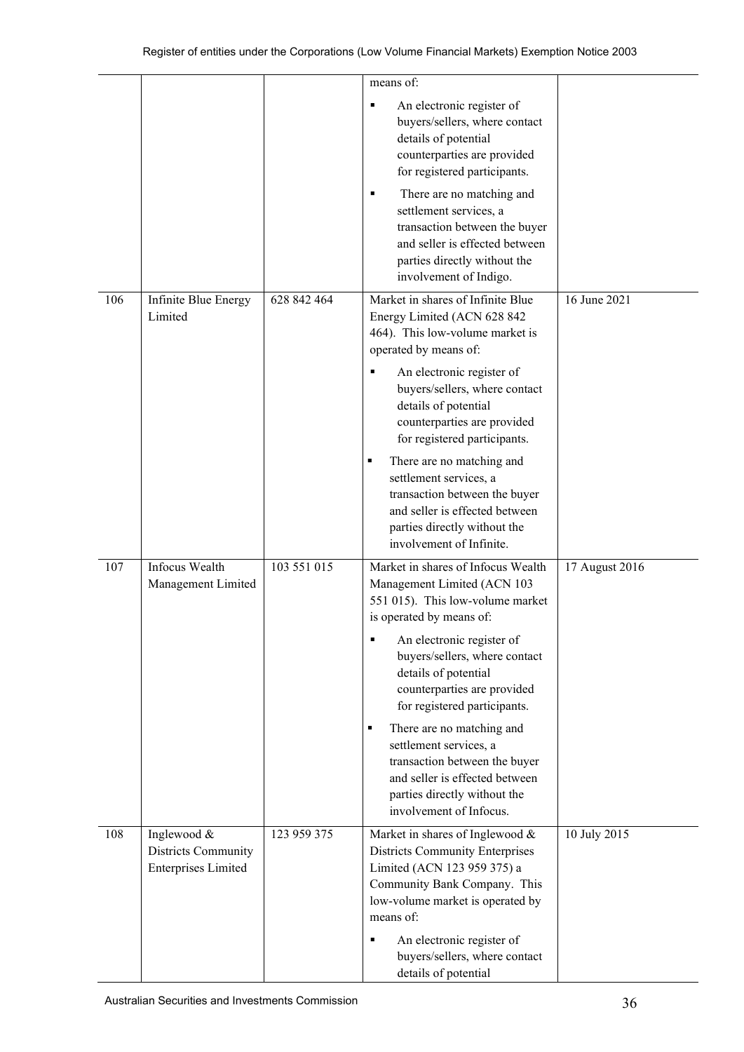| | | | | |
|---|---|---|---|---|
| | | | means of: <br> ▪ An electronic register of buyers/sellers, where contact details of potential counterparties are provided for registered participants. <br> ▪ There are no matching and settlement services, a transaction between the buyer and seller is effected between parties directly without the involvement of Indigo. | |
| 106 | Infinite Blue Energy Limited | 628 842 464 | Market in shares of Infinite Blue Energy Limited (ACN 628 842 464). This low-volume market is operated by means of: <br> ▪ An electronic register of buyers/sellers, where contact details of potential counterparties are provided for registered participants. <br> ▪ There are no matching and settlement services, a transaction between the buyer and seller is effected between parties directly without the involvement of Infinite. | 16 June 2021 |
| 107 | Infocus Wealth Management Limited | 103 551 015 | Market in shares of Infocus Wealth Management Limited (ACN 103 551 015). This low-volume market is operated by means of: <br> ▪ An electronic register of buyers/sellers, where contact details of potential counterparties are provided for registered participants. <br> ▪ There are no matching and settlement services, a transaction between the buyer and seller is effected between parties directly without the involvement of Infocus. | 17 August 2016 |
| 108 | Inglewood & Districts Community Enterprises Limited | 123 959 375 | Market in shares of Inglewood & Districts Community Enterprises Limited (ACN 123 959 375) a Community Bank Company. This low-volume market is operated by means of: <br> ▪ An electronic register of buyers/sellers, where contact details of potential | 10 July 2015 |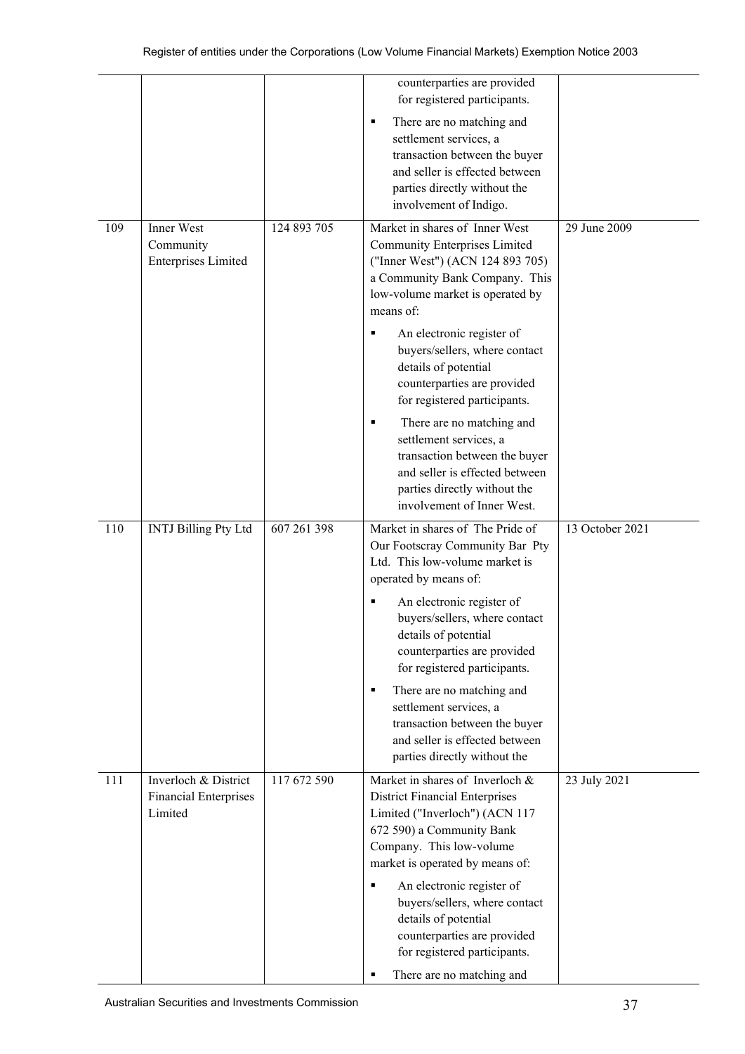| | | | | |
|---|---|---|---|---|
| | | | counterparties are provided for registered participants.<br>▪ There are no matching and settlement services, a transaction between the buyer and seller is effected between parties directly without the involvement of Indigo. | |
| 109 | Inner West Community Enterprises Limited | 124 893 705 | Market in shares of Inner West Community Enterprises Limited ("Inner West") (ACN 124 893 705) a Community Bank Company. This low-volume market is operated by means of:<br>▪ An electronic register of buyers/sellers, where contact details of potential counterparties are provided for registered participants.<br>▪ There are no matching and settlement services, a transaction between the buyer and seller is effected between parties directly without the involvement of Inner West. | 29 June 2009 |
| 110 | INTJ Billing Pty Ltd | 607 261 398 | Market in shares of The Pride of Our Footscray Community Bar Pty Ltd. This low-volume market is operated by means of:<br>▪ An electronic register of buyers/sellers, where contact details of potential counterparties are provided for registered participants.<br>▪ There are no matching and settlement services, a transaction between the buyer and seller is effected between parties directly without the | 13 October 2021 |
| 111 | Inverloch & District Financial Enterprises Limited | 117 672 590 | Market in shares of Inverloch & District Financial Enterprises Limited ("Inverloch") (ACN 117 672 590) a Community Bank Company. This low-volume market is operated by means of:<br>▪ An electronic register of buyers/sellers, where contact details of potential counterparties are provided for registered participants.<br>▪ There are no matching and | 23 July 2021 |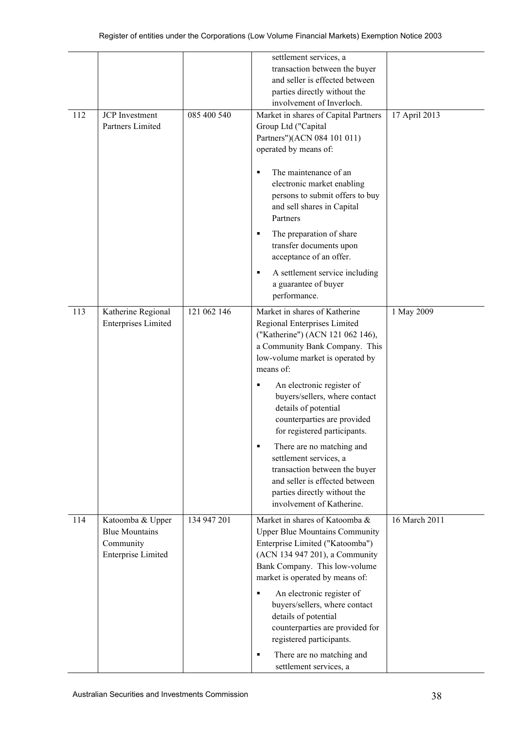| | | | | |
|---|---|---|---|---|
| | | | settlement services, a transaction between the buyer and seller is effected between parties directly without the involvement of Inverloch. | |
| 112 | JCP Investment Partners Limited | 085 400 540 | Market in shares of Capital Partners Group Ltd ("Capital Partners")(ACN 084 101 011) operated by means of:<br><br>▪ The maintenance of an electronic market enabling persons to submit offers to buy and sell shares in Capital Partners<br>▪ The preparation of share transfer documents upon acceptance of an offer.<br>▪ A settlement service including a guarantee of buyer performance. | 17 April 2013 |
| 113 | Katherine Regional Enterprises Limited | 121 062 146 | Market in shares of Katherine Regional Enterprises Limited ("Katherine") (ACN 121 062 146), a Community Bank Company. This low-volume market is operated by means of:<br><br>▪ An electronic register of buyers/sellers, where contact details of potential counterparties are provided for registered participants.<br>▪ There are no matching and settlement services, a transaction between the buyer and seller is effected between parties directly without the involvement of Katherine. | 1 May 2009 |
| 114 | Katoomba & Upper Blue Mountains Community Enterprise Limited | 134 947 201 | Market in shares of Katoomba & Upper Blue Mountains Community Enterprise Limited ("Katoomba") (ACN 134 947 201), a Community Bank Company. This low-volume market is operated by means of:<br><br>▪ An electronic register of buyers/sellers, where contact details of potential counterparties are provided for registered participants.<br>▪ There are no matching and settlement services, a | 16 March 2011 |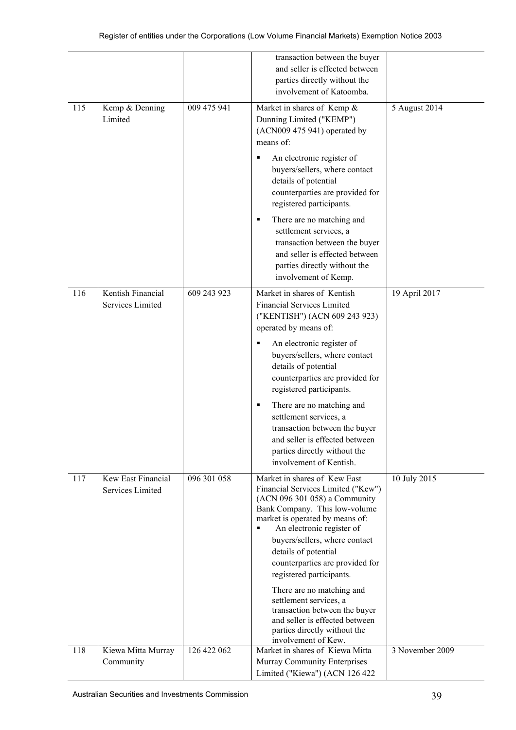| | | | | |
|---|---|---|---|---|
| | | | transaction between the buyer and seller is effected between parties directly without the involvement of Katoomba. | |
| 115 | Kemp & Denning Limited | 009 475 941 | Market in shares of Kemp & Dunning Limited ("KEMP") (ACN009 475 941) operated by means of: <br>▪ An electronic register of buyers/sellers, where contact details of potential counterparties are provided for registered participants. <br>▪ There are no matching and settlement services, a transaction between the buyer and seller is effected between parties directly without the involvement of Kemp. | 5 August 2014 |
| 116 | Kentish Financial Services Limited | 609 243 923 | Market in shares of Kentish Financial Services Limited ("KENTISH") (ACN 609 243 923) operated by means of: <br>▪ An electronic register of buyers/sellers, where contact details of potential counterparties are provided for registered participants. <br>▪ There are no matching and settlement services, a transaction between the buyer and seller is effected between parties directly without the involvement of Kentish. | 19 April 2017 |
| 117 | Kew East Financial Services Limited | 096 301 058 | Market in shares of Kew East Financial Services Limited ("Kew") (ACN 096 301 058) a Community Bank Company. This low-volume market is operated by means of: <br>▪ An electronic register of buyers/sellers, where contact details of potential counterparties are provided for registered participants. <br>There are no matching and settlement services, a transaction between the buyer and seller is effected between parties directly without the involvement of Kew. | 10 July 2015 |
| 118 | Kiewa Mitta Murray Community | 126 422 062 | Market in shares of Kiewa Mitta Murray Community Enterprises Limited ("Kiewa") (ACN 126 422 | 3 November 2009 |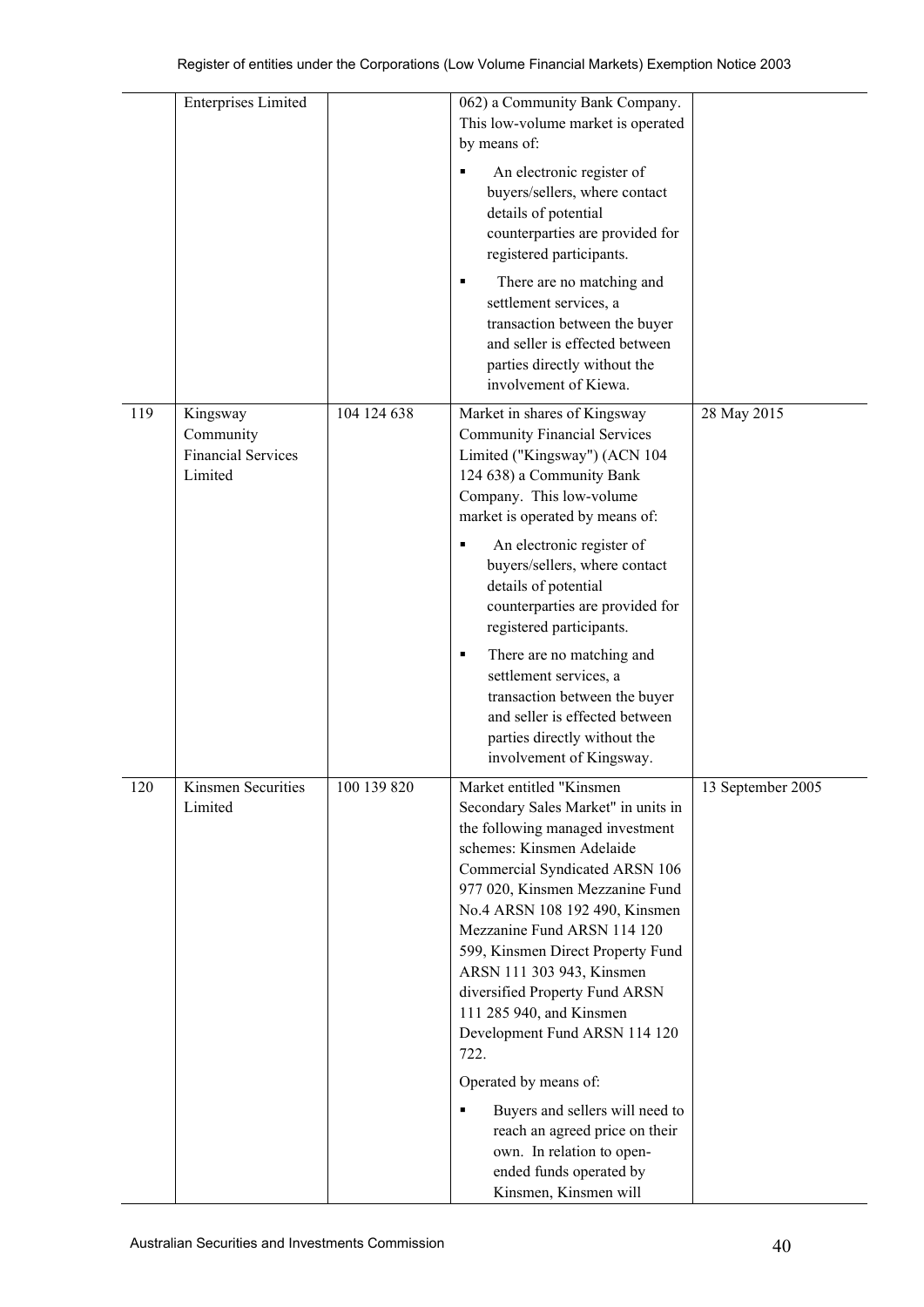| | | | | |
|---|---|---|---|---|
| | Enterprises Limited | | 062) a Community Bank Company. This low-volume market is operated by means of:<br>▪ An electronic register of buyers/sellers, where contact details of potential counterparties are provided for registered participants.<br>▪ There are no matching and settlement services, a transaction between the buyer and seller is effected between parties directly without the involvement of Kiewa. | |
| 119 | Kingsway Community Financial Services Limited | 104 124 638 | Market in shares of Kingsway Community Financial Services Limited ("Kingsway") (ACN 104 124 638) a Community Bank Company. This low-volume market is operated by means of:<br>▪ An electronic register of buyers/sellers, where contact details of potential counterparties are provided for registered participants.<br>▪ There are no matching and settlement services, a transaction between the buyer and seller is effected between parties directly without the involvement of Kingsway. | 28 May 2015 |
| 120 | Kinsmen Securities Limited | 100 139 820 | Market entitled "Kinsmen Secondary Sales Market" in units in the following managed investment schemes: Kinsmen Adelaide Commercial Syndicated ARSN 106 977 020, Kinsmen Mezzanine Fund No.4 ARSN 108 192 490, Kinsmen Mezzanine Fund ARSN 114 120 599, Kinsmen Direct Property Fund ARSN 111 303 943, Kinsmen diversified Property Fund ARSN 111 285 940, and Kinsmen Development Fund ARSN 114 120 722.<br>Operated by means of:<br>▪ Buyers and sellers will need to reach an agreed price on their own. In relation to open-ended funds operated by Kinsmen, Kinsmen will | 13 September 2005 |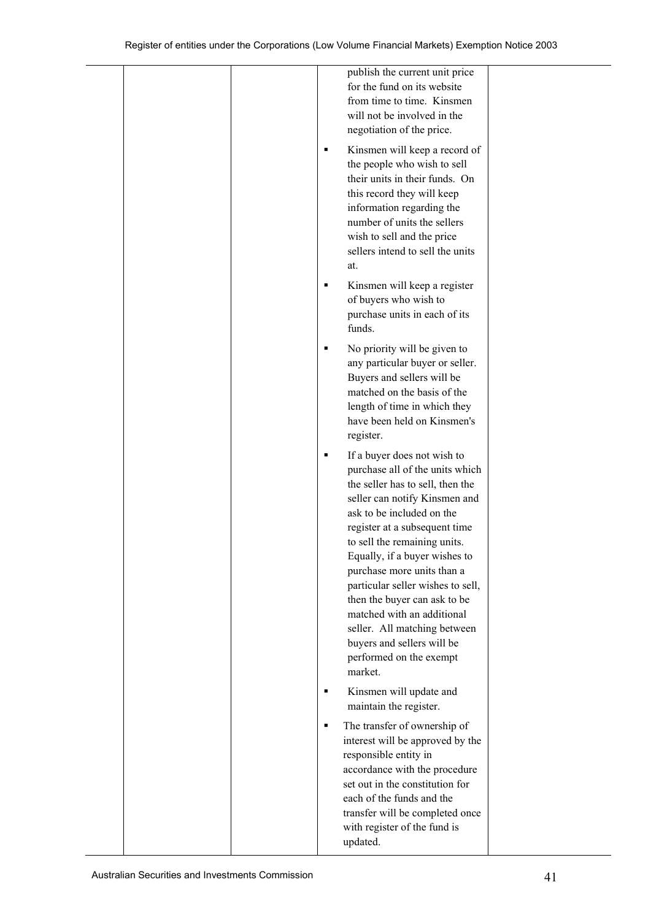| | | | |
|---|---|---|---|
| | | publish the current unit price for the fund on its website from time to time. Kinsmen will not be involved in the negotiation of the price.<br><br>▪ Kinsmen will keep a record of the people who wish to sell their units in their funds. On this record they will keep information regarding the number of units the sellers wish to sell and the price sellers intend to sell the units at.<br><br>▪ Kinsmen will keep a register of buyers who wish to purchase units in each of its funds.<br><br>▪ No priority will be given to any particular buyer or seller. Buyers and sellers will be matched on the basis of the length of time in which they have been held on Kinsmen's register.<br><br>▪ If a buyer does not wish to purchase all of the units which the seller has to sell, then the seller can notify Kinsmen and ask to be included on the register at a subsequent time to sell the remaining units. Equally, if a buyer wishes to purchase more units than a particular seller wishes to sell, then the buyer can ask to be matched with an additional seller. All matching between buyers and sellers will be performed on the exempt market.<br><br>▪ Kinsmen will update and maintain the register.<br><br>▪ The transfer of ownership of interest will be approved by the responsible entity in accordance with the procedure set out in the constitution for each of the funds and the transfer will be completed once with register of the fund is updated. | |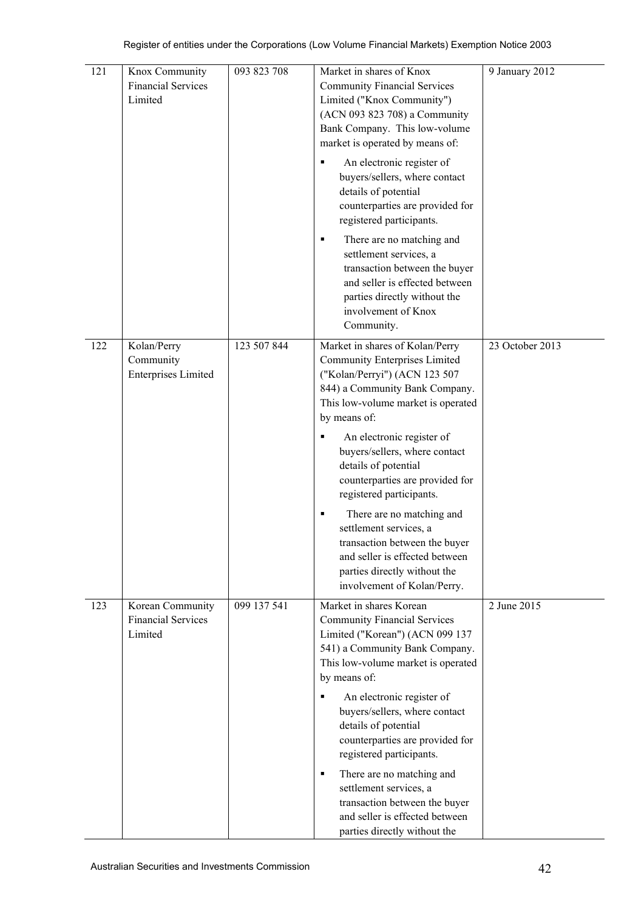| | | | | |
|---|---|---|---|---|
| 121 | Knox Community Financial Services Limited | 093 823 708 | Market in shares of Knox Community Financial Services Limited ("Knox Community") (ACN 093 823 708) a Community Bank Company. This low-volume market is operated by means of:<br>▪ An electronic register of buyers/sellers, where contact details of potential counterparties are provided for registered participants.<br>▪ There are no matching and settlement services, a transaction between the buyer and seller is effected between parties directly without the involvement of Knox Community. | 9 January 2012 |
| 122 | Kolan/Perry Community Enterprises Limited | 123 507 844 | Market in shares of Kolan/Perry Community Enterprises Limited ("Kolan/Perryi") (ACN 123 507 844) a Community Bank Company. This low-volume market is operated by means of:<br>▪ An electronic register of buyers/sellers, where contact details of potential counterparties are provided for registered participants.<br>▪ There are no matching and settlement services, a transaction between the buyer and seller is effected between parties directly without the involvement of Kolan/Perry. | 23 October 2013 |
| 123 | Korean Community Financial Services Limited | 099 137 541 | Market in shares Korean Community Financial Services Limited ("Korean") (ACN 099 137 541) a Community Bank Company. This low-volume market is operated by means of:<br>▪ An electronic register of buyers/sellers, where contact details of potential counterparties are provided for registered participants.<br>▪ There are no matching and settlement services, a transaction between the buyer and seller is effected between parties directly without the | 2 June 2015 |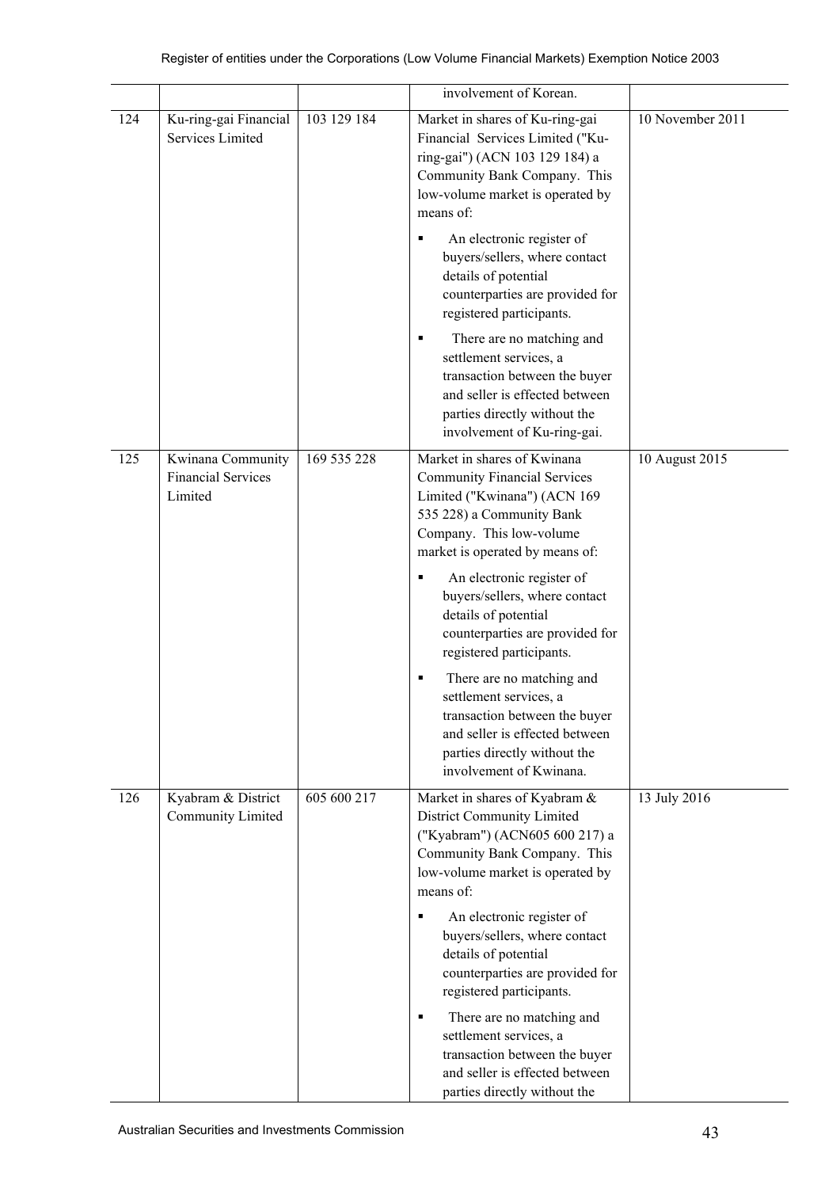| | | | | |
|---|---|---|---|---|
| | | | involvement of Korean. | |
| 124 | Ku-ring-gai Financial Services Limited | 103 129 184 | Market in shares of Ku-ring-gai Financial Services Limited ("Ku-ring-gai") (ACN 103 129 184) a Community Bank Company. This low-volume market is operated by means of:<br>▪ An electronic register of buyers/sellers, where contact details of potential counterparties are provided for registered participants.<br>▪ There are no matching and settlement services, a transaction between the buyer and seller is effected between parties directly without the involvement of Ku-ring-gai. | 10 November 2011 |
| 125 | Kwinana Community Financial Services Limited | 169 535 228 | Market in shares of Kwinana Community Financial Services Limited ("Kwinana") (ACN 169 535 228) a Community Bank Company. This low-volume market is operated by means of:<br>▪ An electronic register of buyers/sellers, where contact details of potential counterparties are provided for registered participants.<br>▪ There are no matching and settlement services, a transaction between the buyer and seller is effected between parties directly without the involvement of Kwinana. | 10 August 2015 |
| 126 | Kyabram & District Community Limited | 605 600 217 | Market in shares of Kyabram & District Community Limited ("Kyabram") (ACN605 600 217) a Community Bank Company. This low-volume market is operated by means of:<br>▪ An electronic register of buyers/sellers, where contact details of potential counterparties are provided for registered participants.<br>▪ There are no matching and settlement services, a transaction between the buyer and seller is effected between parties directly without the | 13 July 2016 |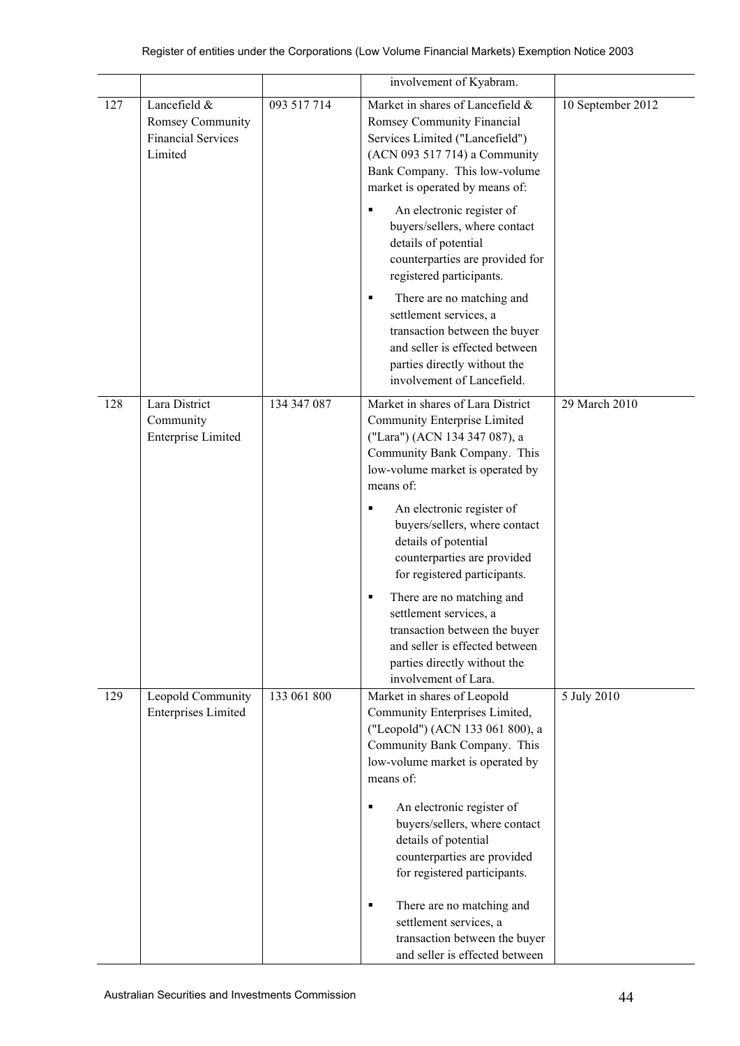| | | | | |
|---|---|---|---|---|
| | | | involvement of Kyabram. | |
| 127 | Lancefield & Romsey Community Financial Services Limited | 093 517 714 | Market in shares of Lancefield & Romsey Community Financial Services Limited ("Lancefield") (ACN 093 517 714) a Community Bank Company. This low-volume market is operated by means of:<br>▪ An electronic register of buyers/sellers, where contact details of potential counterparties are provided for registered participants.<br>▪ There are no matching and settlement services, a transaction between the buyer and seller is effected between parties directly without the involvement of Lancefield. | 10 September 2012 |
| 128 | Lara District Community Enterprise Limited | 134 347 087 | Market in shares of Lara District Community Enterprise Limited ("Lara") (ACN 134 347 087), a Community Bank Company. This low-volume market is operated by means of:<br>▪ An electronic register of buyers/sellers, where contact details of potential counterparties are provided for registered participants.<br>▪ There are no matching and settlement services, a transaction between the buyer and seller is effected between parties directly without the involvement of Lara. | 29 March 2010 |
| 129 | Leopold Community Enterprises Limited | 133 061 800 | Market in shares of Leopold Community Enterprises Limited, ("Leopold") (ACN 133 061 800), a Community Bank Company. This low-volume market is operated by means of:<br>▪ An electronic register of buyers/sellers, where contact details of potential counterparties are provided for registered participants.<br>▪ There are no matching and settlement services, a transaction between the buyer and seller is effected between | 5 July 2010 |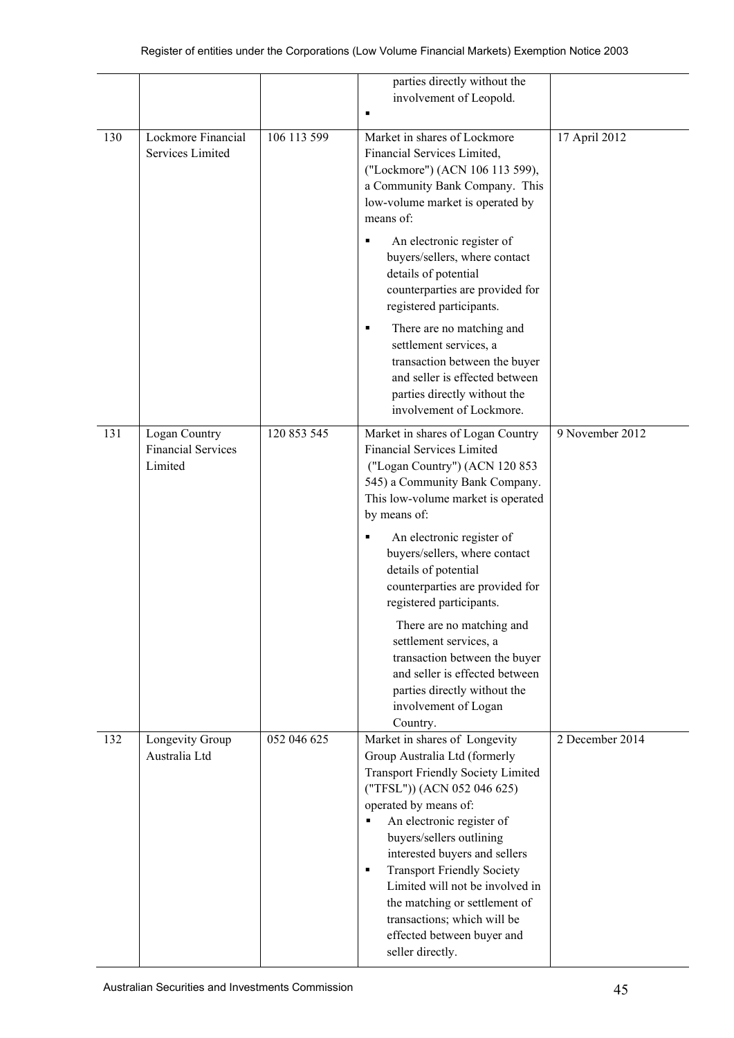| | | | |
|---|---|---|---|
| | | parties directly without the involvement of Leopold.<br>▪ | |
| 130 | Lockmore Financial Services Limited | 106 113 599 | Market in shares of Lockmore Financial Services Limited, ("Lockmore") (ACN 106 113 599), a Community Bank Company. This low-volume market is operated by means of:<br>▪ An electronic register of buyers/sellers, where contact details of potential counterparties are provided for registered participants.<br>▪ There are no matching and settlement services, a transaction between the buyer and seller is effected between parties directly without the involvement of Lockmore. | 17 April 2012 |
| 131 | Logan Country Financial Services Limited | 120 853 545 | Market in shares of Logan Country Financial Services Limited ("Logan Country") (ACN 120 853 545) a Community Bank Company. This low-volume market is operated by means of:<br>▪ An electronic register of buyers/sellers, where contact details of potential counterparties are provided for registered participants.<br>There are no matching and settlement services, a transaction between the buyer and seller is effected between parties directly without the involvement of Logan Country. | 9 November 2012 |
| 132 | Longevity Group Australia Ltd | 052 046 625 | Market in shares of Longevity Group Australia Ltd (formerly Transport Friendly Society Limited ("TFSL")) (ACN 052 046 625) operated by means of:<br>▪ An electronic register of buyers/sellers outlining interested buyers and sellers<br>▪ Transport Friendly Society Limited will not be involved in the matching or settlement of transactions; which will be effected between buyer and seller directly. | 2 December 2014 |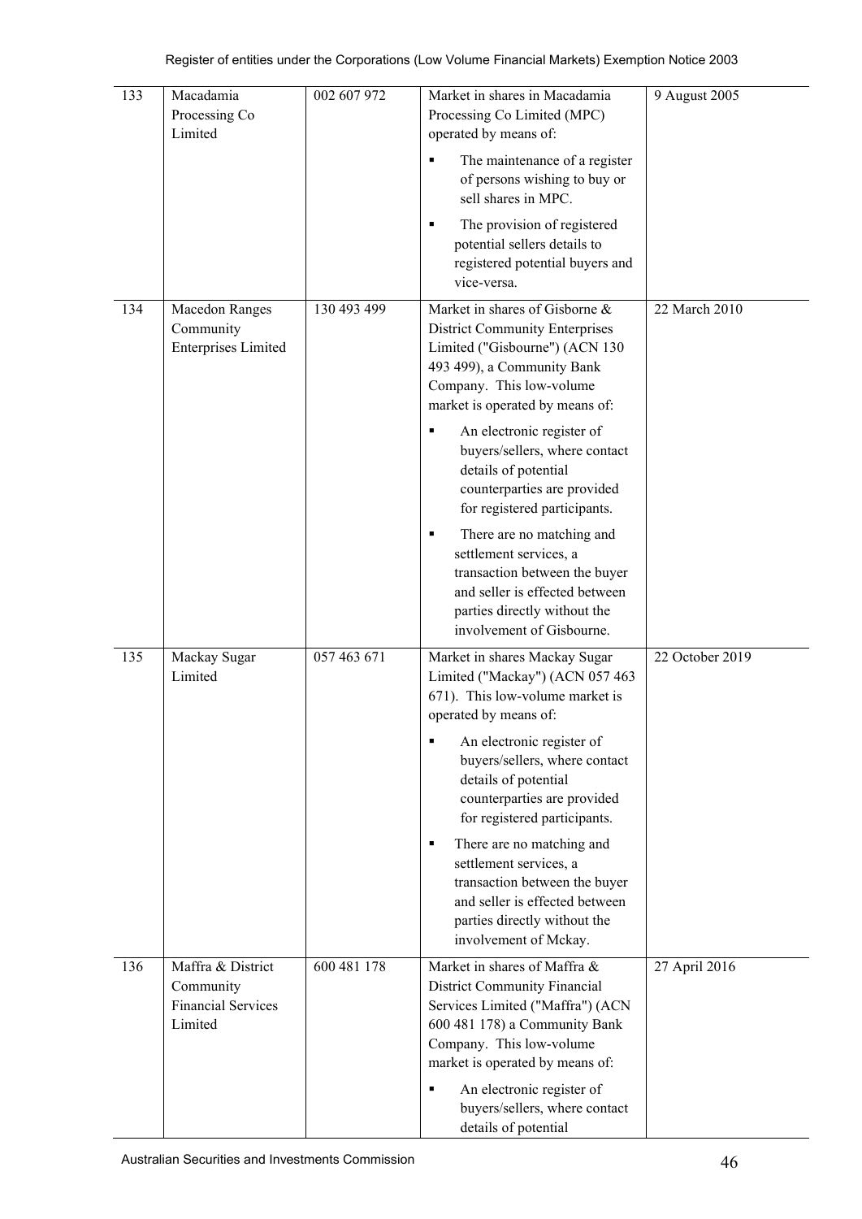| 133 | Macadamia Processing Co Limited | 002 607 972 | Market in shares in Macadamia Processing Co Limited (MPC) operated by means of:<br><br>▪ The maintenance of a register of persons wishing to buy or sell shares in MPC.<br>▪ The provision of registered potential sellers details to registered potential buyers and vice-versa. | 9 August 2005 |
|---|---|---|---|---|
| 134 | Macedon Ranges Community Enterprises Limited | 130 493 499 | Market in shares of Gisborne & District Community Enterprises Limited ("Gisbourne") (ACN 130 493 499), a Community Bank Company. This low-volume market is operated by means of:<br><br>▪ An electronic register of buyers/sellers, where contact details of potential counterparties are provided for registered participants.<br>▪ There are no matching and settlement services, a transaction between the buyer and seller is effected between parties directly without the involvement of Gisbourne. | 22 March 2010 |
| 135 | Mackay Sugar Limited | 057 463 671 | Market in shares Mackay Sugar Limited ("Mackay") (ACN 057 463 671). This low-volume market is operated by means of:<br><br>▪ An electronic register of buyers/sellers, where contact details of potential counterparties are provided for registered participants.<br>▪ There are no matching and settlement services, a transaction between the buyer and seller is effected between parties directly without the involvement of Mckay. | 22 October 2019 |
| 136 | Maffra & District Community Financial Services Limited | 600 481 178 | Market in shares of Maffra & District Community Financial Services Limited ("Maffra") (ACN 600 481 178) a Community Bank Company. This low-volume market is operated by means of:<br><br>▪ An electronic register of buyers/sellers, where contact details of potential | 27 April 2016 |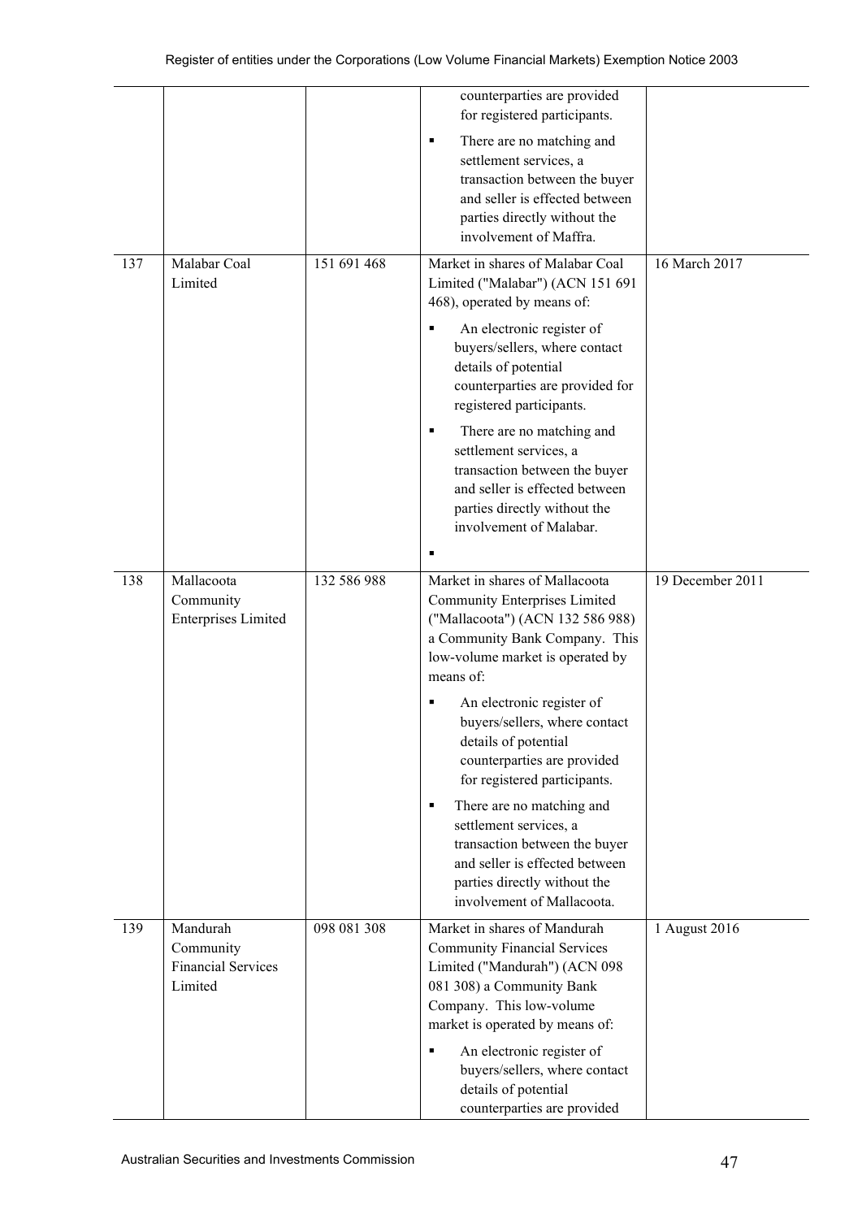| | | | | |
|---|---|---|---|---|
| | | | counterparties are provided for registered participants.<br>▪ There are no matching and settlement services, a transaction between the buyer and seller is effected between parties directly without the involvement of Maffra. | |
| 137 | Malabar Coal Limited | 151 691 468 | Market in shares of Malabar Coal Limited ("Malabar") (ACN 151 691 468), operated by means of:<br>▪ An electronic register of buyers/sellers, where contact details of potential counterparties are provided for registered participants.<br>▪ There are no matching and settlement services, a transaction between the buyer and seller is effected between parties directly without the involvement of Malabar.<br>▪ | 16 March 2017 |
| 138 | Mallacoota Community Enterprises Limited | 132 586 988 | Market in shares of Mallacoota Community Enterprises Limited ("Mallacoota") (ACN 132 586 988) a Community Bank Company. This low-volume market is operated by means of:<br>▪ An electronic register of buyers/sellers, where contact details of potential counterparties are provided for registered participants.<br>▪ There are no matching and settlement services, a transaction between the buyer and seller is effected between parties directly without the involvement of Mallacoota. | 19 December 2011 |
| 139 | Mandurah Community Financial Services Limited | 098 081 308 | Market in shares of Mandurah Community Financial Services Limited ("Mandurah") (ACN 098 081 308) a Community Bank Company. This low-volume market is operated by means of:<br>▪ An electronic register of buyers/sellers, where contact details of potential counterparties are provided | 1 August 2016 |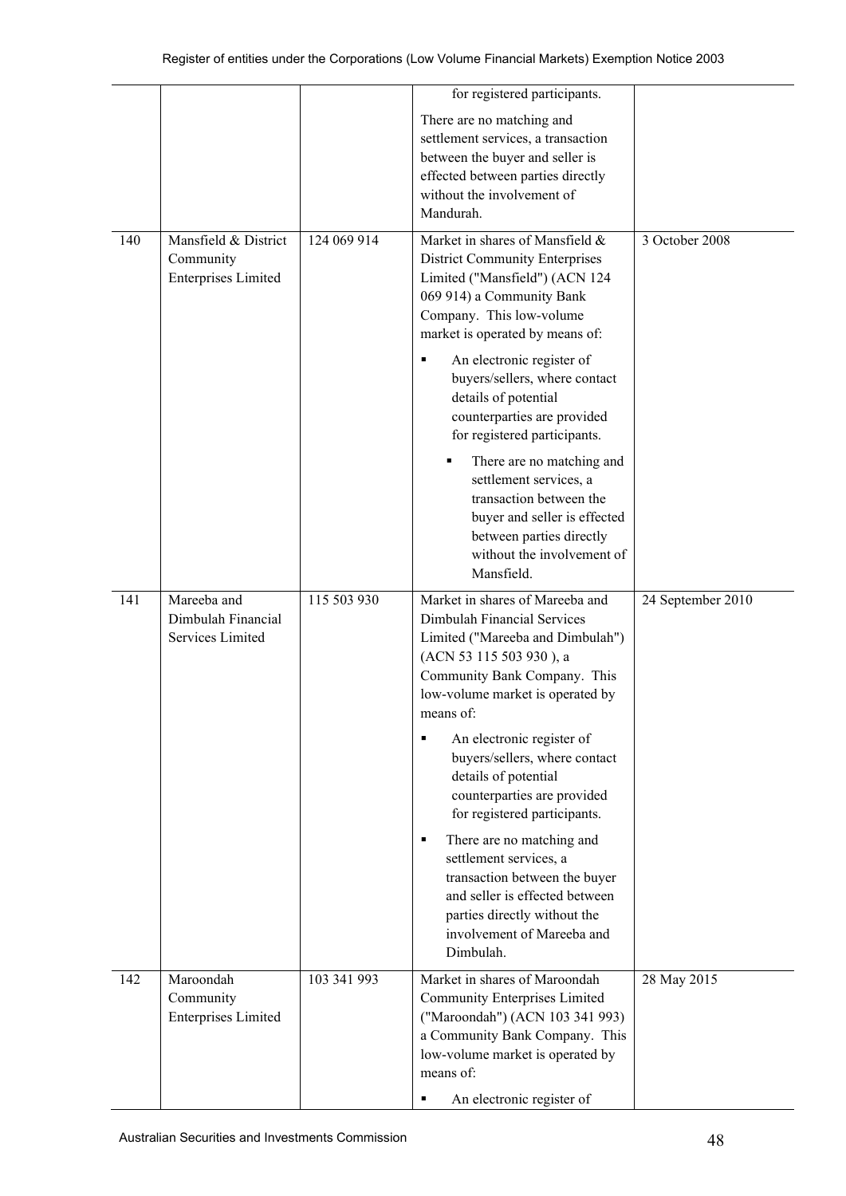| | | | | |
|---|---|---|---|---|
| | | | for registered participants.<br><br>There are no matching and settlement services, a transaction between the buyer and seller is effected between parties directly without the involvement of Mandurah. | |
| 140 | Mansfield & District Community Enterprises Limited | 124 069 914 | Market in shares of Mansfield & District Community Enterprises Limited ("Mansfield") (ACN 124 069 914) a Community Bank Company. This low-volume market is operated by means of:<br><br>▪ An electronic register of buyers/sellers, where contact details of potential counterparties are provided for registered participants.<br><br>▪ There are no matching and settlement services, a transaction between the buyer and seller is effected between parties directly without the involvement of Mansfield. | 3 October 2008 |
| 141 | Mareeba and Dimbulah Financial Services Limited | 115 503 930 | Market in shares of Mareeba and Dimbulah Financial Services Limited ("Mareeba and Dimbulah") (ACN 53 115 503 930 ), a Community Bank Company. This low-volume market is operated by means of:<br><br>▪ An electronic register of buyers/sellers, where contact details of potential counterparties are provided for registered participants.<br><br>▪ There are no matching and settlement services, a transaction between the buyer and seller is effected between parties directly without the involvement of Mareeba and Dimbulah. | 24 September 2010 |
| 142 | Maroondah Community Enterprises Limited | 103 341 993 | Market in shares of Maroondah Community Enterprises Limited ("Maroondah") (ACN 103 341 993) a Community Bank Company. This low-volume market is operated by means of:<br><br>▪ An electronic register of | 28 May 2015 |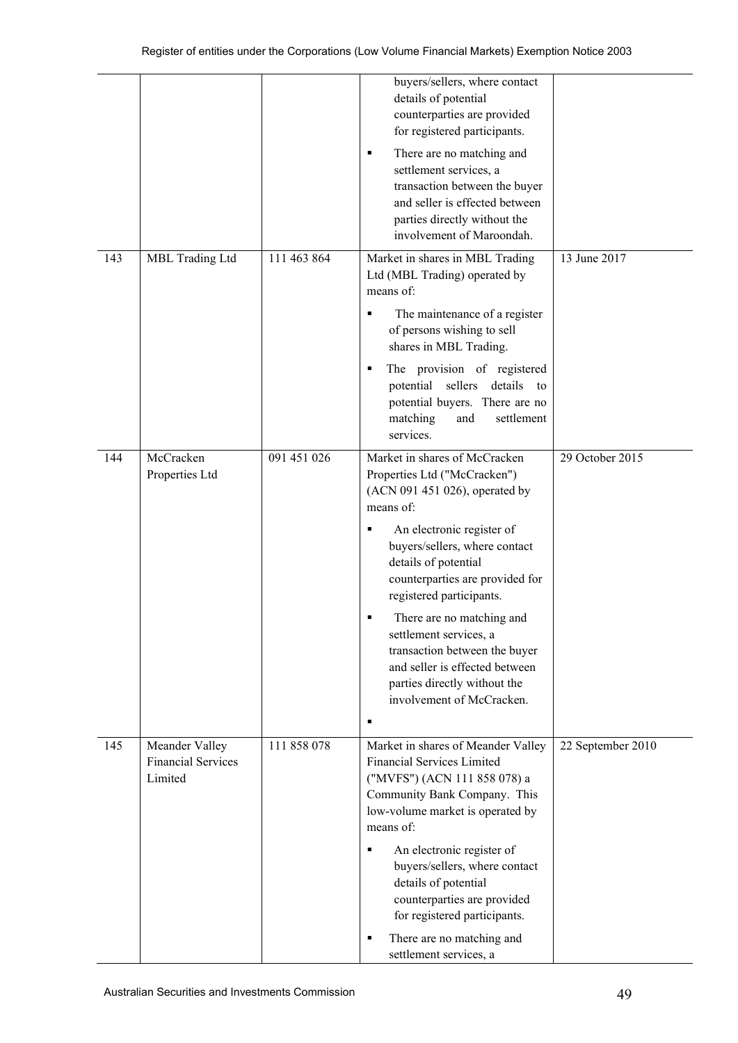| | | | | |
|---|---|---|---|---|
| | | | ▪ buyers/sellers, where contact details of potential counterparties are provided for registered participants.<br>▪ There are no matching and settlement services, a transaction between the buyer and seller is effected between parties directly without the involvement of Maroondah. | |
| 143 | MBL Trading Ltd | 111 463 864 | Market in shares in MBL Trading Ltd (MBL Trading) operated by means of:<br>▪ The maintenance of a register of persons wishing to sell shares in MBL Trading.<br>▪ The provision of registered potential sellers details to potential buyers. There are no matching and settlement services. | 13 June 2017 |
| 144 | McCracken Properties Ltd | 091 451 026 | Market in shares of McCracken Properties Ltd ("McCracken") (ACN 091 451 026), operated by means of:<br>▪ An electronic register of buyers/sellers, where contact details of potential counterparties are provided for registered participants.<br>▪ There are no matching and settlement services, a transaction between the buyer and seller is effected between parties directly without the involvement of McCracken.<br>▪ | 29 October 2015 |
| 145 | Meander Valley Financial Services Limited | 111 858 078 | Market in shares of Meander Valley Financial Services Limited ("MVFS") (ACN 111 858 078) a Community Bank Company. This low-volume market is operated by means of:<br>▪ An electronic register of buyers/sellers, where contact details of potential counterparties are provided for registered participants.<br>▪ There are no matching and settlement services, a | 22 September 2010 |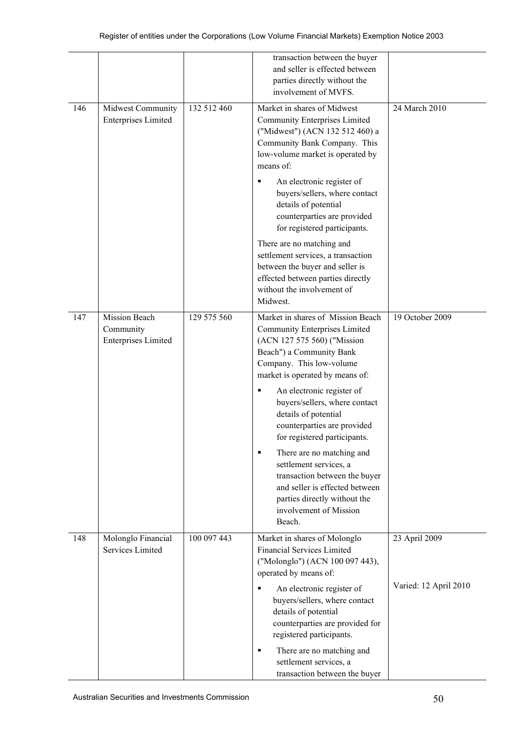| | | | |
|---|---|---|---|
| | | transaction between the buyer and seller is effected between parties directly without the involvement of MVFS. | |
| 146 | Midwest Community Enterprises Limited | 132 512 460 | Market in shares of Midwest Community Enterprises Limited ("Midwest") (ACN 132 512 460) a Community Bank Company. This low-volume market is operated by means of:<br>▪ An electronic register of buyers/sellers, where contact details of potential counterparties are provided for registered participants.<br>There are no matching and settlement services, a transaction between the buyer and seller is effected between parties directly without the involvement of Midwest. | 24 March 2010 |
| 147 | Mission Beach Community Enterprises Limited | 129 575 560 | Market in shares of Mission Beach Community Enterprises Limited (ACN 127 575 560) ("Mission Beach") a Community Bank Company. This low-volume market is operated by means of:<br>▪ An electronic register of buyers/sellers, where contact details of potential counterparties are provided for registered participants.<br>▪ There are no matching and settlement services, a transaction between the buyer and seller is effected between parties directly without the involvement of Mission Beach. | 19 October 2009 |
| 148 | Molonglo Financial Services Limited | 100 097 443 | Market in shares of Molonglo Financial Services Limited ("Molonglo") (ACN 100 097 443), operated by means of:<br>▪ An electronic register of buyers/sellers, where contact details of potential counterparties are provided for registered participants.<br>▪ There are no matching and settlement services, a transaction between the buyer | 23 April 2009<br><br>Varied: 12 April 2010 |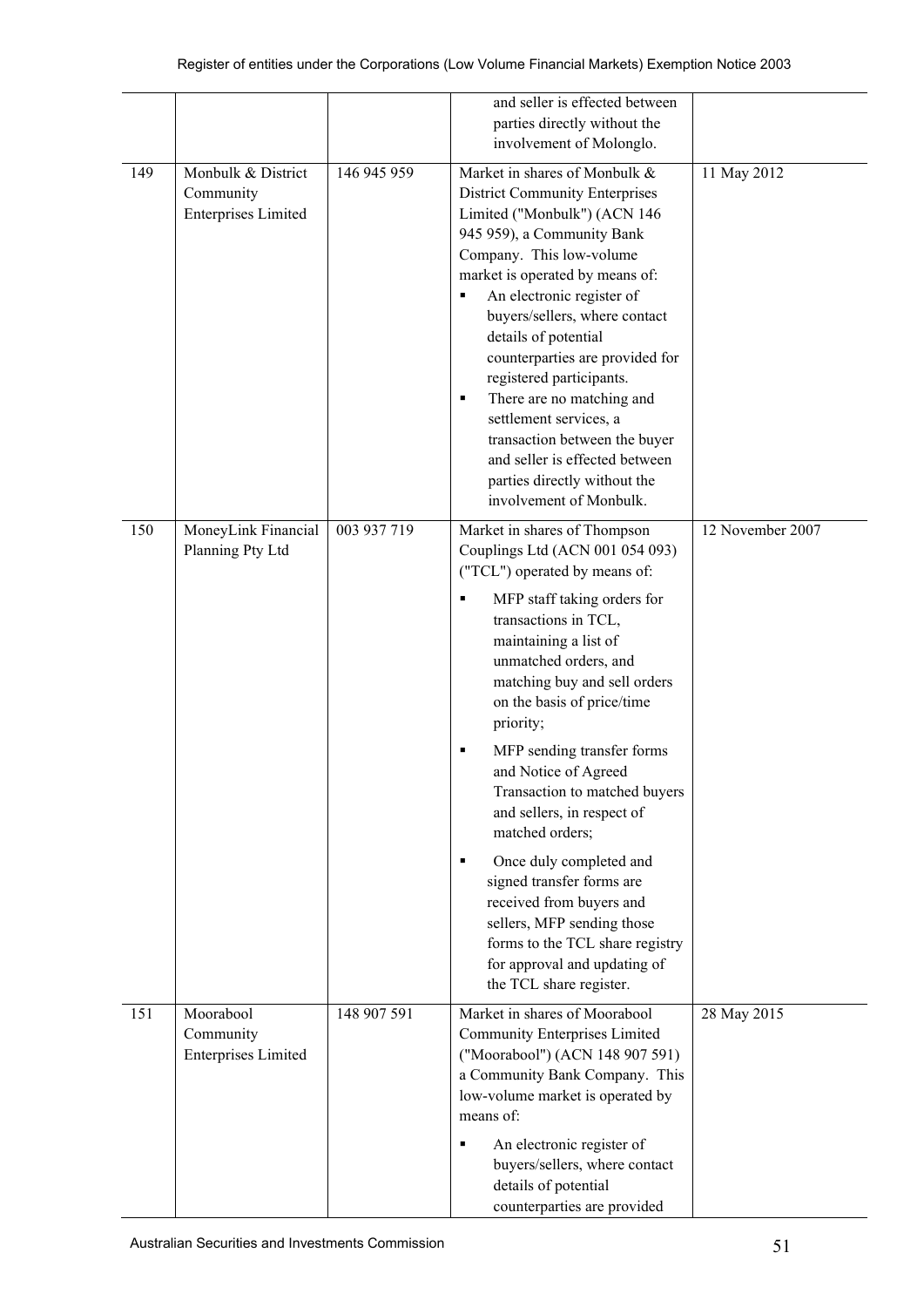| | | | | |
|---|---|---|---|---|
| | | | and seller is effected between parties directly without the involvement of Molonglo. | |
| 149 | Monbulk & District Community Enterprises Limited | 146 945 959 | Market in shares of Monbulk & District Community Enterprises Limited ("Monbulk") (ACN 146 945 959), a Community Bank Company. This low-volume market is operated by means of:<br>▪ An electronic register of buyers/sellers, where contact details of potential counterparties are provided for registered participants.<br>▪ There are no matching and settlement services, a transaction between the buyer and seller is effected between parties directly without the involvement of Monbulk. | 11 May 2012 |
| 150 | MoneyLink Financial Planning Pty Ltd | 003 937 719 | Market in shares of Thompson Couplings Ltd (ACN 001 054 093) ("TCL") operated by means of:<br>▪ MFP staff taking orders for transactions in TCL, maintaining a list of unmatched orders, and matching buy and sell orders on the basis of price/time priority;<br>▪ MFP sending transfer forms and Notice of Agreed Transaction to matched buyers and sellers, in respect of matched orders;<br>▪ Once duly completed and signed transfer forms are received from buyers and sellers, MFP sending those forms to the TCL share registry for approval and updating of the TCL share register. | 12 November 2007 |
| 151 | Moorabool Community Enterprises Limited | 148 907 591 | Market in shares of Moorabool Community Enterprises Limited ("Moorabool") (ACN 148 907 591) a Community Bank Company. This low-volume market is operated by means of:<br>▪ An electronic register of buyers/sellers, where contact details of potential counterparties are provided | 28 May 2015 |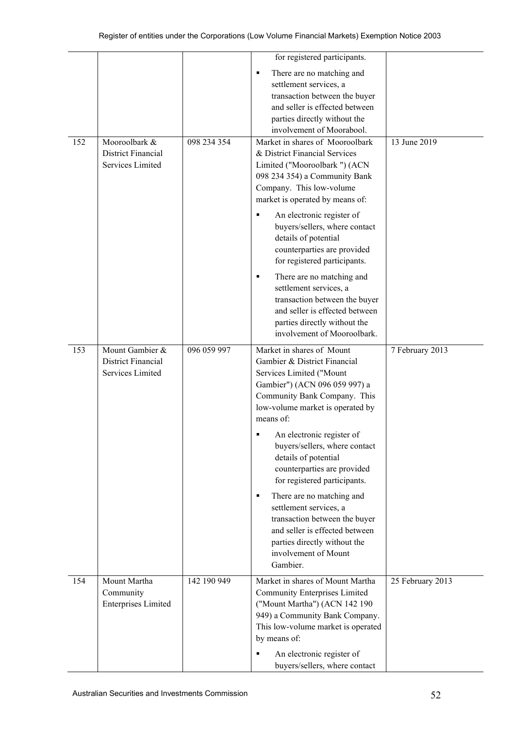| | | | | |
|---|---|---|---|---|
| | | | for registered participants.<br>▪ There are no matching and settlement services, a transaction between the buyer and seller is effected between parties directly without the involvement of Moorabool. | |
| 152 | Mooroolbark & District Financial Services Limited | 098 234 354 | Market in shares of Mooroolbark & District Financial Services Limited ("Mooroolbark ") (ACN 098 234 354) a Community Bank Company. This low-volume market is operated by means of:<br>▪ An electronic register of buyers/sellers, where contact details of potential counterparties are provided for registered participants.<br>▪ There are no matching and settlement services, a transaction between the buyer and seller is effected between parties directly without the involvement of Mooroolbark. | 13 June 2019 |
| 153 | Mount Gambier & District Financial Services Limited | 096 059 997 | Market in shares of Mount Gambier & District Financial Services Limited ("Mount Gambier") (ACN 096 059 997) a Community Bank Company. This low-volume market is operated by means of:<br>▪ An electronic register of buyers/sellers, where contact details of potential counterparties are provided for registered participants.<br>▪ There are no matching and settlement services, a transaction between the buyer and seller is effected between parties directly without the involvement of Mount Gambier. | 7 February 2013 |
| 154 | Mount Martha Community Enterprises Limited | 142 190 949 | Market in shares of Mount Martha Community Enterprises Limited ("Mount Martha") (ACN 142 190 949) a Community Bank Company. This low-volume market is operated by means of:<br>▪ An electronic register of buyers/sellers, where contact | 25 February 2013 |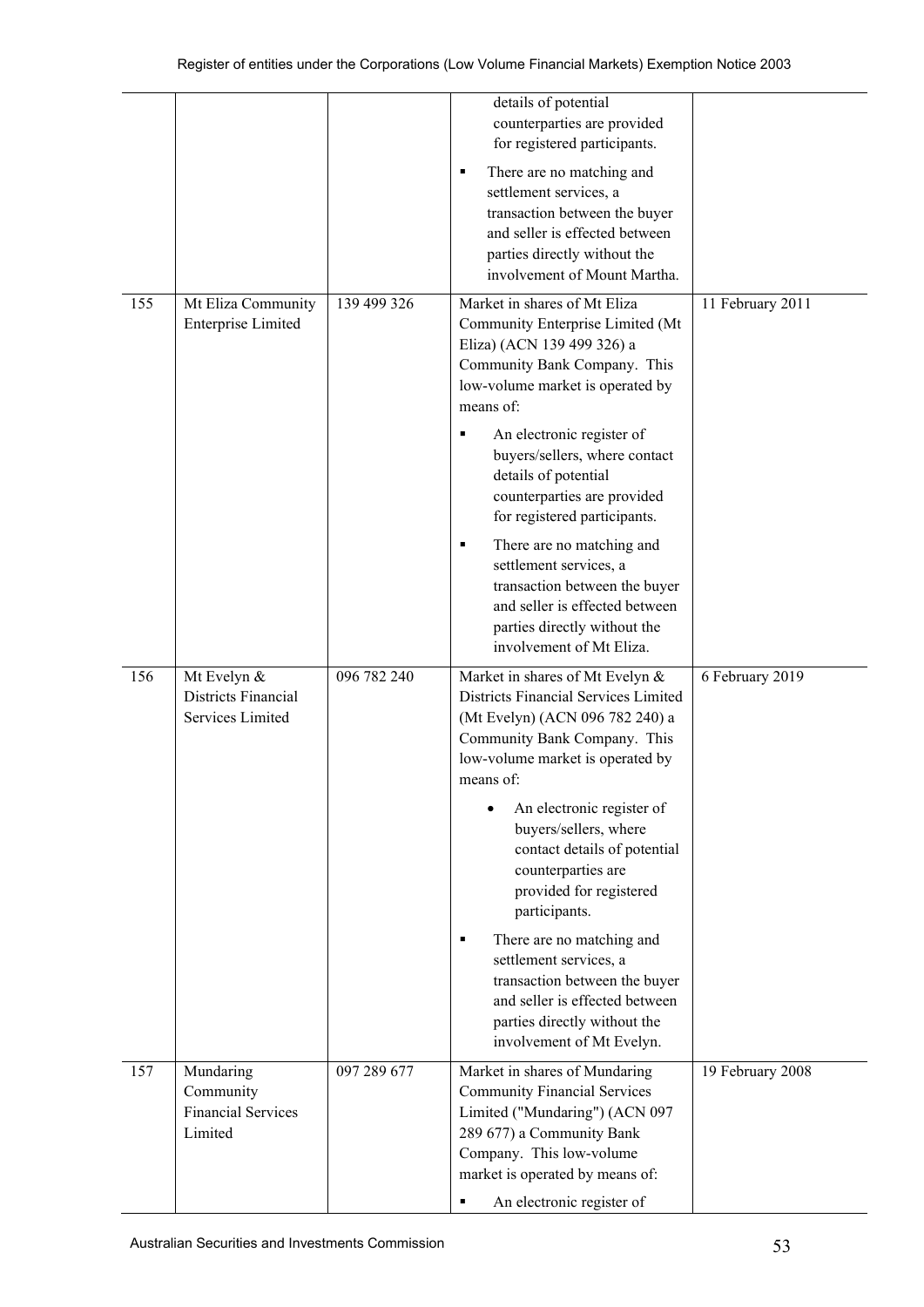| | | | | |
|---|---|---|---|---|
| | | | details of potential counterparties are provided for registered participants.<br>▪ There are no matching and settlement services, a transaction between the buyer and seller is effected between parties directly without the involvement of Mount Martha. | |
| 155 | Mt Eliza Community Enterprise Limited | 139 499 326 | Market in shares of Mt Eliza Community Enterprise Limited (Mt Eliza) (ACN 139 499 326) a Community Bank Company. This low-volume market is operated by means of:<br>▪ An electronic register of buyers/sellers, where contact details of potential counterparties are provided for registered participants.<br>▪ There are no matching and settlement services, a transaction between the buyer and seller is effected between parties directly without the involvement of Mt Eliza. | 11 February 2011 |
| 156 | Mt Evelyn & Districts Financial Services Limited | 096 782 240 | Market in shares of Mt Evelyn & Districts Financial Services Limited (Mt Evelyn) (ACN 096 782 240) a Community Bank Company. This low-volume market is operated by means of:<br>• An electronic register of buyers/sellers, where contact details of potential counterparties are provided for registered participants.<br>▪ There are no matching and settlement services, a transaction between the buyer and seller is effected between parties directly without the involvement of Mt Evelyn. | 6 February 2019 |
| 157 | Mundaring Community Financial Services Limited | 097 289 677 | Market in shares of Mundaring Community Financial Services Limited ("Mundaring") (ACN 097 289 677) a Community Bank Company. This low-volume market is operated by means of:<br>▪ An electronic register of | 19 February 2008 |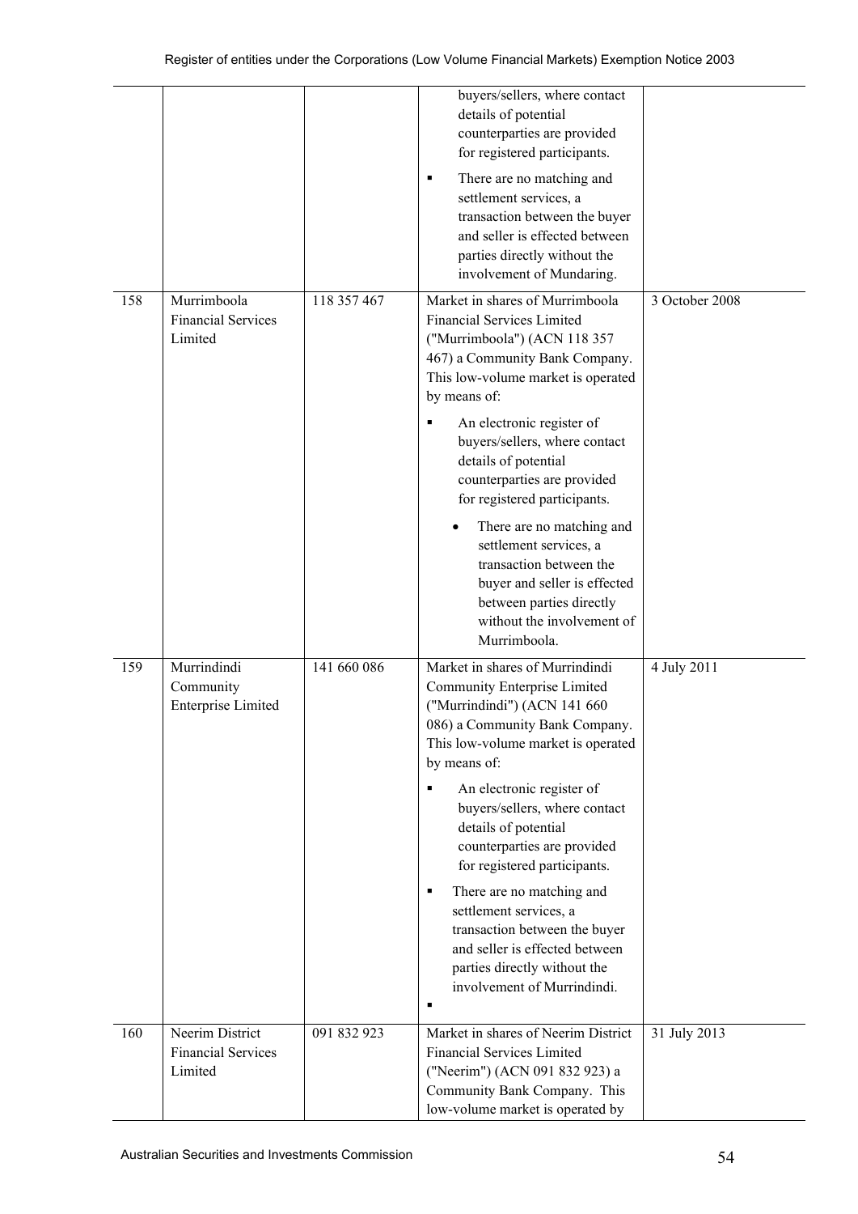| | | | | |
|---|---|---|---|---|
| | | | buyers/sellers, where contact details of potential counterparties are provided for registered participants.<br>▪ There are no matching and settlement services, a transaction between the buyer and seller is effected between parties directly without the involvement of Mundaring. | |
| 158 | Murrimboola Financial Services Limited | 118 357 467 | Market in shares of Murrimboola Financial Services Limited ("Murrimboola") (ACN 118 357 467) a Community Bank Company. This low-volume market is operated by means of:<br>▪ An electronic register of buyers/sellers, where contact details of potential counterparties are provided for registered participants.<br>• There are no matching and settlement services, a transaction between the buyer and seller is effected between parties directly without the involvement of Murrimboola. | 3 October 2008 |
| 159 | Murrindindi Community Enterprise Limited | 141 660 086 | Market in shares of Murrindindi Community Enterprise Limited ("Murrindindi") (ACN 141 660 086) a Community Bank Company. This low-volume market is operated by means of:<br>▪ An electronic register of buyers/sellers, where contact details of potential counterparties are provided for registered participants.<br>▪ There are no matching and settlement services, a transaction between the buyer and seller is effected between parties directly without the involvement of Murrindindi.<br>▪ | 4 July 2011 |
| 160 | Neerim District Financial Services Limited | 091 832 923 | Market in shares of Neerim District Financial Services Limited ("Neerim") (ACN 091 832 923) a Community Bank Company. This low-volume market is operated by | 31 July 2013 |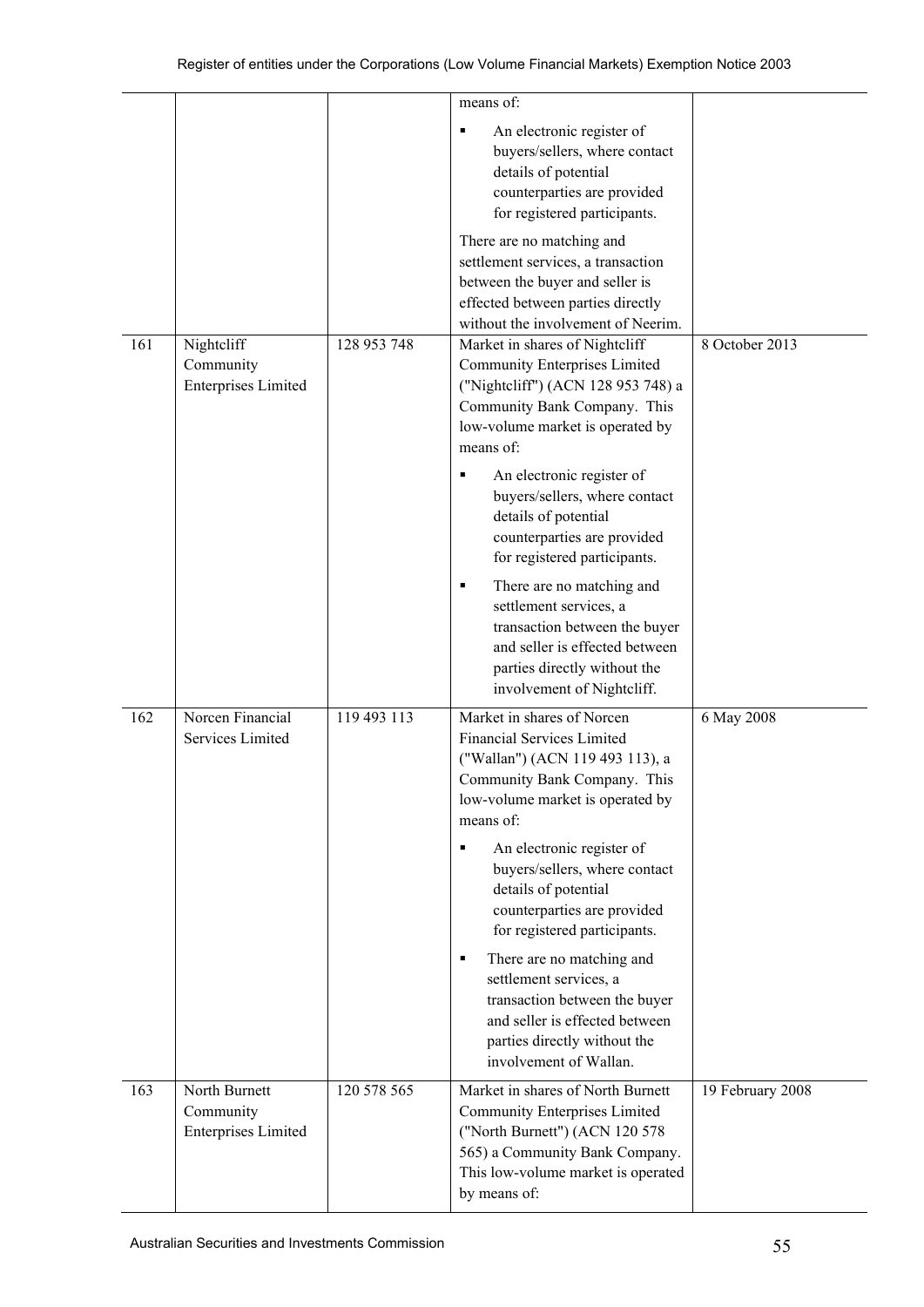| | | | | |
|---|---|---|---|---|
| | | | means of:<br>▪ An electronic register of buyers/sellers, where contact details of potential counterparties are provided for registered participants.<br>There are no matching and settlement services, a transaction between the buyer and seller is effected between parties directly without the involvement of Neerim. | |
| 161 | Nightcliff Community Enterprises Limited | 128 953 748 | Market in shares of Nightcliff Community Enterprises Limited ("Nightcliff") (ACN 128 953 748) a Community Bank Company. This low-volume market is operated by means of:<br>▪ An electronic register of buyers/sellers, where contact details of potential counterparties are provided for registered participants.<br>▪ There are no matching and settlement services, a transaction between the buyer and seller is effected between parties directly without the involvement of Nightcliff. | 8 October 2013 |
| 162 | Norcen Financial Services Limited | 119 493 113 | Market in shares of Norcen Financial Services Limited ("Wallan") (ACN 119 493 113), a Community Bank Company. This low-volume market is operated by means of:<br>▪ An electronic register of buyers/sellers, where contact details of potential counterparties are provided for registered participants.<br>▪ There are no matching and settlement services, a transaction between the buyer and seller is effected between parties directly without the involvement of Wallan. | 6 May 2008 |
| 163 | North Burnett Community Enterprises Limited | 120 578 565 | Market in shares of North Burnett Community Enterprises Limited ("North Burnett") (ACN 120 578 565) a Community Bank Company. This low-volume market is operated by means of: | 19 February 2008 |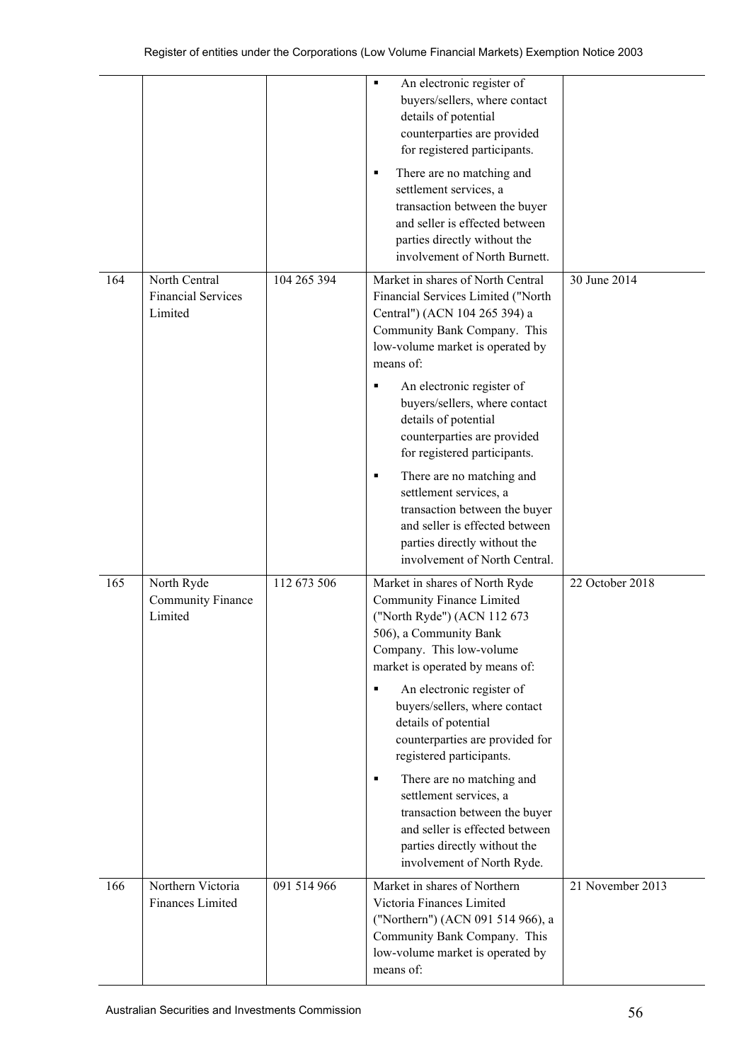| | | | | |
|---|---|---|---|---|
| | | | ▪ An electronic register of buyers/sellers, where contact details of potential counterparties are provided for registered participants.<br><br>▪ There are no matching and settlement services, a transaction between the buyer and seller is effected between parties directly without the involvement of North Burnett. | |
| 164 | North Central Financial Services Limited | 104 265 394 | Market in shares of North Central Financial Services Limited ("North Central") (ACN 104 265 394) a Community Bank Company. This low-volume market is operated by means of:<br><br>▪ An electronic register of buyers/sellers, where contact details of potential counterparties are provided for registered participants.<br><br>▪ There are no matching and settlement services, a transaction between the buyer and seller is effected between parties directly without the involvement of North Central. | 30 June 2014 |
| 165 | North Ryde Community Finance Limited | 112 673 506 | Market in shares of North Ryde Community Finance Limited ("North Ryde") (ACN 112 673 506), a Community Bank Company. This low-volume market is operated by means of:<br><br>▪ An electronic register of buyers/sellers, where contact details of potential counterparties are provided for registered participants.<br><br>▪ There are no matching and settlement services, a transaction between the buyer and seller is effected between parties directly without the involvement of North Ryde. | 22 October 2018 |
| 166 | Northern Victoria Finances Limited | 091 514 966 | Market in shares of Northern Victoria Finances Limited ("Northern") (ACN 091 514 966), a Community Bank Company. This low-volume market is operated by means of: | 21 November 2013 |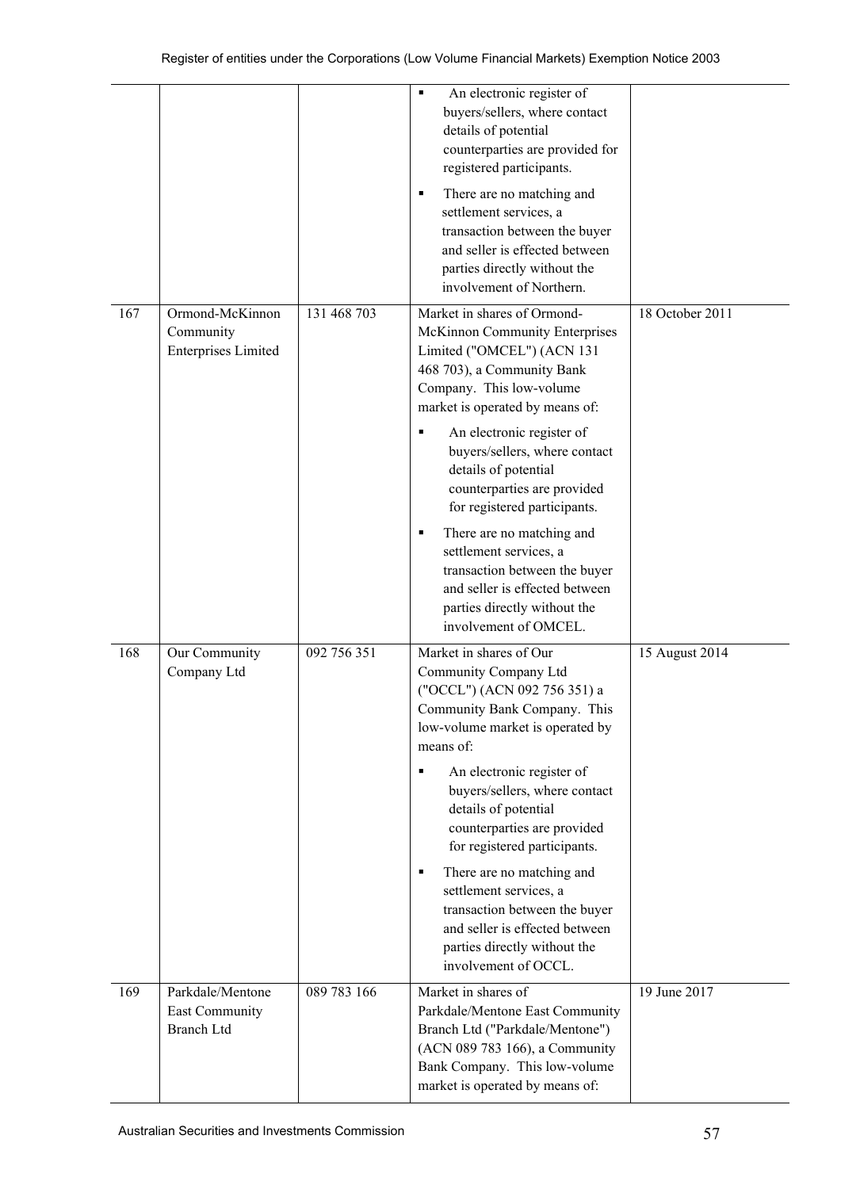| | | | | |
|---|---|---|---|---|
| | | | ▪ An electronic register of buyers/sellers, where contact details of potential counterparties are provided for registered participants.<br><br>▪ There are no matching and settlement services, a transaction between the buyer and seller is effected between parties directly without the involvement of Northern. | |
| 167 | Ormond-McKinnon Community Enterprises Limited | 131 468 703 | Market in shares of Ormond-McKinnon Community Enterprises Limited ("OMCEL") (ACN 131 468 703), a Community Bank Company. This low-volume market is operated by means of:<br><br>▪ An electronic register of buyers/sellers, where contact details of potential counterparties are provided for registered participants.<br><br>▪ There are no matching and settlement services, a transaction between the buyer and seller is effected between parties directly without the involvement of OMCEL. | 18 October 2011 |
| 168 | Our Community Company Ltd | 092 756 351 | Market in shares of Our Community Company Ltd ("OCCL") (ACN 092 756 351) a Community Bank Company. This low-volume market is operated by means of:<br><br>▪ An electronic register of buyers/sellers, where contact details of potential counterparties are provided for registered participants.<br><br>▪ There are no matching and settlement services, a transaction between the buyer and seller is effected between parties directly without the involvement of OCCL. | 15 August 2014 |
| 169 | Parkdale/Mentone East Community Branch Ltd | 089 783 166 | Market in shares of Parkdale/Mentone East Community Branch Ltd ("Parkdale/Mentone") (ACN 089 783 166), a Community Bank Company. This low-volume market is operated by means of: | 19 June 2017 |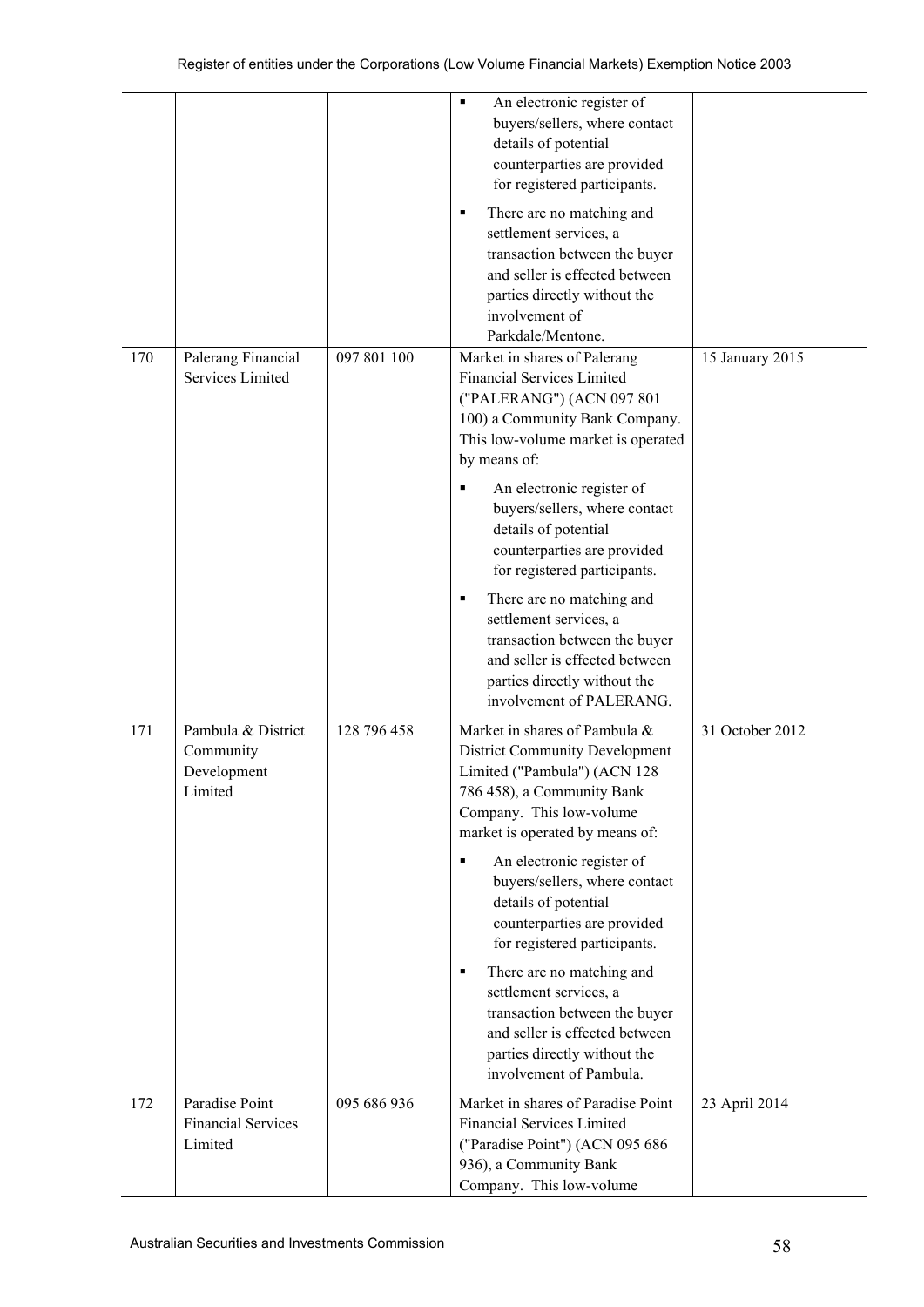| | | | | |
|---|---|---|---|---|
| | | | ▪ An electronic register of buyers/sellers, where contact details of potential counterparties are provided for registered participants.<br>▪ There are no matching and settlement services, a transaction between the buyer and seller is effected between parties directly without the involvement of Parkdale/Mentone. | |
| 170 | Palerang Financial Services Limited | 097 801 100 | Market in shares of Palerang Financial Services Limited ("PALERANG") (ACN 097 801 100) a Community Bank Company. This low-volume market is operated by means of:<br>▪ An electronic register of buyers/sellers, where contact details of potential counterparties are provided for registered participants.<br>▪ There are no matching and settlement services, a transaction between the buyer and seller is effected between parties directly without the involvement of PALERANG. | 15 January 2015 |
| 171 | Pambula & District Community Development Limited | 128 796 458 | Market in shares of Pambula & District Community Development Limited ("Pambula") (ACN 128 786 458), a Community Bank Company. This low-volume market is operated by means of:<br>▪ An electronic register of buyers/sellers, where contact details of potential counterparties are provided for registered participants.<br>▪ There are no matching and settlement services, a transaction between the buyer and seller is effected between parties directly without the involvement of Pambula. | 31 October 2012 |
| 172 | Paradise Point Financial Services Limited | 095 686 936 | Market in shares of Paradise Point Financial Services Limited ("Paradise Point") (ACN 095 686 936), a Community Bank Company. This low-volume | 23 April 2014 |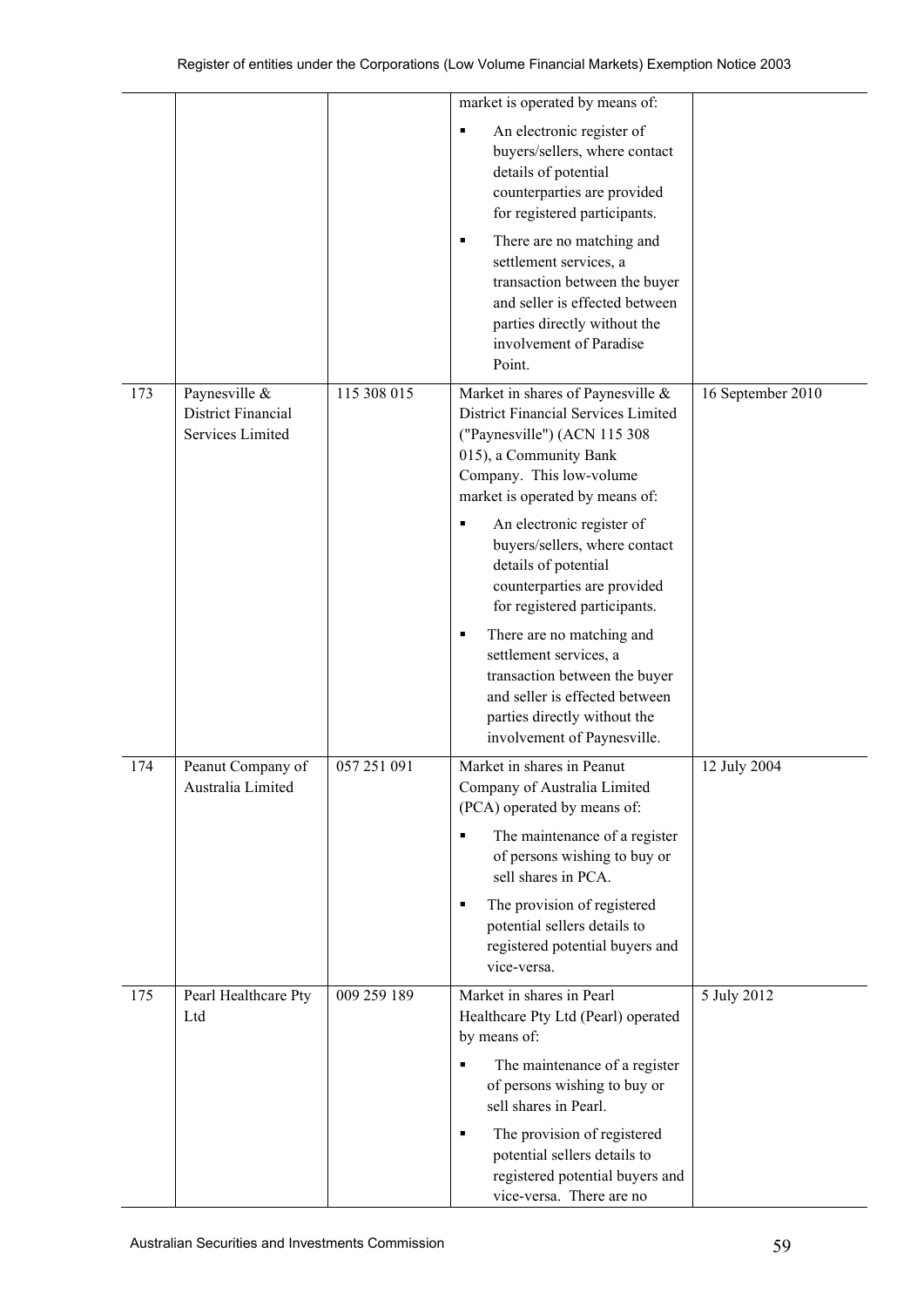| | | | | |
|---|---|---|---|---|
| | | | market is operated by means of:<br>▪ An electronic register of buyers/sellers, where contact details of potential counterparties are provided for registered participants.<br>▪ There are no matching and settlement services, a transaction between the buyer and seller is effected between parties directly without the involvement of Paradise Point. | |
| 173 | Paynesville & District Financial Services Limited | 115 308 015 | Market in shares of Paynesville & District Financial Services Limited ("Paynesville") (ACN 115 308 015), a Community Bank Company. This low-volume market is operated by means of:<br>▪ An electronic register of buyers/sellers, where contact details of potential counterparties are provided for registered participants.<br>▪ There are no matching and settlement services, a transaction between the buyer and seller is effected between parties directly without the involvement of Paynesville. | 16 September 2010 |
| 174 | Peanut Company of Australia Limited | 057 251 091 | Market in shares in Peanut Company of Australia Limited (PCA) operated by means of:<br>▪ The maintenance of a register of persons wishing to buy or sell shares in PCA.<br>▪ The provision of registered potential sellers details to registered potential buyers and vice-versa. | 12 July 2004 |
| 175 | Pearl Healthcare Pty Ltd | 009 259 189 | Market in shares in Pearl Healthcare Pty Ltd (Pearl) operated by means of:<br>▪ The maintenance of a register of persons wishing to buy or sell shares in Pearl.<br>▪ The provision of registered potential sellers details to registered potential buyers and vice-versa. There are no | 5 July 2012 |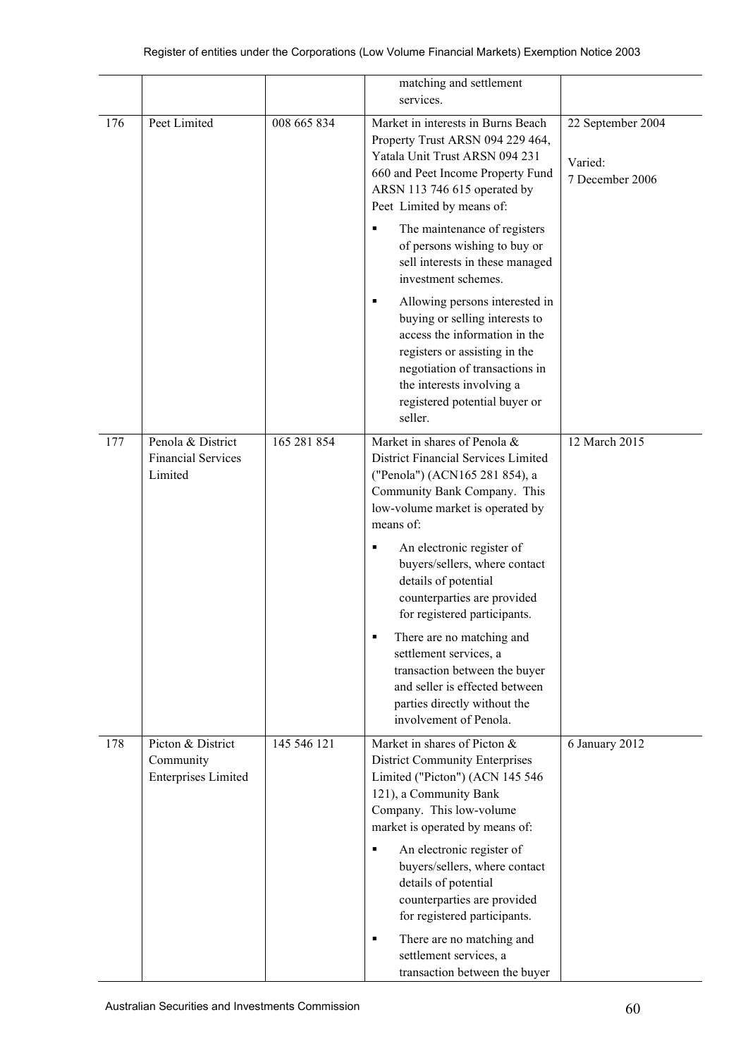| | | | | |
|---|---|---|---|---|
| | | | matching and settlement services. | |
| 176 | Peet Limited | 008 665 834 | Market in interests in Burns Beach Property Trust ARSN 094 229 464, Yatala Unit Trust ARSN 094 231 660 and Peet Income Property Fund ARSN 113 746 615 operated by Peet Limited by means of:<br><br>▪ The maintenance of registers of persons wishing to buy or sell interests in these managed investment schemes.<br><br>▪ Allowing persons interested in buying or selling interests to access the information in the registers or assisting in the negotiation of transactions in the interests involving a registered potential buyer or seller. | 22 September 2004<br><br>Varied:<br>7 December 2006 |
| 177 | Penola & District Financial Services Limited | 165 281 854 | Market in shares of Penola & District Financial Services Limited ("Penola") (ACN165 281 854), a Community Bank Company. This low-volume market is operated by means of:<br><br>▪ An electronic register of buyers/sellers, where contact details of potential counterparties are provided for registered participants.<br><br>▪ There are no matching and settlement services, a transaction between the buyer and seller is effected between parties directly without the involvement of Penola. | 12 March 2015 |
| 178 | Picton & District Community Enterprises Limited | 145 546 121 | Market in shares of Picton & District Community Enterprises Limited ("Picton") (ACN 145 546 121), a Community Bank Company. This low-volume market is operated by means of:<br><br>▪ An electronic register of buyers/sellers, where contact details of potential counterparties are provided for registered participants.<br><br>▪ There are no matching and settlement services, a transaction between the buyer | 6 January 2012 |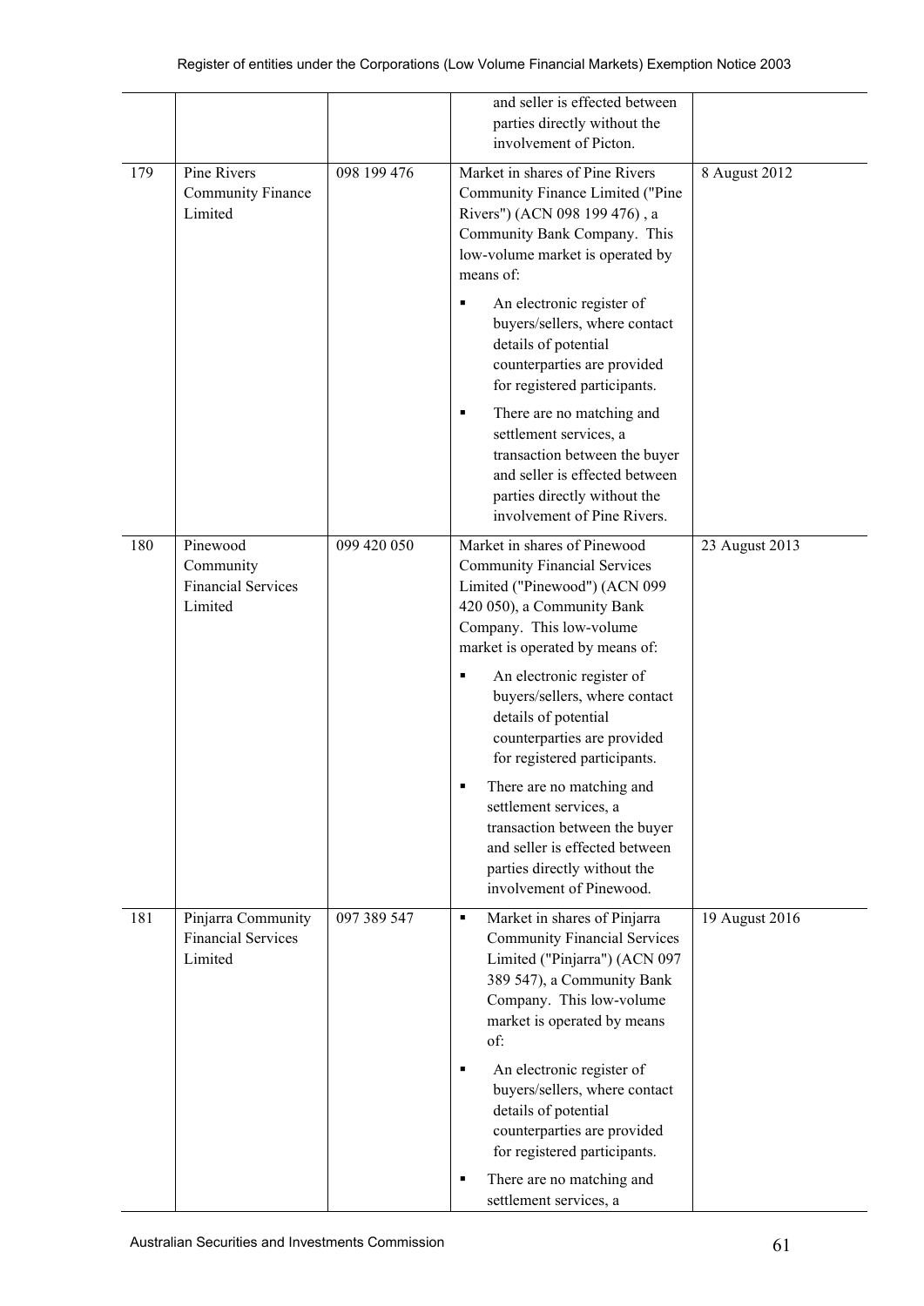| | | | | |
|---|---|---|---|---|
| | | | and seller is effected between parties directly without the involvement of Picton. | |
| 179 | Pine Rivers Community Finance Limited | 098 199 476 | Market in shares of Pine Rivers Community Finance Limited ("Pine Rivers") (ACN 098 199 476) , a Community Bank Company. This low-volume market is operated by means of:<br>▪ An electronic register of buyers/sellers, where contact details of potential counterparties are provided for registered participants.<br>▪ There are no matching and settlement services, a transaction between the buyer and seller is effected between parties directly without the involvement of Pine Rivers. | 8 August 2012 |
| 180 | Pinewood Community Financial Services Limited | 099 420 050 | Market in shares of Pinewood Community Financial Services Limited ("Pinewood") (ACN 099 420 050), a Community Bank Company. This low-volume market is operated by means of:<br>▪ An electronic register of buyers/sellers, where contact details of potential counterparties are provided for registered participants.<br>▪ There are no matching and settlement services, a transaction between the buyer and seller is effected between parties directly without the involvement of Pinewood. | 23 August 2013 |
| 181 | Pinjarra Community Financial Services Limited | 097 389 547 | ▪ Market in shares of Pinjarra Community Financial Services Limited ("Pinjarra") (ACN 097 389 547), a Community Bank Company. This low-volume market is operated by means of:<br>▪ An electronic register of buyers/sellers, where contact details of potential counterparties are provided for registered participants.<br>▪ There are no matching and settlement services, a | 19 August 2016 |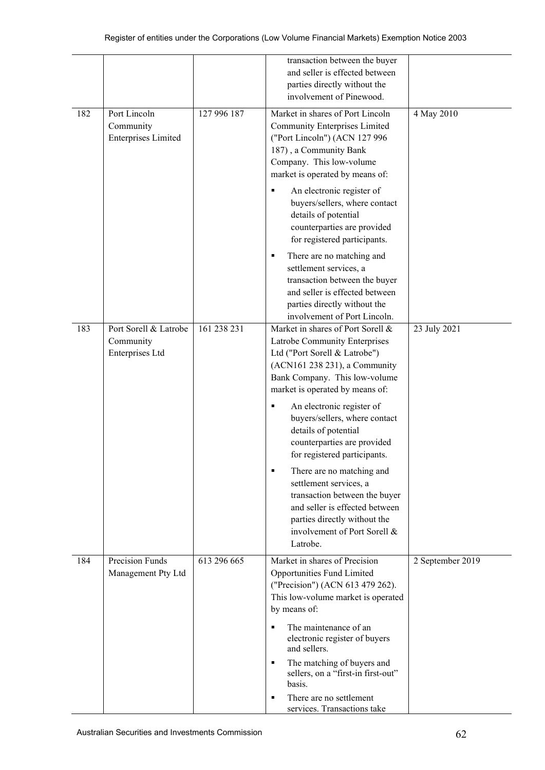| | | | | |
|---|---|---|---|---|
| | | | transaction between the buyer and seller is effected between parties directly without the involvement of Pinewood. | |
| 182 | Port Lincoln Community Enterprises Limited | 127 996 187 | Market in shares of Port Lincoln Community Enterprises Limited ("Port Lincoln") (ACN 127 996 187) , a Community Bank Company. This low-volume market is operated by means of:<br>▪ An electronic register of buyers/sellers, where contact details of potential counterparties are provided for registered participants.<br>▪ There are no matching and settlement services, a transaction between the buyer and seller is effected between parties directly without the involvement of Port Lincoln. | 4 May 2010 |
| 183 | Port Sorell & Latrobe Community Enterprises Ltd | 161 238 231 | Market in shares of Port Sorell & Latrobe Community Enterprises Ltd ("Port Sorell & Latrobe") (ACN161 238 231), a Community Bank Company. This low-volume market is operated by means of:<br>▪ An electronic register of buyers/sellers, where contact details of potential counterparties are provided for registered participants.<br>▪ There are no matching and settlement services, a transaction between the buyer and seller is effected between parties directly without the involvement of Port Sorell & Latrobe. | 23 July 2021 |
| 184 | Precision Funds Management Pty Ltd | 613 296 665 | Market in shares of Precision Opportunities Fund Limited ("Precision") (ACN 613 479 262). This low-volume market is operated by means of:<br>▪ The maintenance of an electronic register of buyers and sellers.<br>▪ The matching of buyers and sellers, on a "first-in first-out" basis.<br>▪ There are no settlement services. Transactions take | 2 September 2019 |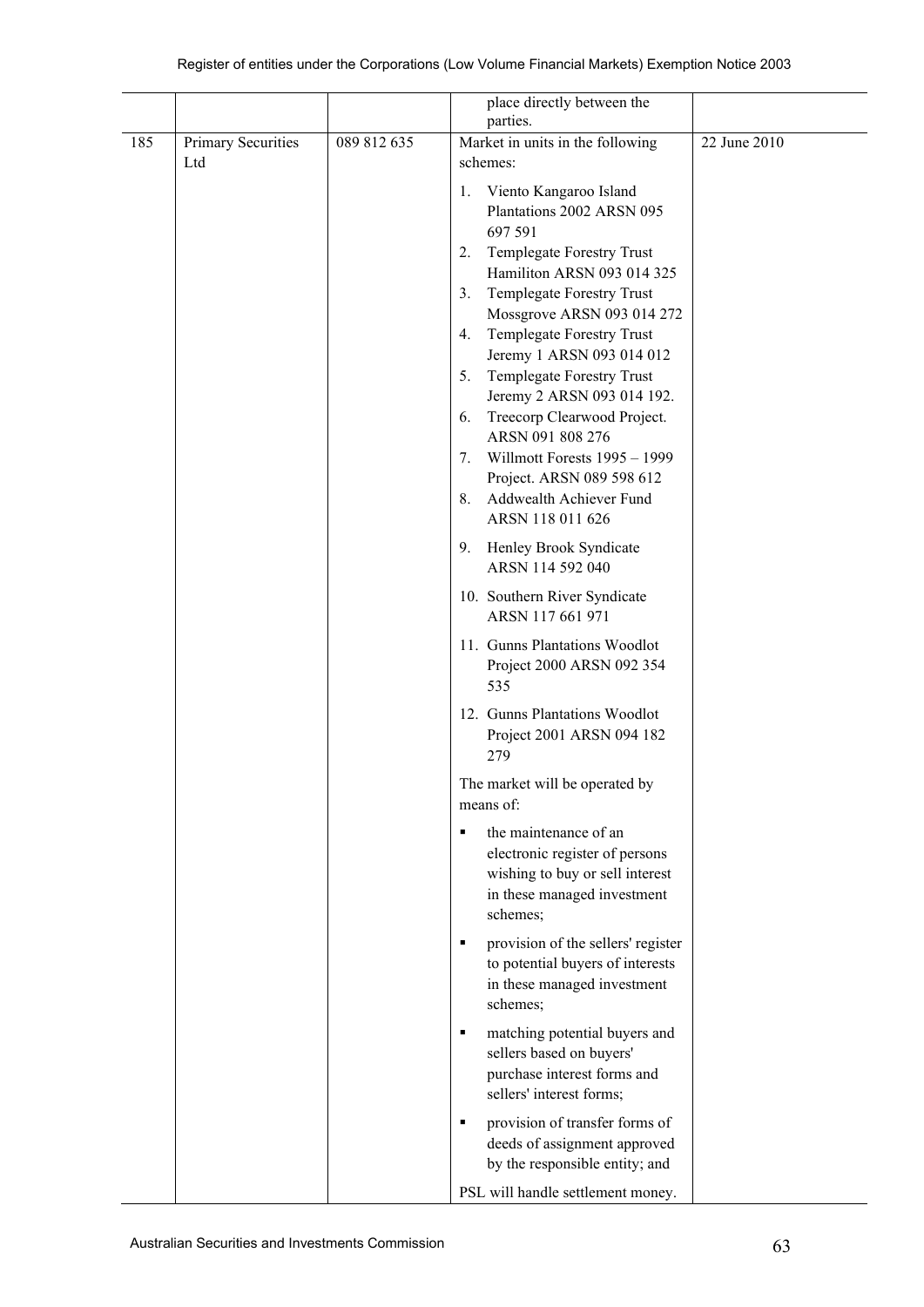|  |  |  | place directly between the parties. |  |
|---|---|---|---|---|
| 185 | Primary Securities Ltd | 089 812 635 | Market in units in the following schemes:<br><br>1. Viento Kangaroo Island Plantations 2002 ARSN 095 697 591<br>2. Templegate Forestry Trust Hamiliton ARSN 093 014 325<br>3. Templegate Forestry Trust Mossgrove ARSN 093 014 272<br>4. Templegate Forestry Trust Jeremy 1 ARSN 093 014 012<br>5. Templegate Forestry Trust Jeremy 2 ARSN 093 014 192.<br>6. Treecorp Clearwood Project. ARSN 091 808 276<br>7. Willmott Forests 1995 – 1999 Project. ARSN 089 598 612<br>8. Addwealth Achiever Fund ARSN 118 011 626<br>9. Henley Brook Syndicate ARSN 114 592 040<br>10. Southern River Syndicate ARSN 117 661 971<br>11. Gunns Plantations Woodlot Project 2000 ARSN 092 354 535<br>12. Gunns Plantations Woodlot Project 2001 ARSN 094 182 279<br><br>The market will be operated by means of:<br><br>▪ the maintenance of an electronic register of persons wishing to buy or sell interest in these managed investment schemes;<br>▪ provision of the sellers' register to potential buyers of interests in these managed investment schemes;<br>▪ matching potential buyers and sellers based on buyers' purchase interest forms and sellers' interest forms;<br>▪ provision of transfer forms of deeds of assignment approved by the responsible entity; and<br><br>PSL will handle settlement money. | 22 June 2010 |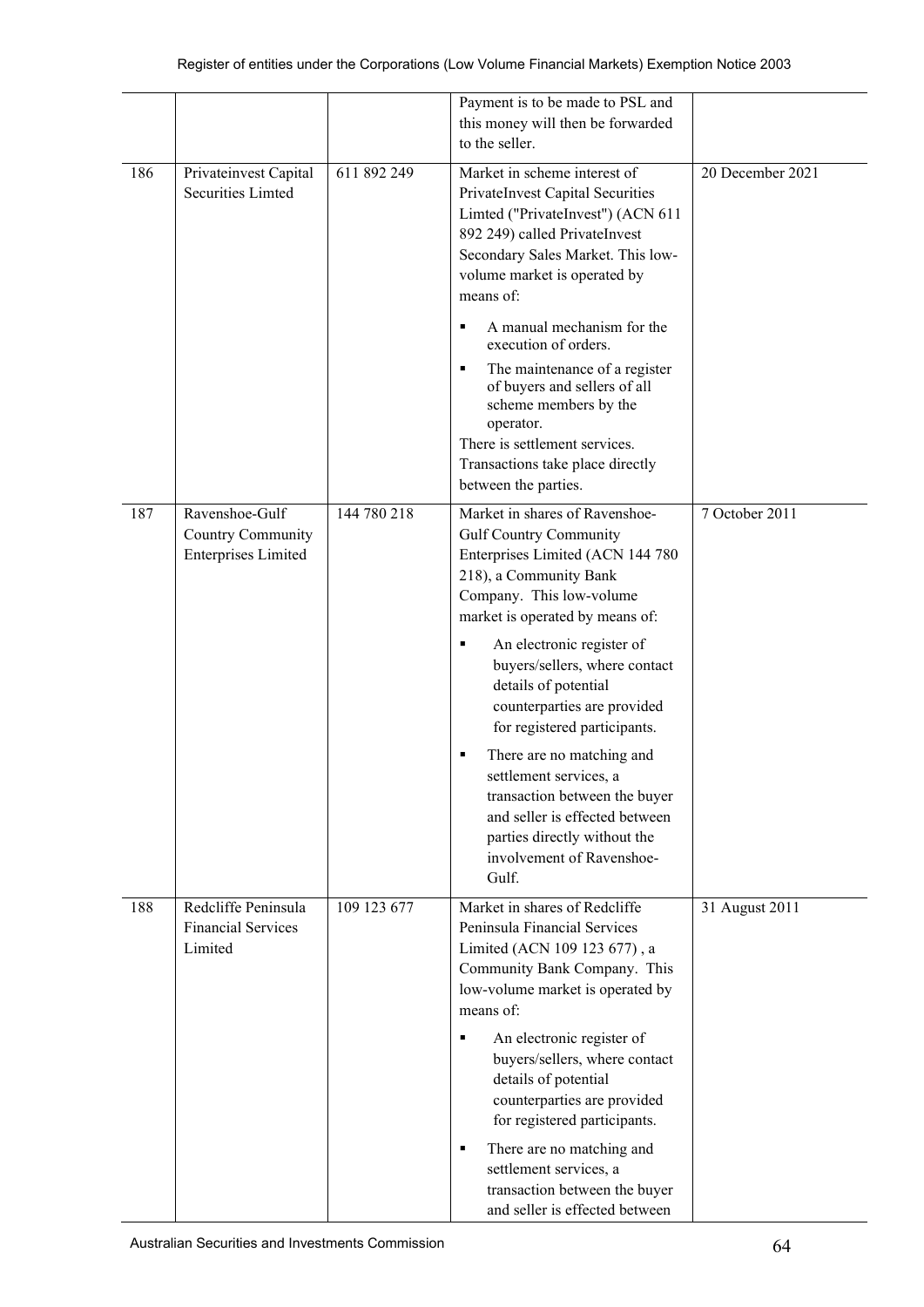| | | | | |
|---|---|---|---|---|
| | | | Payment is to be made to PSL and this money will then be forwarded to the seller. | |
| 186 | Privateinvest Capital Securities Limted | 611 892 249 | Market in scheme interest of PrivateInvest Capital Securities Limted ("PrivateInvest") (ACN 611 892 249) called PrivateInvest Secondary Sales Market. This low-volume market is operated by means of:<br>▪ A manual mechanism for the execution of orders.<br>▪ The maintenance of a register of buyers and sellers of all scheme members by the operator.<br>There is settlement services. Transactions take place directly between the parties. | 20 December 2021 |
| 187 | Ravenshoe-Gulf Country Community Enterprises Limited | 144 780 218 | Market in shares of Ravenshoe-Gulf Country Community Enterprises Limited (ACN 144 780 218), a Community Bank Company. This low-volume market is operated by means of:<br>▪ An electronic register of buyers/sellers, where contact details of potential counterparties are provided for registered participants.<br>▪ There are no matching and settlement services, a transaction between the buyer and seller is effected between parties directly without the involvement of Ravenshoe-Gulf. | 7 October 2011 |
| 188 | Redcliffe Peninsula Financial Services Limited | 109 123 677 | Market in shares of Redcliffe Peninsula Financial Services Limited (ACN 109 123 677) , a Community Bank Company. This low-volume market is operated by means of:<br>▪ An electronic register of buyers/sellers, where contact details of potential counterparties are provided for registered participants.<br>▪ There are no matching and settlement services, a transaction between the buyer and seller is effected between | 31 August 2011 |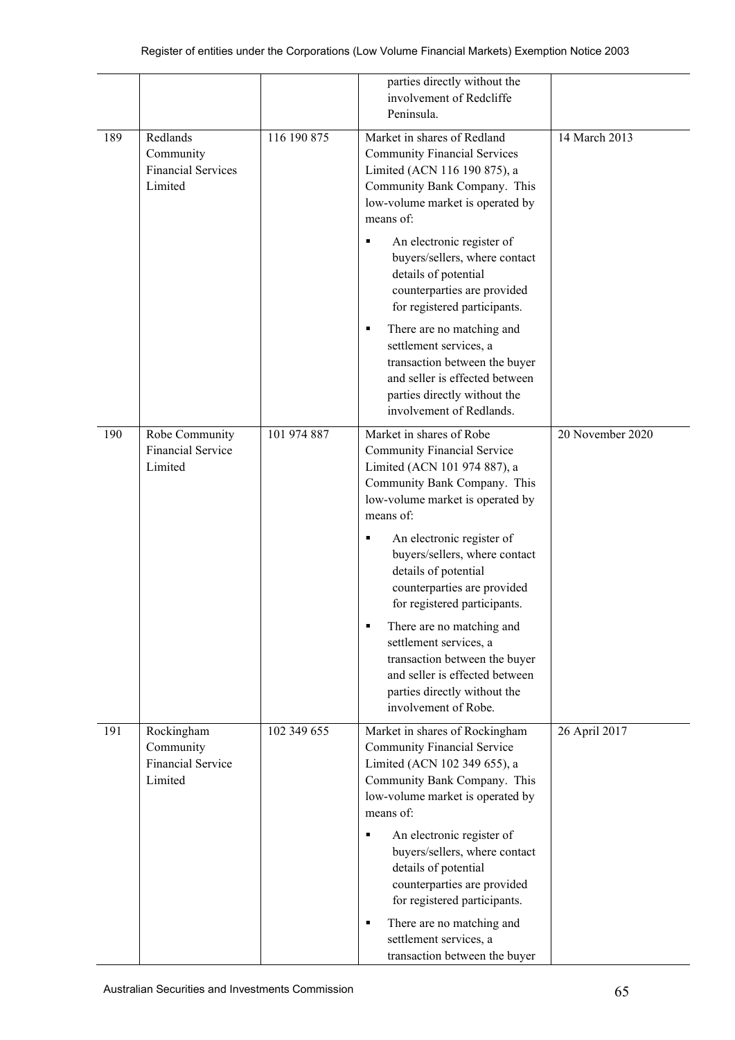| | | | | |
|---|---|---|---|---|
| | | | parties directly without the involvement of Redcliffe Peninsula. | |
| 189 | Redlands Community Financial Services Limited | 116 190 875 | Market in shares of Redland Community Financial Services Limited (ACN 116 190 875), a Community Bank Company. This low-volume market is operated by means of: <br>▪ An electronic register of buyers/sellers, where contact details of potential counterparties are provided for registered participants. <br>▪ There are no matching and settlement services, a transaction between the buyer and seller is effected between parties directly without the involvement of Redlands. | 14 March 2013 |
| 190 | Robe Community Financial Service Limited | 101 974 887 | Market in shares of Robe Community Financial Service Limited (ACN 101 974 887), a Community Bank Company. This low-volume market is operated by means of: <br>▪ An electronic register of buyers/sellers, where contact details of potential counterparties are provided for registered participants. <br>▪ There are no matching and settlement services, a transaction between the buyer and seller is effected between parties directly without the involvement of Robe. | 20 November 2020 |
| 191 | Rockingham Community Financial Service Limited | 102 349 655 | Market in shares of Rockingham Community Financial Service Limited (ACN 102 349 655), a Community Bank Company. This low-volume market is operated by means of: <br>▪ An electronic register of buyers/sellers, where contact details of potential counterparties are provided for registered participants. <br>▪ There are no matching and settlement services, a transaction between the buyer | 26 April 2017 |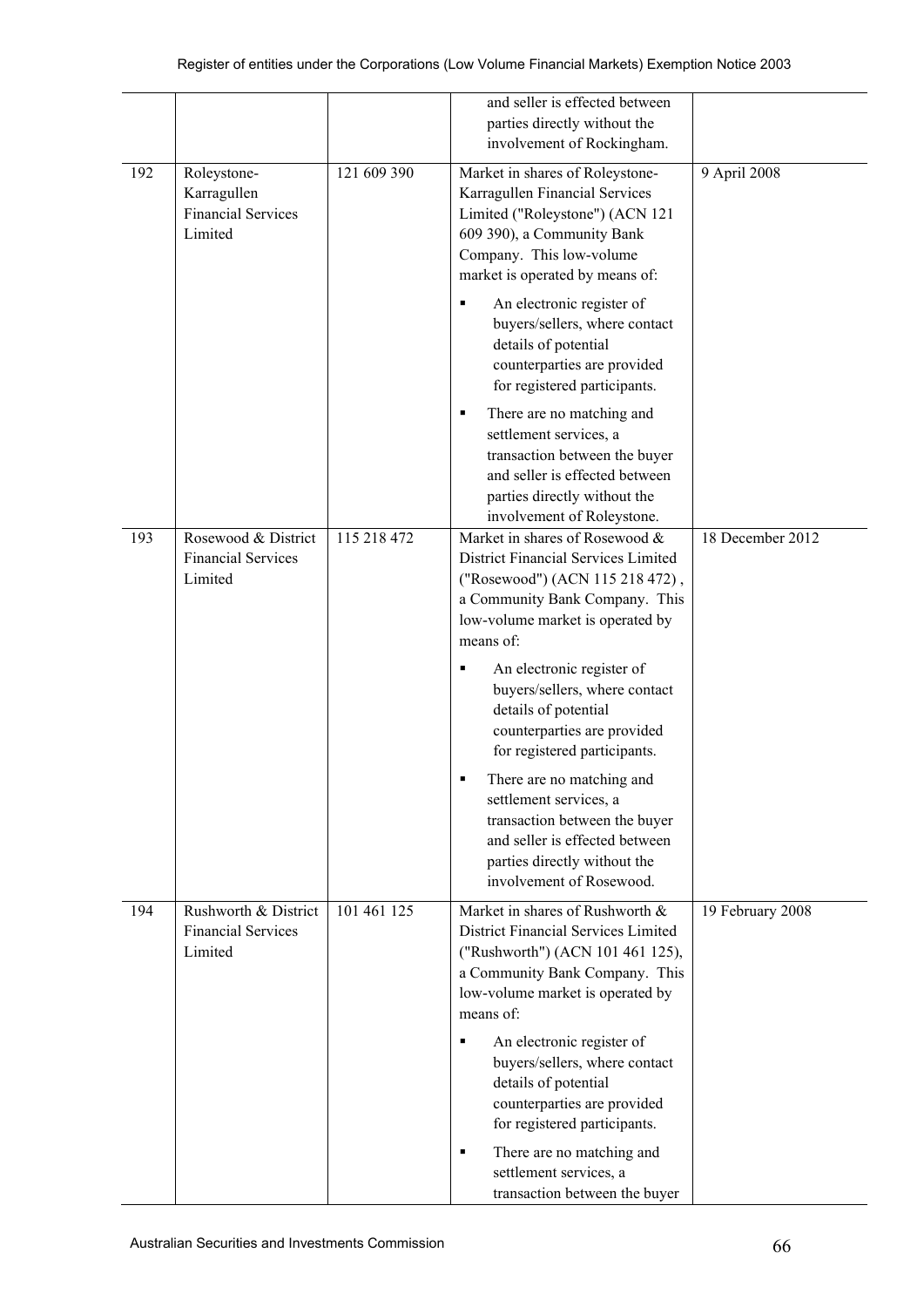| | | | | |
|---|---|---|---|---|
| | | | and seller is effected between parties directly without the involvement of Rockingham. | |
| 192 | Roleystone-Karragullen Financial Services Limited | 121 609 390 | Market in shares of Roleystone-Karragullen Financial Services Limited ("Roleystone") (ACN 121 609 390), a Community Bank Company. This low-volume market is operated by means of: <br>▪ An electronic register of buyers/sellers, where contact details of potential counterparties are provided for registered participants. <br>▪ There are no matching and settlement services, a transaction between the buyer and seller is effected between parties directly without the involvement of Roleystone. | 9 April 2008 |
| 193 | Rosewood & District Financial Services Limited | 115 218 472 | Market in shares of Rosewood & District Financial Services Limited ("Rosewood") (ACN 115 218 472) , a Community Bank Company. This low-volume market is operated by means of: <br>▪ An electronic register of buyers/sellers, where contact details of potential counterparties are provided for registered participants. <br>▪ There are no matching and settlement services, a transaction between the buyer and seller is effected between parties directly without the involvement of Rosewood. | 18 December 2012 |
| 194 | Rushworth & District Financial Services Limited | 101 461 125 | Market in shares of Rushworth & District Financial Services Limited ("Rushworth") (ACN 101 461 125), a Community Bank Company. This low-volume market is operated by means of: <br>▪ An electronic register of buyers/sellers, where contact details of potential counterparties are provided for registered participants. <br>▪ There are no matching and settlement services, a transaction between the buyer | 19 February 2008 |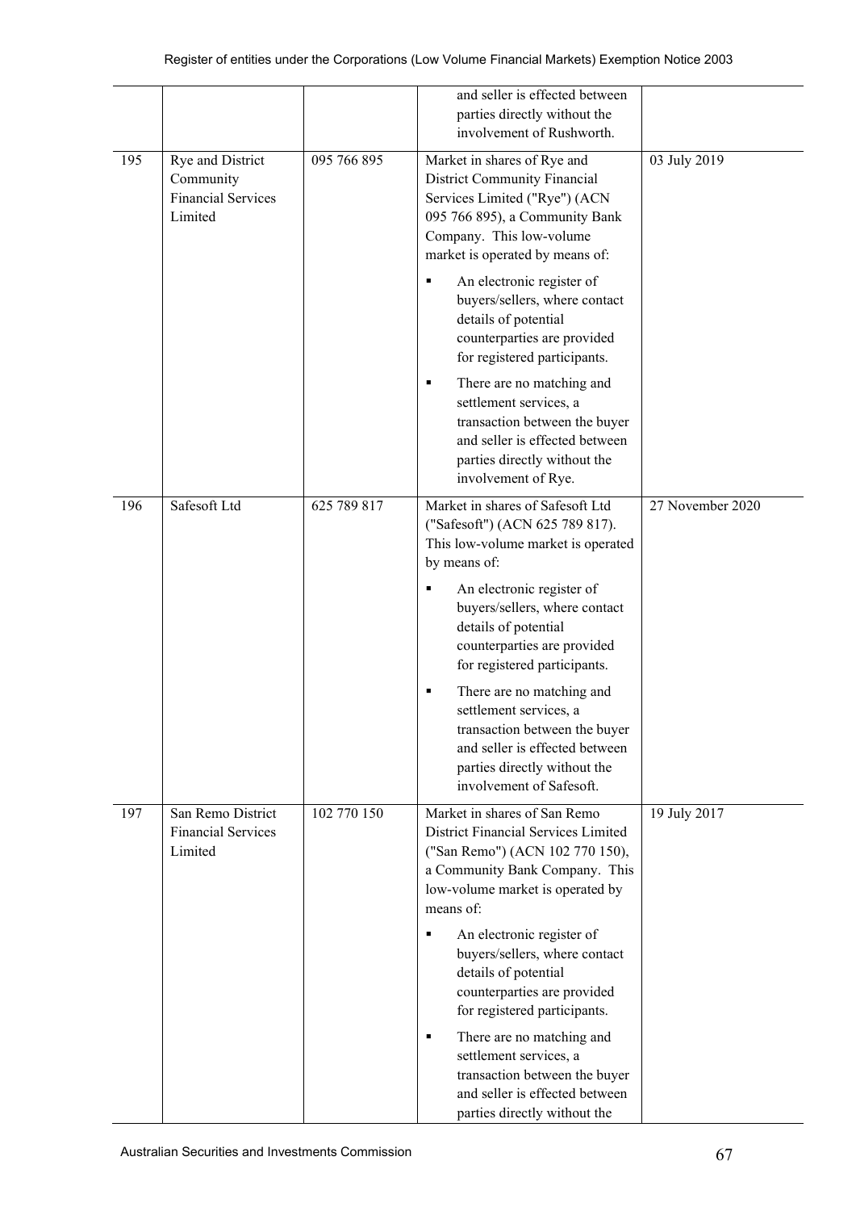| | | | | |
|---|---|---|---|---|
| | | | and seller is effected between parties directly without the involvement of Rushworth. | |
| 195 | Rye and District Community Financial Services Limited | 095 766 895 | Market in shares of Rye and District Community Financial Services Limited ("Rye") (ACN 095 766 895), a Community Bank Company. This low-volume market is operated by means of:<br>▪ An electronic register of buyers/sellers, where contact details of potential counterparties are provided for registered participants.<br>▪ There are no matching and settlement services, a transaction between the buyer and seller is effected between parties directly without the involvement of Rye. | 03 July 2019 |
| 196 | Safesoft Ltd | 625 789 817 | Market in shares of Safesoft Ltd ("Safesoft") (ACN 625 789 817). This low-volume market is operated by means of:<br>▪ An electronic register of buyers/sellers, where contact details of potential counterparties are provided for registered participants.<br>▪ There are no matching and settlement services, a transaction between the buyer and seller is effected between parties directly without the involvement of Safesoft. | 27 November 2020 |
| 197 | San Remo District Financial Services Limited | 102 770 150 | Market in shares of San Remo District Financial Services Limited ("San Remo") (ACN 102 770 150), a Community Bank Company. This low-volume market is operated by means of:<br>▪ An electronic register of buyers/sellers, where contact details of potential counterparties are provided for registered participants.<br>▪ There are no matching and settlement services, a transaction between the buyer and seller is effected between parties directly without the | 19 July 2017 |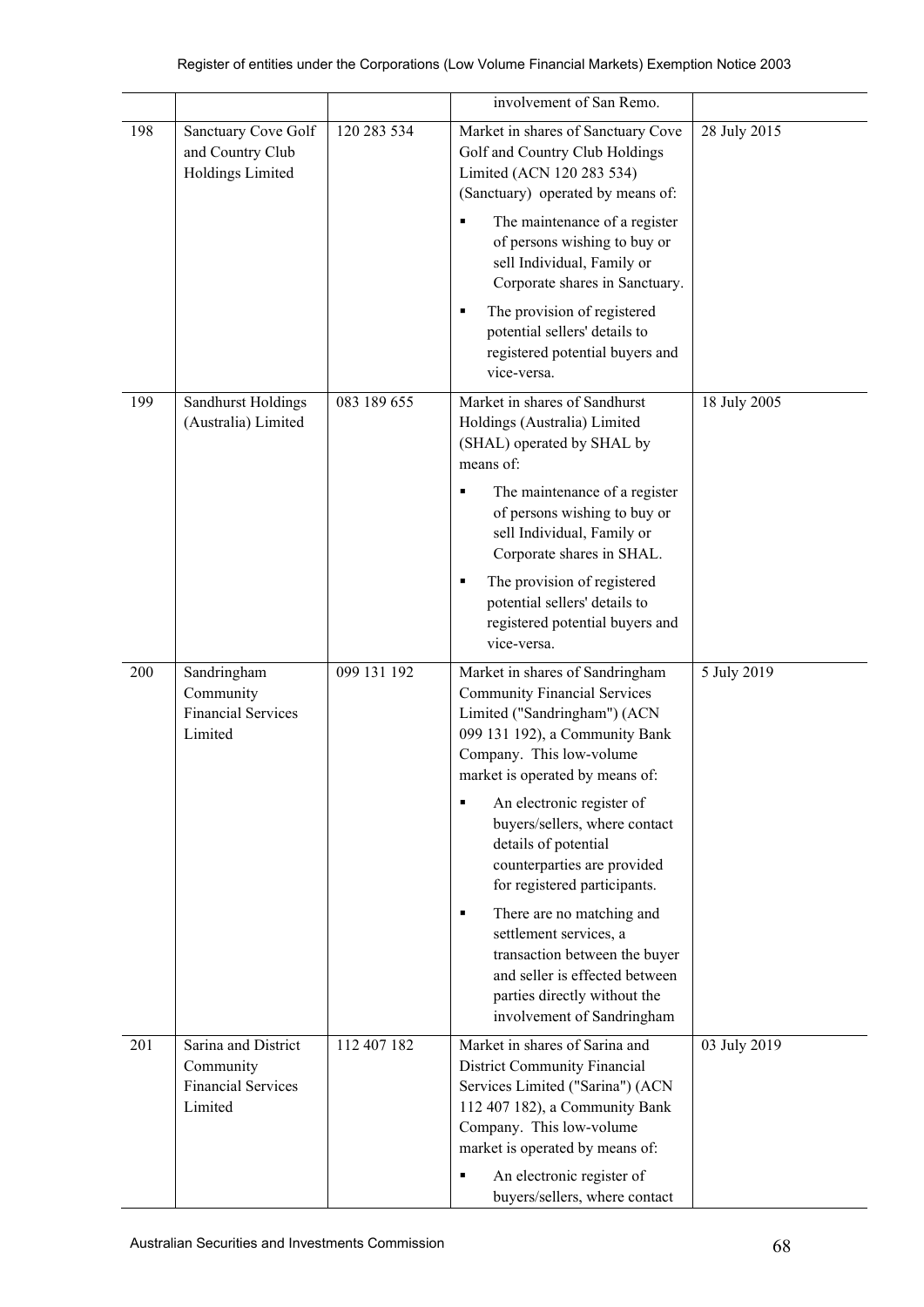| | | | | |
|---|---|---|---|---|
| | | | involvement of San Remo. | |
| 198 | Sanctuary Cove Golf and Country Club Holdings Limited | 120 283 534 | Market in shares of Sanctuary Cove Golf and Country Club Holdings Limited (ACN 120 283 534) (Sanctuary) operated by means of:<br>▪ The maintenance of a register of persons wishing to buy or sell Individual, Family or Corporate shares in Sanctuary.<br>▪ The provision of registered potential sellers' details to registered potential buyers and vice-versa. | 28 July 2015 |
| 199 | Sandhurst Holdings (Australia) Limited | 083 189 655 | Market in shares of Sandhurst Holdings (Australia) Limited (SHAL) operated by SHAL by means of:<br>▪ The maintenance of a register of persons wishing to buy or sell Individual, Family or Corporate shares in SHAL.<br>▪ The provision of registered potential sellers' details to registered potential buyers and vice-versa. | 18 July 2005 |
| 200 | Sandringham Community Financial Services Limited | 099 131 192 | Market in shares of Sandringham Community Financial Services Limited ("Sandringham") (ACN 099 131 192), a Community Bank Company. This low-volume market is operated by means of:<br>▪ An electronic register of buyers/sellers, where contact details of potential counterparties are provided for registered participants.<br>▪ There are no matching and settlement services, a transaction between the buyer and seller is effected between parties directly without the involvement of Sandringham | 5 July 2019 |
| 201 | Sarina and District Community Financial Services Limited | 112 407 182 | Market in shares of Sarina and District Community Financial Services Limited ("Sarina") (ACN 112 407 182), a Community Bank Company. This low-volume market is operated by means of:<br>▪ An electronic register of buyers/sellers, where contact | 03 July 2019 |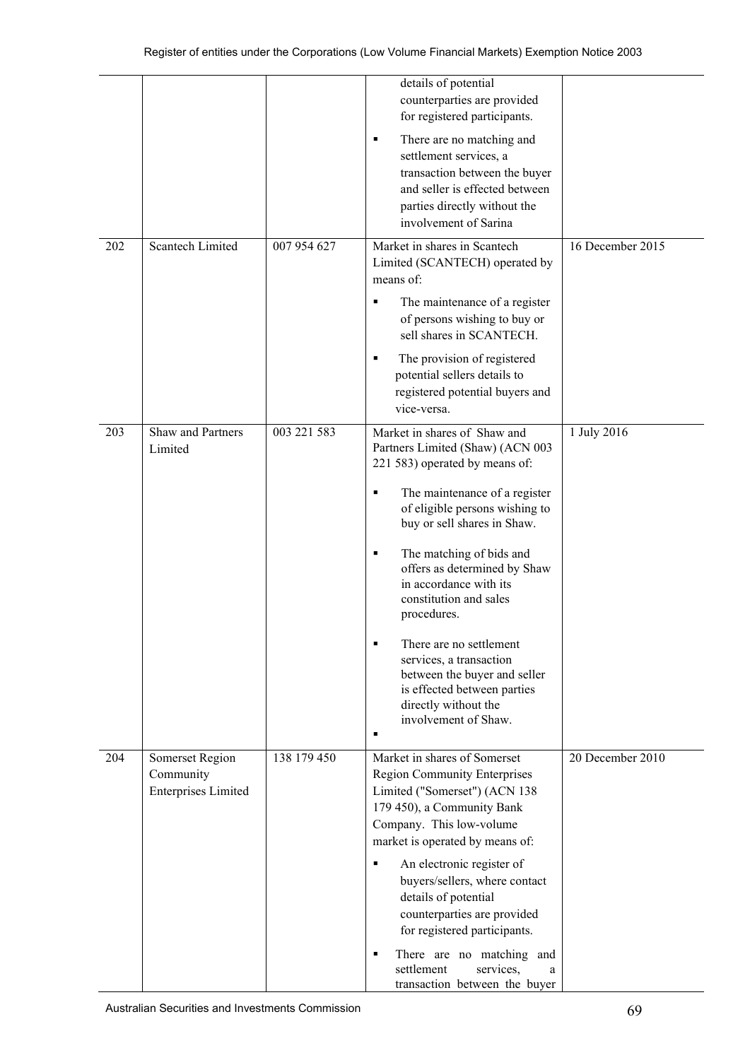| | | | | |
|---|---|---|---|---|
| | | | details of potential counterparties are provided for registered participants.<br>▪ There are no matching and settlement services, a transaction between the buyer and seller is effected between parties directly without the involvement of Sarina | |
| 202 | Scantech Limited | 007 954 627 | Market in shares in Scantech Limited (SCANTECH) operated by means of:<br>▪ The maintenance of a register of persons wishing to buy or sell shares in SCANTECH.<br>▪ The provision of registered potential sellers details to registered potential buyers and vice-versa. | 16 December 2015 |
| 203 | Shaw and Partners Limited | 003 221 583 | Market in shares of Shaw and Partners Limited (Shaw) (ACN 003 221 583) operated by means of:<br>▪ The maintenance of a register of eligible persons wishing to buy or sell shares in Shaw.<br>▪ The matching of bids and offers as determined by Shaw in accordance with its constitution and sales procedures.<br>▪ There are no settlement services, a transaction between the buyer and seller is effected between parties directly without the involvement of Shaw.<br>▪ | 1 July 2016 |
| 204 | Somerset Region Community Enterprises Limited | 138 179 450 | Market in shares of Somerset Region Community Enterprises Limited ("Somerset") (ACN 138 179 450), a Community Bank Company. This low-volume market is operated by means of:<br>▪ An electronic register of buyers/sellers, where contact details of potential counterparties are provided for registered participants.<br>▪ There are no matching and settlement services, a transaction between the buyer | 20 December 2010 |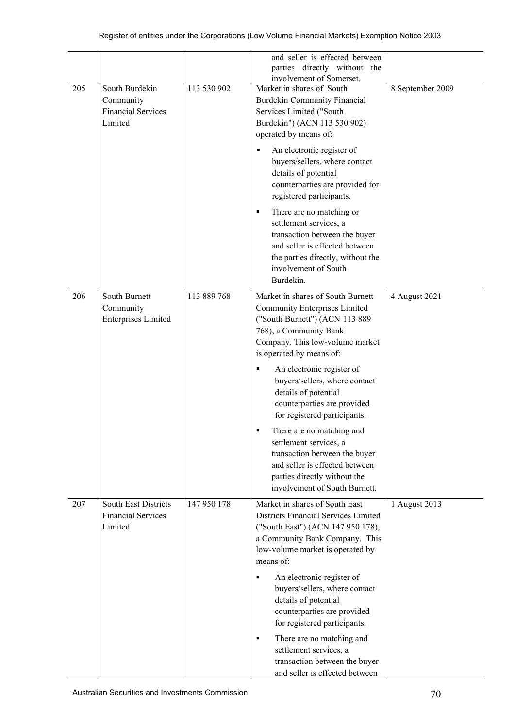| | | | | |
|---|---|---|---|---|
| | | | and seller is effected between parties directly without the involvement of Somerset. | |
| 205 | South Burdekin Community Financial Services Limited | 113 530 902 | Market in shares of South Burdekin Community Financial Services Limited ("South Burdekin") (ACN 113 530 902) operated by means of:<br><br>▪ An electronic register of buyers/sellers, where contact details of potential counterparties are provided for registered participants.<br><br>▪ There are no matching or settlement services, a transaction between the buyer and seller is effected between the parties directly, without the involvement of South Burdekin. | 8 September 2009 |
| 206 | South Burnett Community Enterprises Limited | 113 889 768 | Market in shares of South Burnett Community Enterprises Limited ("South Burnett") (ACN 113 889 768), a Community Bank Company. This low-volume market is operated by means of:<br><br>▪ An electronic register of buyers/sellers, where contact details of potential counterparties are provided for registered participants.<br><br>▪ There are no matching and settlement services, a transaction between the buyer and seller is effected between parties directly without the involvement of South Burnett. | 4 August 2021 |
| 207 | South East Districts Financial Services Limited | 147 950 178 | Market in shares of South East Districts Financial Services Limited ("South East") (ACN 147 950 178), a Community Bank Company. This low-volume market is operated by means of:<br><br>▪ An electronic register of buyers/sellers, where contact details of potential counterparties are provided for registered participants.<br><br>▪ There are no matching and settlement services, a transaction between the buyer and seller is effected between | 1 August 2013 |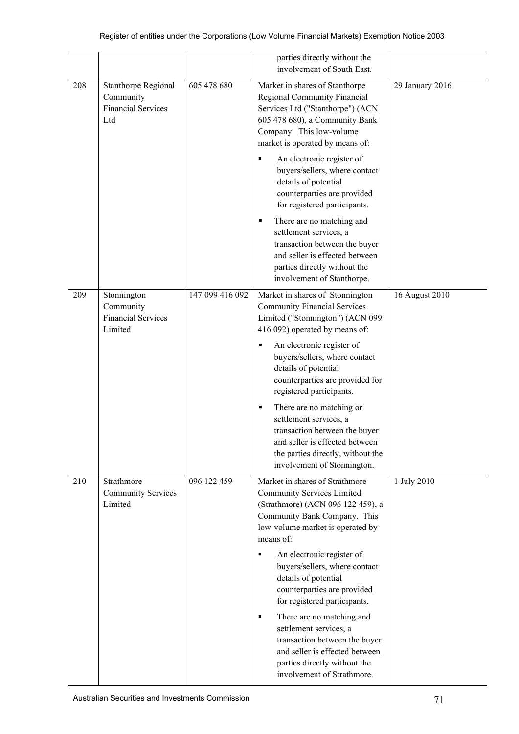|  |  |  | parties directly without the involvement of South East. |  |
|---|---|---|---|---|
| 208 | Stanthorpe Regional Community Financial Services Ltd | 605 478 680 | Market in shares of Stanthorpe Regional Community Financial Services Ltd ("Stanthorpe") (ACN 605 478 680), a Community Bank Company. This low-volume market is operated by means of:<br><br>▪ An electronic register of buyers/sellers, where contact details of potential counterparties are provided for registered participants.<br><br>▪ There are no matching and settlement services, a transaction between the buyer and seller is effected between parties directly without the involvement of Stanthorpe. | 29 January 2016 |
| 209 | Stonnington Community Financial Services Limited | 147 099 416 092 | Market in shares of Stonnington Community Financial Services Limited ("Stonnington") (ACN 099 416 092) operated by means of:<br><br>▪ An electronic register of buyers/sellers, where contact details of potential counterparties are provided for registered participants.<br><br>▪ There are no matching or settlement services, a transaction between the buyer and seller is effected between the parties directly, without the involvement of Stonnington. | 16 August 2010 |
| 210 | Strathmore Community Services Limited | 096 122 459 | Market in shares of Strathmore Community Services Limited (Strathmore) (ACN 096 122 459), a Community Bank Company. This low-volume market is operated by means of:<br><br>▪ An electronic register of buyers/sellers, where contact details of potential counterparties are provided for registered participants.<br><br>▪ There are no matching and settlement services, a transaction between the buyer and seller is effected between parties directly without the involvement of Strathmore. | 1 July 2010 |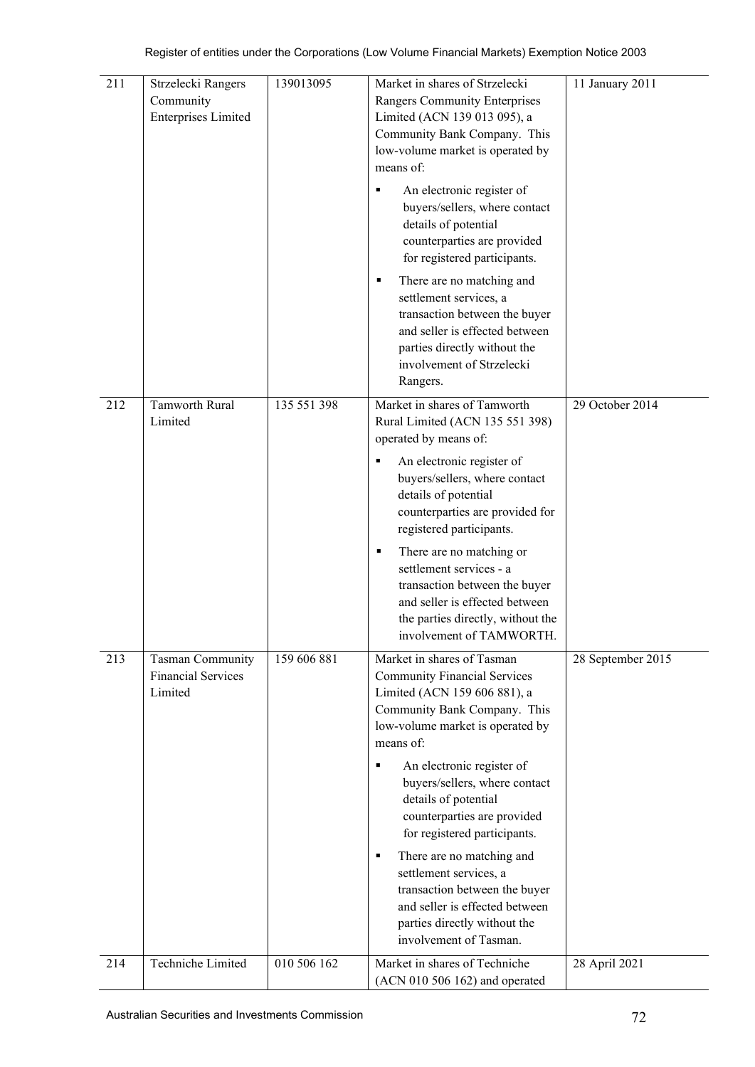| 211 | Strzelecki Rangers Community Enterprises Limited | 139013095 | Market in shares of Strzelecki Rangers Community Enterprises Limited (ACN 139 013 095), a Community Bank Company. This low-volume market is operated by means of:<br>▪ An electronic register of buyers/sellers, where contact details of potential counterparties are provided for registered participants.<br>▪ There are no matching and settlement services, a transaction between the buyer and seller is effected between parties directly without the involvement of Strzelecki Rangers. | 11 January 2011 |
|---|---|---|---|---|
| 212 | Tamworth Rural Limited | 135 551 398 | Market in shares of Tamworth Rural Limited (ACN 135 551 398) operated by means of:<br>▪ An electronic register of buyers/sellers, where contact details of potential counterparties are provided for registered participants.<br>▪ There are no matching or settlement services - a transaction between the buyer and seller is effected between the parties directly, without the involvement of TAMWORTH. | 29 October 2014 |
| 213 | Tasman Community Financial Services Limited | 159 606 881 | Market in shares of Tasman Community Financial Services Limited (ACN 159 606 881), a Community Bank Company. This low-volume market is operated by means of:<br>▪ An electronic register of buyers/sellers, where contact details of potential counterparties are provided for registered participants.<br>▪ There are no matching and settlement services, a transaction between the buyer and seller is effected between parties directly without the involvement of Tasman. | 28 September 2015 |
| 214 | Techniche Limited | 010 506 162 | Market in shares of Techniche (ACN 010 506 162) and operated | 28 April 2021 |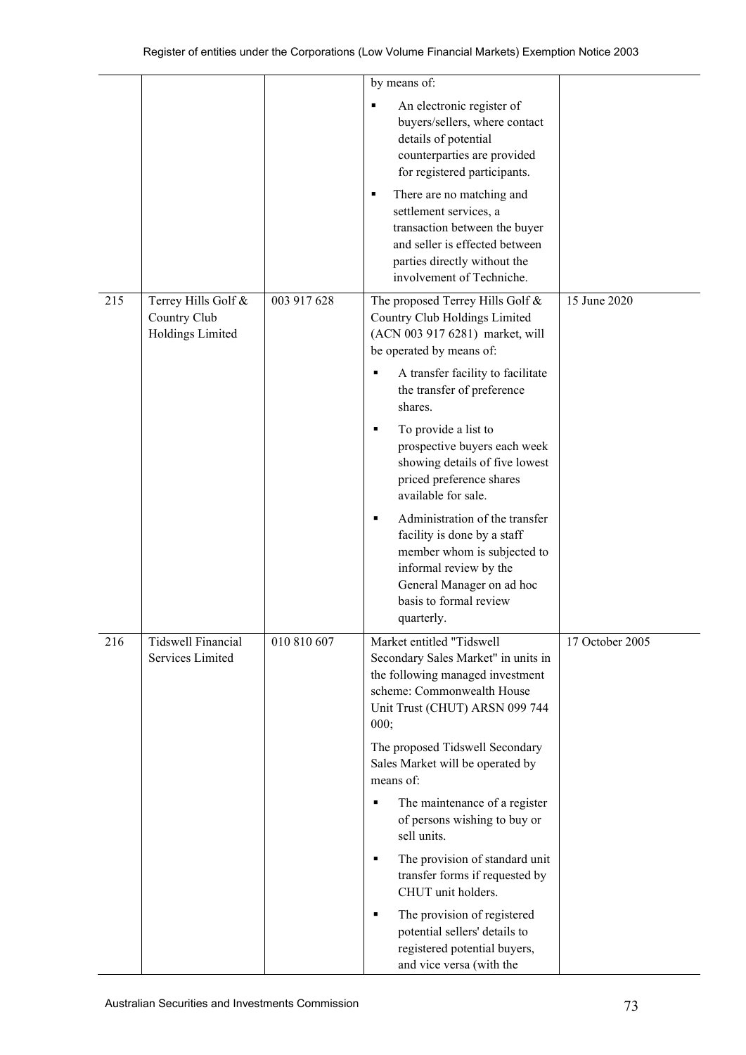| | | | | |
|---|---|---|---|---|
| | | | by means of:<br>▪ An electronic register of buyers/sellers, where contact details of potential counterparties are provided for registered participants.<br>▪ There are no matching and settlement services, a transaction between the buyer and seller is effected between parties directly without the involvement of Techniche. | |
| 215 | Terrey Hills Golf & Country Club Holdings Limited | 003 917 628 | The proposed Terrey Hills Golf & Country Club Holdings Limited (ACN 003 917 6281) market, will be operated by means of:<br>▪ A transfer facility to facilitate the transfer of preference shares.<br>▪ To provide a list to prospective buyers each week showing details of five lowest priced preference shares available for sale.<br>▪ Administration of the transfer facility is done by a staff member whom is subjected to informal review by the General Manager on ad hoc basis to formal review quarterly. | 15 June 2020 |
| 216 | Tidswell Financial Services Limited | 010 810 607 | Market entitled "Tidswell Secondary Sales Market" in units in the following managed investment scheme: Commonwealth House Unit Trust (CHUT) ARSN 099 744 000;<br>The proposed Tidswell Secondary Sales Market will be operated by means of:<br>▪ The maintenance of a register of persons wishing to buy or sell units.<br>▪ The provision of standard unit transfer forms if requested by CHUT unit holders.<br>▪ The provision of registered potential sellers' details to registered potential buyers, and vice versa (with the | 17 October 2005 |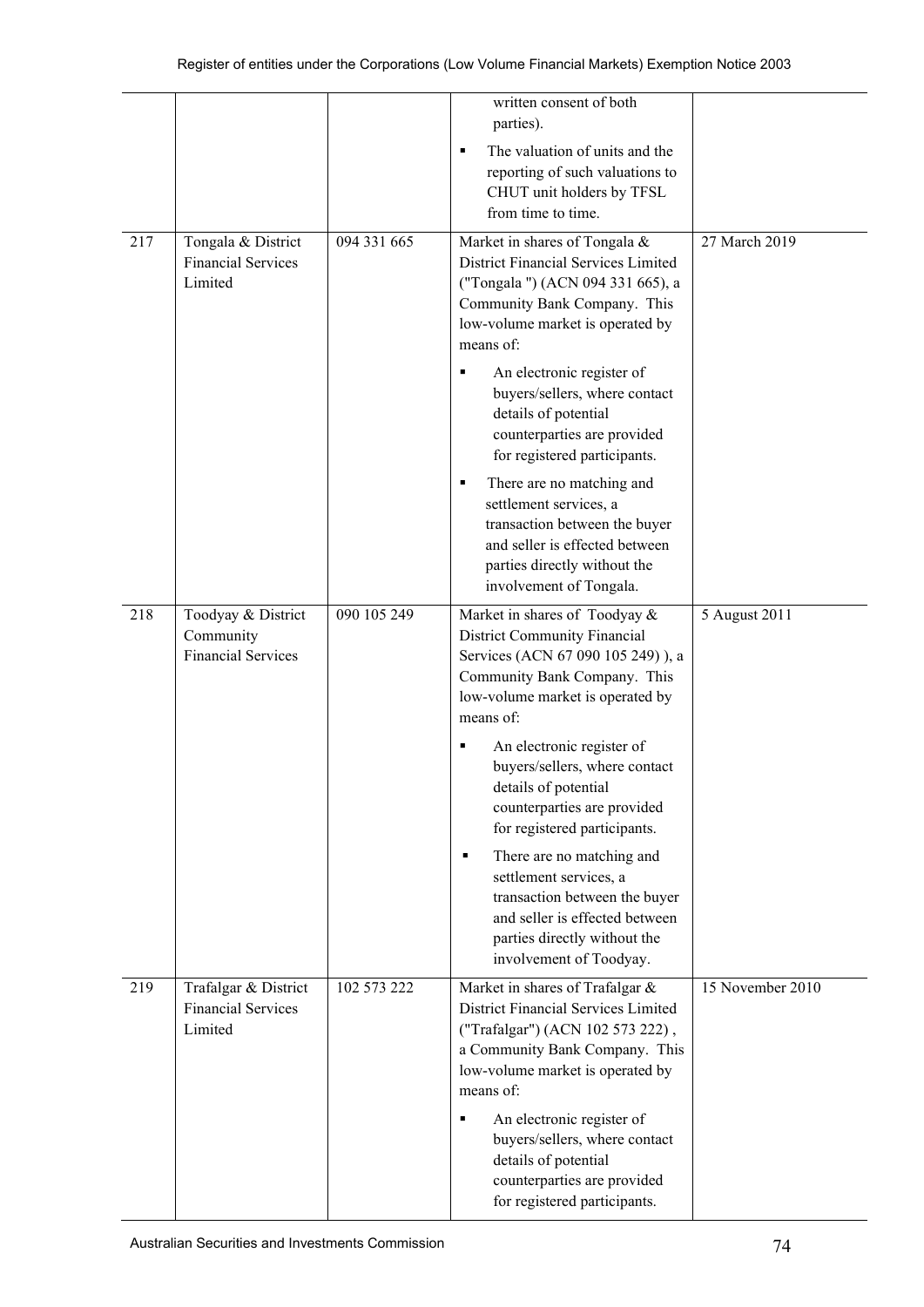| | | | | |
|---|---|---|---|---|
| | | | written consent of both parties).<br>▪ The valuation of units and the reporting of such valuations to CHUT unit holders by TFSL from time to time. | |
| 217 | Tongala & District Financial Services Limited | 094 331 665 | Market in shares of Tongala & District Financial Services Limited ("Tongala ") (ACN 094 331 665), a Community Bank Company. This low-volume market is operated by means of:<br>▪ An electronic register of buyers/sellers, where contact details of potential counterparties are provided for registered participants.<br>▪ There are no matching and settlement services, a transaction between the buyer and seller is effected between parties directly without the involvement of Tongala. | 27 March 2019 |
| 218 | Toodyay & District Community Financial Services | 090 105 249 | Market in shares of Toodyay & District Community Financial Services (ACN 67 090 105 249) ), a Community Bank Company. This low-volume market is operated by means of:<br>▪ An electronic register of buyers/sellers, where contact details of potential counterparties are provided for registered participants.<br>▪ There are no matching and settlement services, a transaction between the buyer and seller is effected between parties directly without the involvement of Toodyay. | 5 August 2011 |
| 219 | Trafalgar & District Financial Services Limited | 102 573 222 | Market in shares of Trafalgar & District Financial Services Limited ("Trafalgar") (ACN 102 573 222) , a Community Bank Company. This low-volume market is operated by means of:<br>▪ An electronic register of buyers/sellers, where contact details of potential counterparties are provided for registered participants. | 15 November 2010 |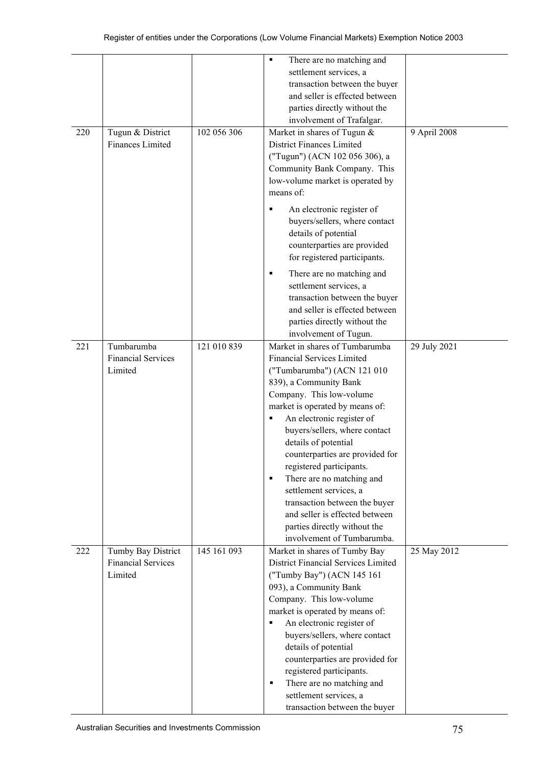| | | | | |
|---|---|---|---|---|
| | | | ▪ There are no matching and settlement services, a transaction between the buyer and seller is effected between parties directly without the involvement of Trafalgar. | |
| 220 | Tugun & District Finances Limited | 102 056 306 | Market in shares of Tugun & District Finances Limited ("Tugun") (ACN 102 056 306), a Community Bank Company. This low-volume market is operated by means of:<br>▪ An electronic register of buyers/sellers, where contact details of potential counterparties are provided for registered participants.<br>▪ There are no matching and settlement services, a transaction between the buyer and seller is effected between parties directly without the involvement of Tugun. | 9 April 2008 |
| 221 | Tumbarumba Financial Services Limited | 121 010 839 | Market in shares of Tumbarumba Financial Services Limited ("Tumbarumba") (ACN 121 010 839), a Community Bank Company. This low-volume market is operated by means of:<br>▪ An electronic register of buyers/sellers, where contact details of potential counterparties are provided for registered participants.<br>▪ There are no matching and settlement services, a transaction between the buyer and seller is effected between parties directly without the involvement of Tumbarumba. | 29 July 2021 |
| 222 | Tumby Bay District Financial Services Limited | 145 161 093 | Market in shares of Tumby Bay District Financial Services Limited ("Tumby Bay") (ACN 145 161 093), a Community Bank Company. This low-volume market is operated by means of:<br>▪ An electronic register of buyers/sellers, where contact details of potential counterparties are provided for registered participants.<br>▪ There are no matching and settlement services, a transaction between the buyer | 25 May 2012 |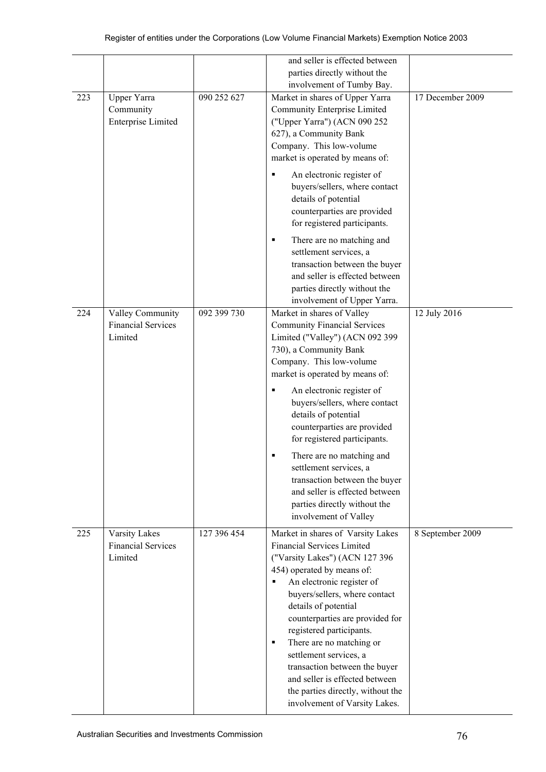| | | | | |
|---|---|---|---|---|
| | | | and seller is effected between parties directly without the involvement of Tumby Bay. | |
| 223 | Upper Yarra Community Enterprise Limited | 090 252 627 | Market in shares of Upper Yarra Community Enterprise Limited ("Upper Yarra") (ACN 090 252 627), a Community Bank Company. This low-volume market is operated by means of: <br>▪ An electronic register of buyers/sellers, where contact details of potential counterparties are provided for registered participants. <br>▪ There are no matching and settlement services, a transaction between the buyer and seller is effected between parties directly without the involvement of Upper Yarra. | 17 December 2009 |
| 224 | Valley Community Financial Services Limited | 092 399 730 | Market in shares of Valley Community Financial Services Limited ("Valley") (ACN 092 399 730), a Community Bank Company. This low-volume market is operated by means of: <br>▪ An electronic register of buyers/sellers, where contact details of potential counterparties are provided for registered participants. <br>▪ There are no matching and settlement services, a transaction between the buyer and seller is effected between parties directly without the involvement of Valley | 12 July 2016 |
| 225 | Varsity Lakes Financial Services Limited | 127 396 454 | Market in shares of Varsity Lakes Financial Services Limited ("Varsity Lakes") (ACN 127 396 454) operated by means of: <br>▪ An electronic register of buyers/sellers, where contact details of potential counterparties are provided for registered participants. <br>▪ There are no matching or settlement services, a transaction between the buyer and seller is effected between the parties directly, without the involvement of Varsity Lakes. | 8 September 2009 |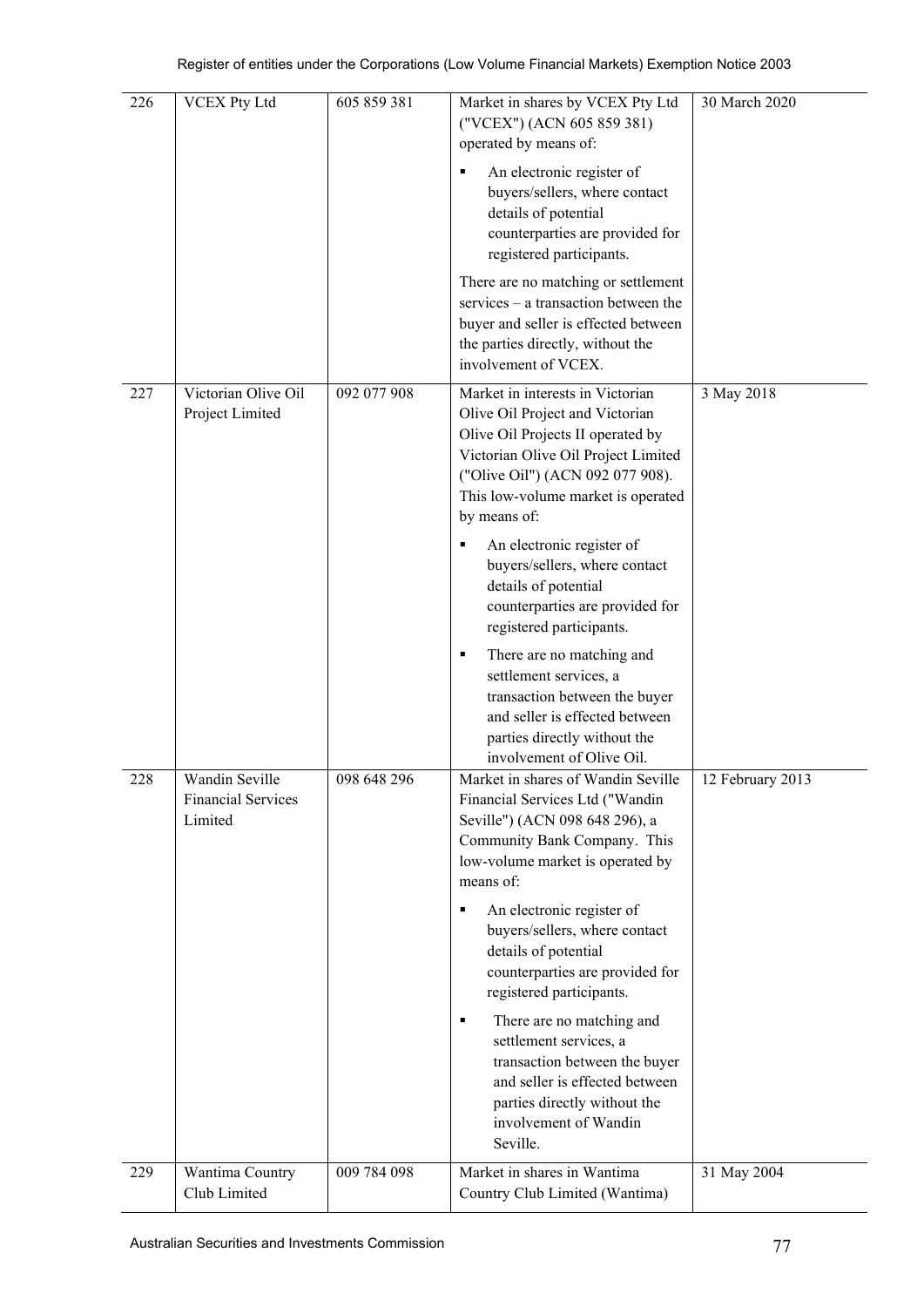| 226 | VCEX Pty Ltd | 605 859 381 | Market in shares by VCEX Pty Ltd ("VCEX") (ACN 605 859 381) operated by means of:<br><br>▪ An electronic register of buyers/sellers, where contact details of potential counterparties are provided for registered participants.<br><br>There are no matching or settlement services – a transaction between the buyer and seller is effected between the parties directly, without the involvement of VCEX. | 30 March 2020 |
|---|---|---|---|---|
| 227 | Victorian Olive Oil Project Limited | 092 077 908 | Market in interests in Victorian Olive Oil Project and Victorian Olive Oil Projects II operated by Victorian Olive Oil Project Limited ("Olive Oil") (ACN 092 077 908). This low-volume market is operated by means of:<br><br>▪ An electronic register of buyers/sellers, where contact details of potential counterparties are provided for registered participants.<br><br>▪ There are no matching and settlement services, a transaction between the buyer and seller is effected between parties directly without the involvement of Olive Oil. | 3 May 2018 |
| 228 | Wandin Seville Financial Services Limited | 098 648 296 | Market in shares of Wandin Seville Financial Services Ltd ("Wandin Seville") (ACN 098 648 296), a Community Bank Company. This low-volume market is operated by means of:<br><br>▪ An electronic register of buyers/sellers, where contact details of potential counterparties are provided for registered participants.<br><br>▪ There are no matching and settlement services, a transaction between the buyer and seller is effected between parties directly without the involvement of Wandin Seville. | 12 February 2013 |
| 229 | Wantima Country Club Limited | 009 784 098 | Market in shares in Wantima Country Club Limited (Wantima) | 31 May 2004 |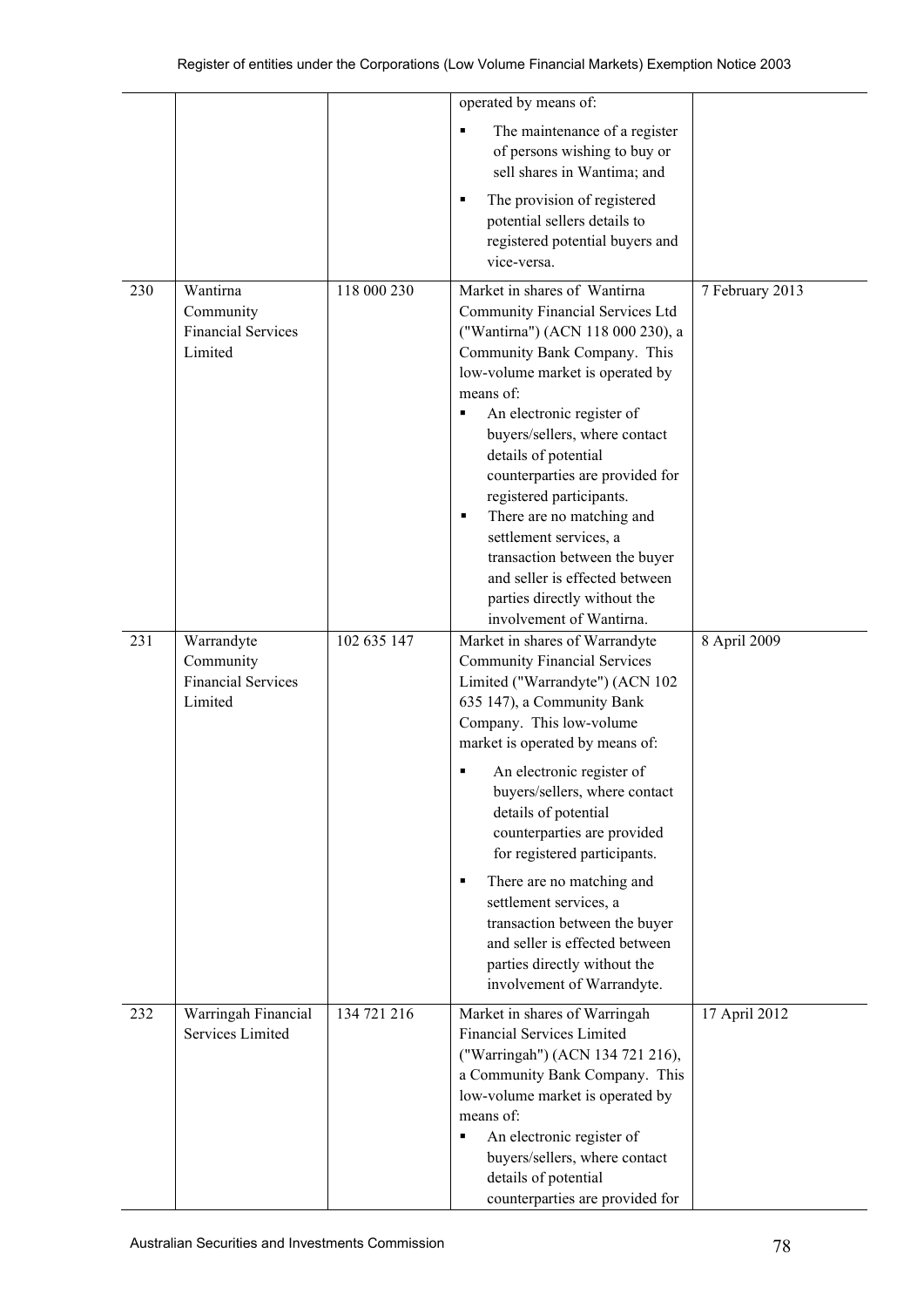| | | | | |
|---|---|---|---|---|
| | | | operated by means of: <br>▪ The maintenance of a register of persons wishing to buy or sell shares in Wantima; and <br>▪ The provision of registered potential sellers details to registered potential buyers and vice-versa. | |
| 230 | Wantirna Community Financial Services Limited | 118 000 230 | Market in shares of Wantirna Community Financial Services Ltd ("Wantirna") (ACN 118 000 230), a Community Bank Company. This low-volume market is operated by means of: <br>▪ An electronic register of buyers/sellers, where contact details of potential counterparties are provided for registered participants. <br>▪ There are no matching and settlement services, a transaction between the buyer and seller is effected between parties directly without the involvement of Wantirna. | 7 February 2013 |
| 231 | Warrandyte Community Financial Services Limited | 102 635 147 | Market in shares of Warrandyte Community Financial Services Limited ("Warrandyte") (ACN 102 635 147), a Community Bank Company. This low-volume market is operated by means of: <br>▪ An electronic register of buyers/sellers, where contact details of potential counterparties are provided for registered participants. <br>▪ There are no matching and settlement services, a transaction between the buyer and seller is effected between parties directly without the involvement of Warrandyte. | 8 April 2009 |
| 232 | Warringah Financial Services Limited | 134 721 216 | Market in shares of Warringah Financial Services Limited ("Warringah") (ACN 134 721 216), a Community Bank Company. This low-volume market is operated by means of: <br>▪ An electronic register of buyers/sellers, where contact details of potential counterparties are provided for | 17 April 2012 |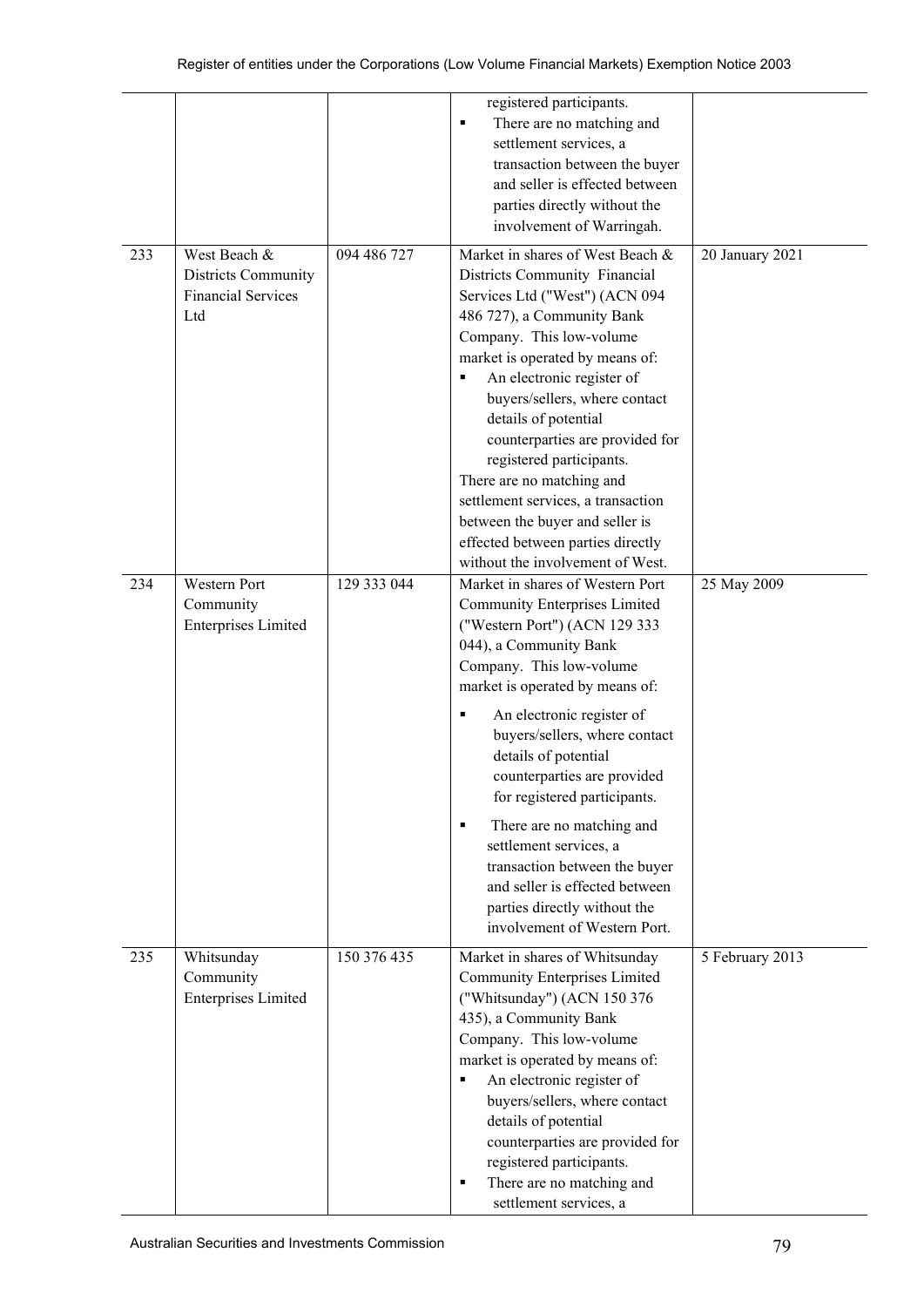| | | | | |
|---|---|---|---|---|
| | | | registered participants.<br>▪ There are no matching and settlement services, a transaction between the buyer and seller is effected between parties directly without the involvement of Warringah. | |
| 233 | West Beach & Districts Community Financial Services Ltd | 094 486 727 | Market in shares of West Beach & Districts Community Financial Services Ltd ("West") (ACN 094 486 727), a Community Bank Company. This low-volume market is operated by means of:<br>▪ An electronic register of buyers/sellers, where contact details of potential counterparties are provided for registered participants.<br>There are no matching and settlement services, a transaction between the buyer and seller is effected between parties directly without the involvement of West. | 20 January 2021 |
| 234 | Western Port Community Enterprises Limited | 129 333 044 | Market in shares of Western Port Community Enterprises Limited ("Western Port") (ACN 129 333 044), a Community Bank Company. This low-volume market is operated by means of:<br>▪ An electronic register of buyers/sellers, where contact details of potential counterparties are provided for registered participants.<br>▪ There are no matching and settlement services, a transaction between the buyer and seller is effected between parties directly without the involvement of Western Port. | 25 May 2009 |
| 235 | Whitsunday Community Enterprises Limited | 150 376 435 | Market in shares of Whitsunday Community Enterprises Limited ("Whitsunday") (ACN 150 376 435), a Community Bank Company. This low-volume market is operated by means of:<br>▪ An electronic register of buyers/sellers, where contact details of potential counterparties are provided for registered participants.<br>▪ There are no matching and settlement services, a | 5 February 2013 |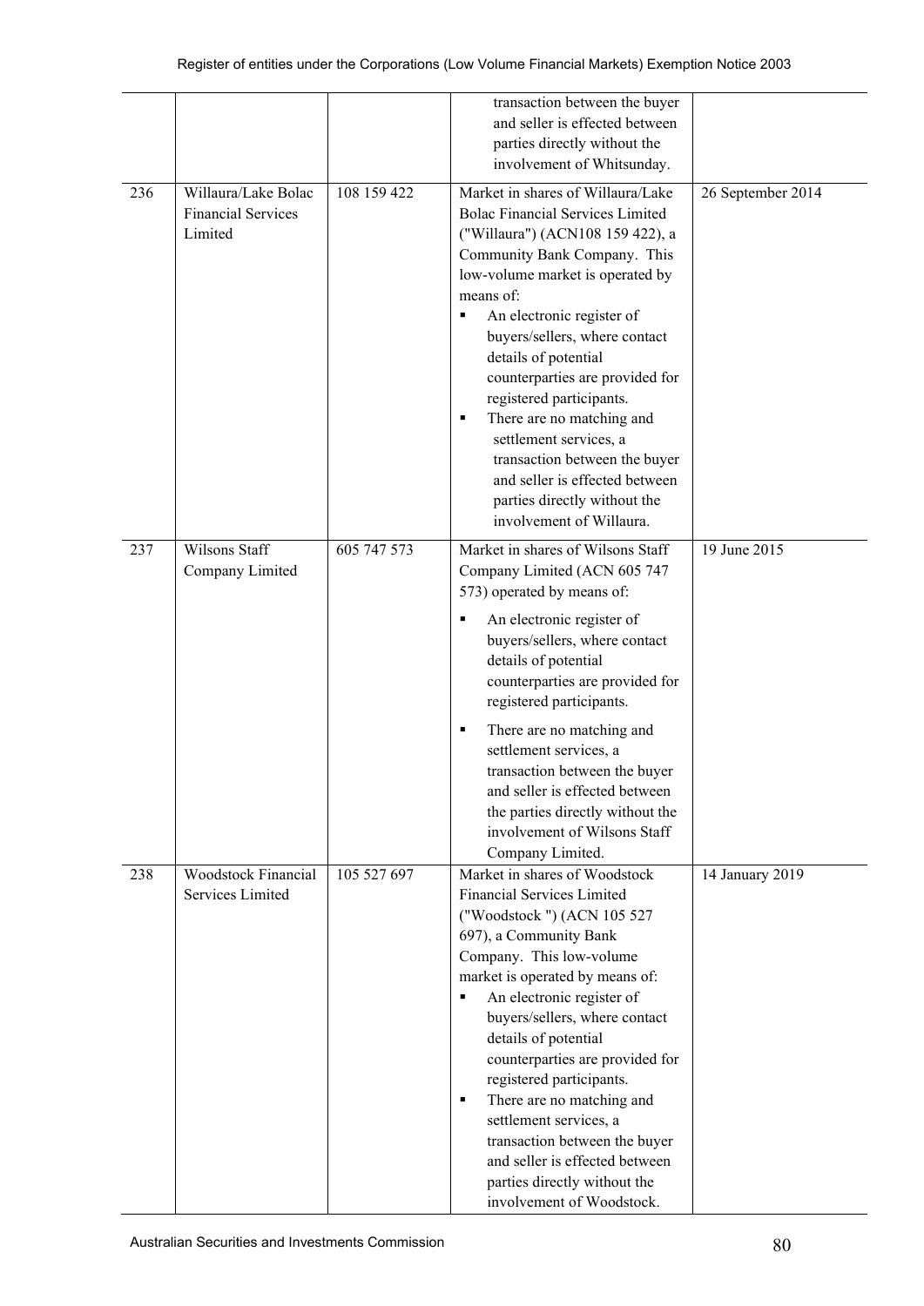| | | | | |
|---|---|---|---|---|
| | | | transaction between the buyer and seller is effected between parties directly without the involvement of Whitsunday. | |
| 236 | Willaura/Lake Bolac Financial Services Limited | 108 159 422 | Market in shares of Willaura/Lake Bolac Financial Services Limited ("Willaura") (ACN108 159 422), a Community Bank Company. This low-volume market is operated by means of:<br>▪ An electronic register of buyers/sellers, where contact details of potential counterparties are provided for registered participants.<br>▪ There are no matching and settlement services, a transaction between the buyer and seller is effected between parties directly without the involvement of Willaura. | 26 September 2014 |
| 237 | Wilsons Staff Company Limited | 605 747 573 | Market in shares of Wilsons Staff Company Limited (ACN 605 747 573) operated by means of:<br>▪ An electronic register of buyers/sellers, where contact details of potential counterparties are provided for registered participants.<br>▪ There are no matching and settlement services, a transaction between the buyer and seller is effected between the parties directly without the involvement of Wilsons Staff Company Limited. | 19 June 2015 |
| 238 | Woodstock Financial Services Limited | 105 527 697 | Market in shares of Woodstock Financial Services Limited ("Woodstock ") (ACN 105 527 697), a Community Bank Company. This low-volume market is operated by means of:<br>▪ An electronic register of buyers/sellers, where contact details of potential counterparties are provided for registered participants.<br>▪ There are no matching and settlement services, a transaction between the buyer and seller is effected between parties directly without the involvement of Woodstock. | 14 January 2019 |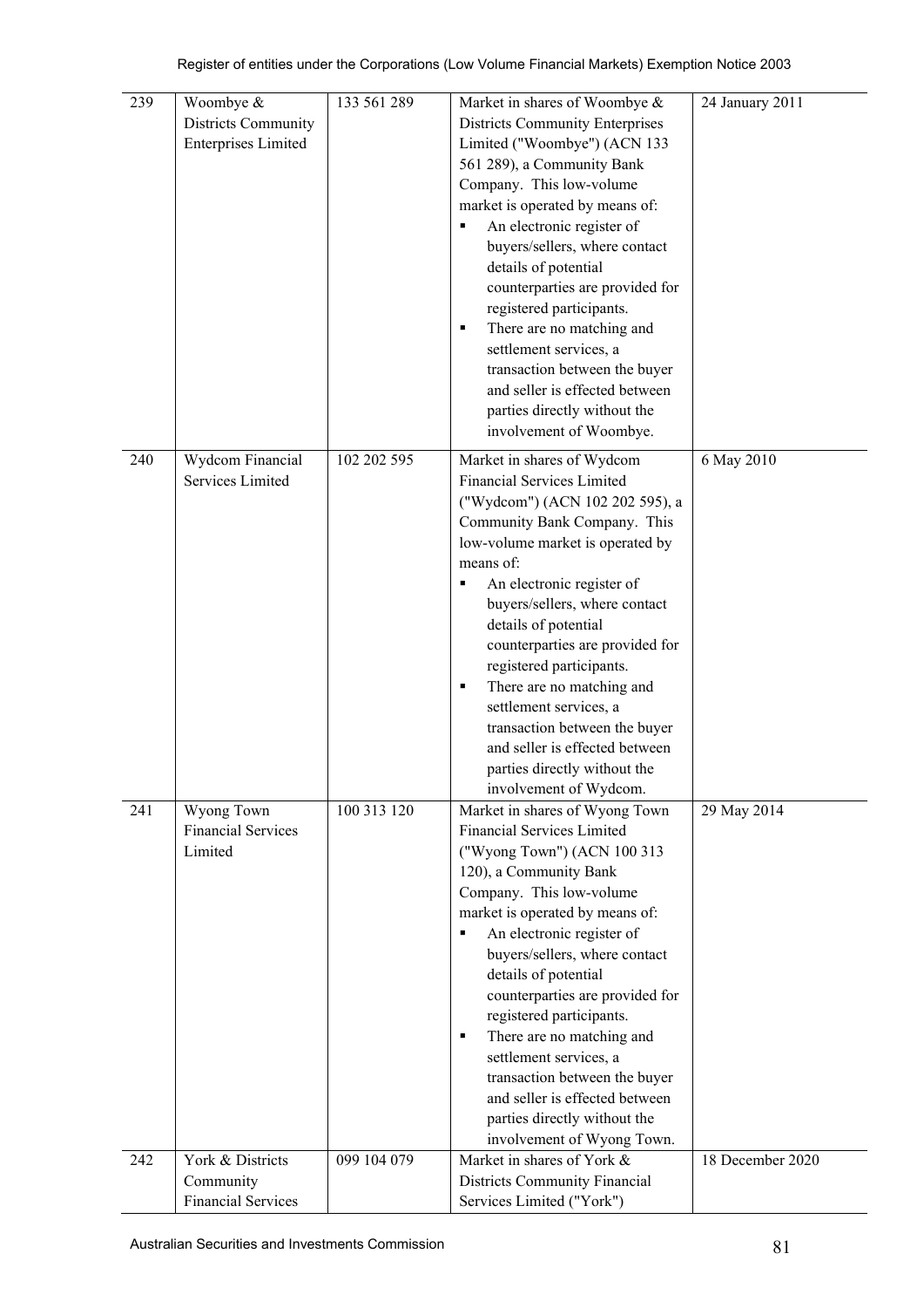| 239 | Woombye & Districts Community Enterprises Limited | 133 561 289 | Market in shares of Woombye & Districts Community Enterprises Limited ("Woombye") (ACN 133 561 289), a Community Bank Company. This low-volume market is operated by means of:<br>▪ An electronic register of buyers/sellers, where contact details of potential counterparties are provided for registered participants.<br>▪ There are no matching and settlement services, a transaction between the buyer and seller is effected between parties directly without the involvement of Woombye. | 24 January 2011 |
|---|---|---|---|---|
| 240 | Wydcom Financial Services Limited | 102 202 595 | Market in shares of Wydcom Financial Services Limited ("Wydcom") (ACN 102 202 595), a Community Bank Company. This low-volume market is operated by means of:<br>▪ An electronic register of buyers/sellers, where contact details of potential counterparties are provided for registered participants.<br>▪ There are no matching and settlement services, a transaction between the buyer and seller is effected between parties directly without the involvement of Wydcom. | 6 May 2010 |
| 241 | Wyong Town Financial Services Limited | 100 313 120 | Market in shares of Wyong Town Financial Services Limited ("Wyong Town") (ACN 100 313 120), a Community Bank Company. This low-volume market is operated by means of:<br>▪ An electronic register of buyers/sellers, where contact details of potential counterparties are provided for registered participants.<br>▪ There are no matching and settlement services, a transaction between the buyer and seller is effected between parties directly without the involvement of Wyong Town. | 29 May 2014 |
| 242 | York & Districts Community Financial Services | 099 104 079 | Market in shares of York & Districts Community Financial Services Limited ("York") | 18 December 2020 |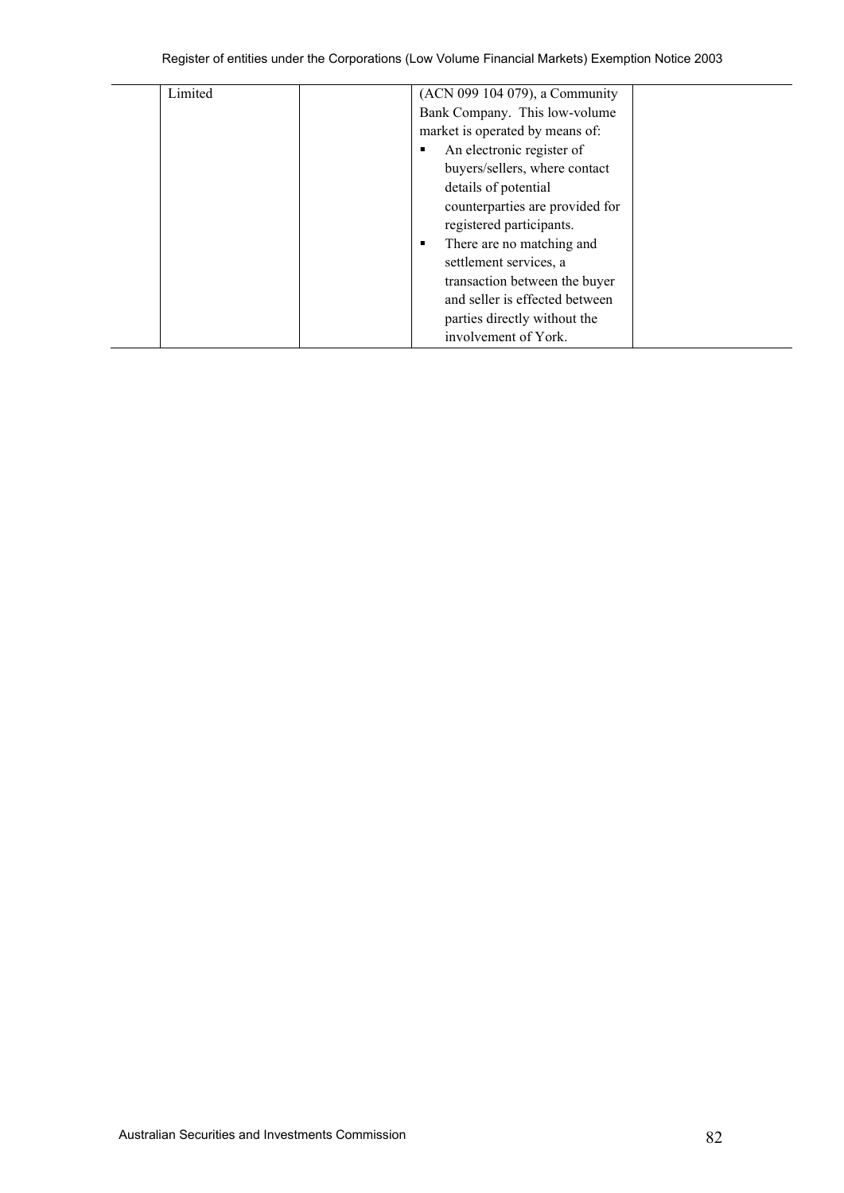|  |  |  |  |  |
|---|---|---|---|---|
|  | Limited |  | (ACN 099 104 079), a Community Bank Company. This low-volume market is operated by means of:<br>▪ An electronic register of buyers/sellers, where contact details of potential counterparties are provided for registered participants.<br>▪ There are no matching and settlement services, a transaction between the buyer and seller is effected between parties directly without the involvement of York. |  |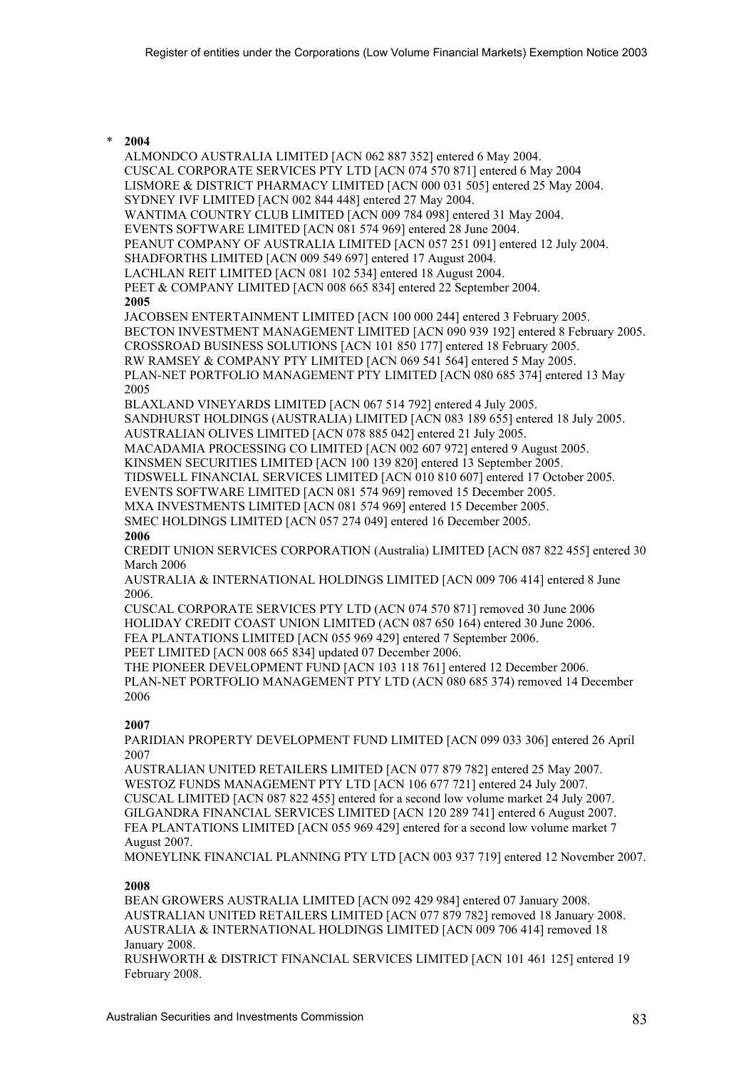\* **2004**

ALMONDCO AUSTRALIA LIMITED [ACN 062 887 352] entered 6 May 2004.
CUSCAL CORPORATE SERVICES PTY LTD [ACN 074 570 871] entered 6 May 2004
LISMORE & DISTRICT PHARMACY LIMITED [ACN 000 031 505] entered 25 May 2004.
SYDNEY IVF LIMITED [ACN 002 844 448] entered 27 May 2004.
WANTIMA COUNTRY CLUB LIMITED [ACN 009 784 098] entered 31 May 2004.
EVENTS SOFTWARE LIMITED [ACN 081 574 969] entered 28 June 2004.
PEANUT COMPANY OF AUSTRALIA LIMITED [ACN 057 251 091] entered 12 July 2004.
SHADFORTHS LIMITED [ACN 009 549 697] entered 17 August 2004.
LACHLAN REIT LIMITED [ACN 081 102 534] entered 18 August 2004.
PEET & COMPANY LIMITED [ACN 008 665 834] entered 22 September 2004.

**2005**

JACOBSEN ENTERTAINMENT LIMITED [ACN 100 000 244] entered 3 February 2005.
BECTON INVESTMENT MANAGEMENT LIMITED [ACN 090 939 192] entered 8 February 2005.
CROSSROAD BUSINESS SOLUTIONS [ACN 101 850 177] entered 18 February 2005.
RW RAMSEY & COMPANY PTY LIMITED [ACN 069 541 564] entered 5 May 2005.
PLAN-NET PORTFOLIO MANAGEMENT PTY LIMITED [ACN 080 685 374] entered 13 May 2005
BLAXLAND VINEYARDS LIMITED [ACN 067 514 792] entered 4 July 2005.
SANDHURST HOLDINGS (AUSTRALIA) LIMITED [ACN 083 189 655] entered 18 July 2005.
AUSTRALIAN OLIVES LIMITED [ACN 078 885 042] entered 21 July 2005.
MACADAMIA PROCESSING CO LIMITED [ACN 002 607 972] entered 9 August 2005.
KINSMEN SECURITIES LIMITED [ACN 100 139 820] entered 13 September 2005.
TIDSWELL FINANCIAL SERVICES LIMITED [ACN 010 810 607] entered 17 October 2005.
EVENTS SOFTWARE LIMITED [ACN 081 574 969] removed 15 December 2005.
MXA INVESTMENTS LIMITED [ACN 081 574 969] entered 15 December 2005.
SMEC HOLDINGS LIMITED [ACN 057 274 049] entered 16 December 2005.

**2006**

CREDIT UNION SERVICES CORPORATION (Australia) LIMITED [ACN 087 822 455] entered 30 March 2006
AUSTRALIA & INTERNATIONAL HOLDINGS LIMITED [ACN 009 706 414] entered 8 June 2006.
CUSCAL CORPORATE SERVICES PTY LTD (ACN 074 570 871] removed 30 June 2006
HOLIDAY CREDIT COAST UNION LIMITED (ACN 087 650 164) entered 30 June 2006.
FEA PLANTATIONS LIMITED [ACN 055 969 429] entered 7 September 2006.
PEET LIMITED [ACN 008 665 834] updated 07 December 2006.
THE PIONEER DEVELOPMENT FUND [ACN 103 118 761] entered 12 December 2006.
PLAN-NET PORTFOLIO MANAGEMENT PTY LTD (ACN 080 685 374) removed 14 December 2006

**2007**

PARIDIAN PROPERTY DEVELOPMENT FUND LIMITED [ACN 099 033 306] entered 26 April 2007
AUSTRALIAN UNITED RETAILERS LIMITED [ACN 077 879 782] entered 25 May 2007.
WESTOZ FUNDS MANAGEMENT PTY LTD [ACN 106 677 721] entered 24 July 2007.
CUSCAL LIMITED [ACN 087 822 455] entered for a second low volume market 24 July 2007.
GILGANDRA FINANCIAL SERVICES LIMITED [ACN 120 289 741] entered 6 August 2007.
FEA PLANTATIONS LIMITED [ACN 055 969 429] entered for a second low volume market 7 August 2007.
MONEYLINK FINANCIAL PLANNING PTY LTD [ACN 003 937 719] entered 12 November 2007.

**2008**

BEAN GROWERS AUSTRALIA LIMITED [ACN 092 429 984] entered 07 January 2008.
AUSTRALIAN UNITED RETAILERS LIMITED [ACN 077 879 782] removed 18 January 2008.
AUSTRALIA & INTERNATIONAL HOLDINGS LIMITED [ACN 009 706 414] removed 18 January 2008.
RUSHWORTH & DISTRICT FINANCIAL SERVICES LIMITED [ACN 101 461 125] entered 19 February 2008.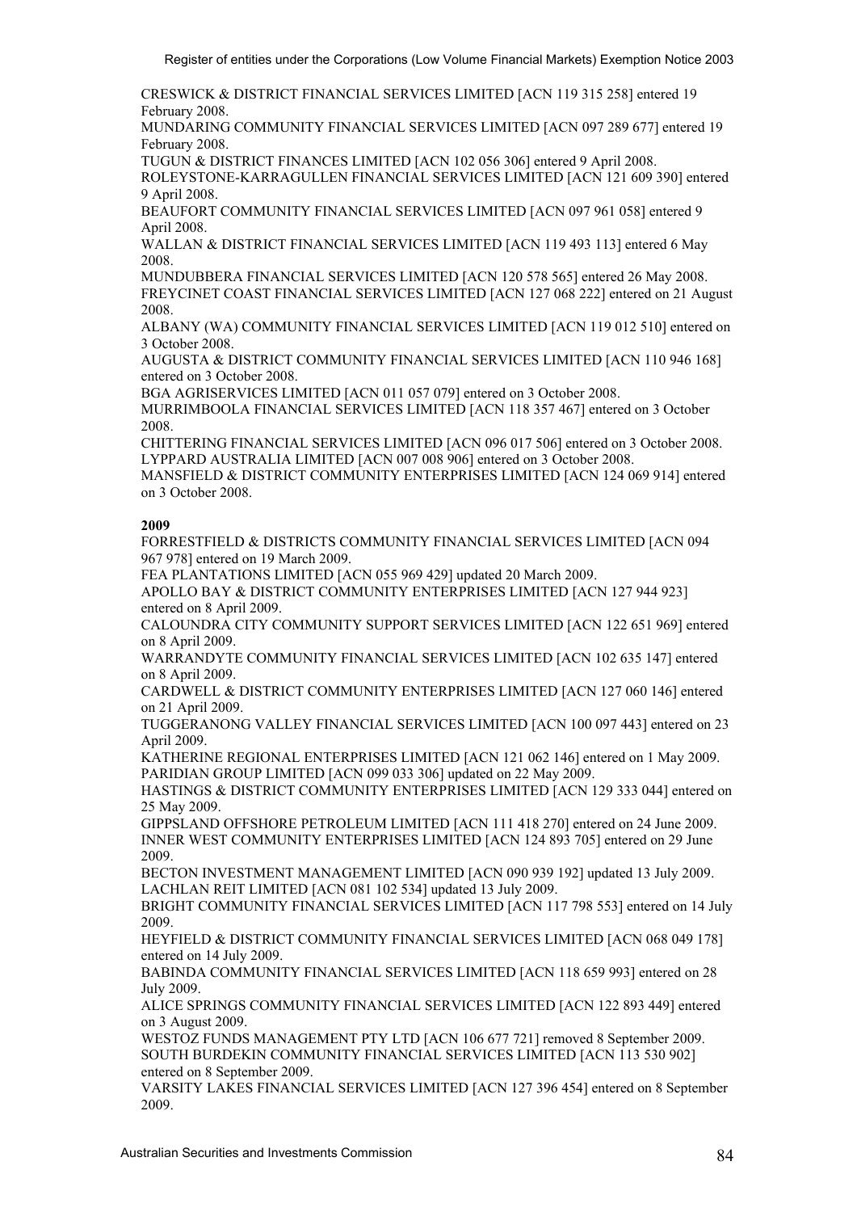CRESWICK & DISTRICT FINANCIAL SERVICES LIMITED [ACN 119 315 258] entered 19 February 2008.
MUNDARING COMMUNITY FINANCIAL SERVICES LIMITED [ACN 097 289 677] entered 19 February 2008.
TUGUN & DISTRICT FINANCES LIMITED [ACN 102 056 306] entered 9 April 2008.
ROLEYSTONE-KARRAGULLEN FINANCIAL SERVICES LIMITED [ACN 121 609 390] entered 9 April 2008.
BEAUFORT COMMUNITY FINANCIAL SERVICES LIMITED [ACN 097 961 058] entered 9 April 2008.
WALLAN & DISTRICT FINANCIAL SERVICES LIMITED [ACN 119 493 113] entered 6 May 2008.
MUNDUBBERA FINANCIAL SERVICES LIMITED [ACN 120 578 565] entered 26 May 2008.
FREYCINET COAST FINANCIAL SERVICES LIMITED [ACN 127 068 222] entered on 21 August 2008.
ALBANY (WA) COMMUNITY FINANCIAL SERVICES LIMITED [ACN 119 012 510] entered on 3 October 2008.
AUGUSTA & DISTRICT COMMUNITY FINANCIAL SERVICES LIMITED [ACN 110 946 168] entered on 3 October 2008.
BGA AGRISERVICES LIMITED [ACN 011 057 079] entered on 3 October 2008.
MURRIMBOOLA FINANCIAL SERVICES LIMITED [ACN 118 357 467] entered on 3 October 2008.
CHITTERING FINANCIAL SERVICES LIMITED [ACN 096 017 506] entered on 3 October 2008.
LYPPARD AUSTRALIA LIMITED [ACN 007 008 906] entered on 3 October 2008.
MANSFIELD & DISTRICT COMMUNITY ENTERPRISES LIMITED [ACN 124 069 914] entered on 3 October 2008.

**2009**

FORRESTFIELD & DISTRICTS COMMUNITY FINANCIAL SERVICES LIMITED [ACN 094 967 978] entered on 19 March 2009.
FEA PLANTATIONS LIMITED [ACN 055 969 429] updated 20 March 2009.
APOLLO BAY & DISTRICT COMMUNITY ENTERPRISES LIMITED [ACN 127 944 923] entered on 8 April 2009.
CALOUNDRA CITY COMMUNITY SUPPORT SERVICES LIMITED [ACN 122 651 969] entered on 8 April 2009.
WARRANDYTE COMMUNITY FINANCIAL SERVICES LIMITED [ACN 102 635 147] entered on 8 April 2009.
CARDWELL & DISTRICT COMMUNITY ENTERPRISES LIMITED [ACN 127 060 146] entered on 21 April 2009.
TUGGERANONG VALLEY FINANCIAL SERVICES LIMITED [ACN 100 097 443] entered on 23 April 2009.
KATHERINE REGIONAL ENTERPRISES LIMITED [ACN 121 062 146] entered on 1 May 2009.
PARIDIAN GROUP LIMITED [ACN 099 033 306] updated on 22 May 2009.
HASTINGS & DISTRICT COMMUNITY ENTERPRISES LIMITED [ACN 129 333 044] entered on 25 May 2009.
GIPPSLAND OFFSHORE PETROLEUM LIMITED [ACN 111 418 270] entered on 24 June 2009.
INNER WEST COMMUNITY ENTERPRISES LIMITED [ACN 124 893 705] entered on 29 June 2009.
BECTON INVESTMENT MANAGEMENT LIMITED [ACN 090 939 192] updated 13 July 2009.
LACHLAN REIT LIMITED [ACN 081 102 534] updated 13 July 2009.
BRIGHT COMMUNITY FINANCIAL SERVICES LIMITED [ACN 117 798 553] entered on 14 July 2009.
HEYFIELD & DISTRICT COMMUNITY FINANCIAL SERVICES LIMITED [ACN 068 049 178] entered on 14 July 2009.
BABINDA COMMUNITY FINANCIAL SERVICES LIMITED [ACN 118 659 993] entered on 28 July 2009.
ALICE SPRINGS COMMUNITY FINANCIAL SERVICES LIMITED [ACN 122 893 449] entered on 3 August 2009.
WESTOZ FUNDS MANAGEMENT PTY LTD [ACN 106 677 721] removed 8 September 2009.
SOUTH BURDEKIN COMMUNITY FINANCIAL SERVICES LIMITED [ACN 113 530 902] entered on 8 September 2009.
VARSITY LAKES FINANCIAL SERVICES LIMITED [ACN 127 396 454] entered on 8 September 2009.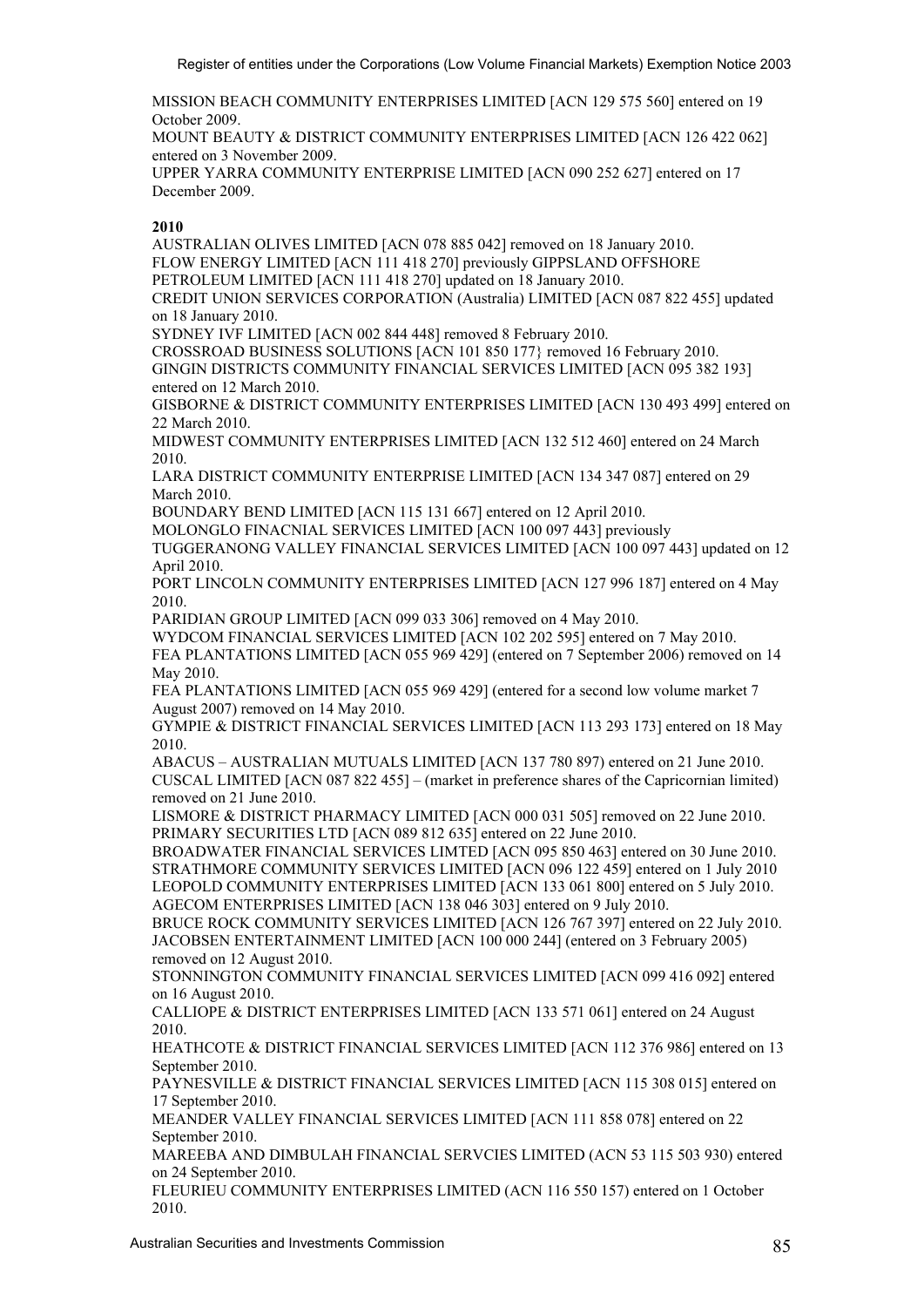MISSION BEACH COMMUNITY ENTERPRISES LIMITED [ACN 129 575 560] entered on 19 October 2009.
MOUNT BEAUTY & DISTRICT COMMUNITY ENTERPRISES LIMITED [ACN 126 422 062] entered on 3 November 2009.
UPPER YARRA COMMUNITY ENTERPRISE LIMITED [ACN 090 252 627] entered on 17 December 2009.

**2010**

AUSTRALIAN OLIVES LIMITED [ACN 078 885 042] removed on 18 January 2010.
FLOW ENERGY LIMITED [ACN 111 418 270] previously GIPPSLAND OFFSHORE PETROLEUM LIMITED [ACN 111 418 270] updated on 18 January 2010.
CREDIT UNION SERVICES CORPORATION (Australia) LIMITED [ACN 087 822 455] updated on 18 January 2010.
SYDNEY IVF LIMITED [ACN 002 844 448] removed 8 February 2010.
CROSSROAD BUSINESS SOLUTIONS [ACN 101 850 177} removed 16 February 2010.
GINGIN DISTRICTS COMMUNITY FINANCIAL SERVICES LIMITED [ACN 095 382 193] entered on 12 March 2010.
GISBORNE & DISTRICT COMMUNITY ENTERPRISES LIMITED [ACN 130 493 499] entered on 22 March 2010.
MIDWEST COMMUNITY ENTERPRISES LIMITED [ACN 132 512 460] entered on 24 March 2010.
LARA DISTRICT COMMUNITY ENTERPRISE LIMITED [ACN 134 347 087] entered on 29 March 2010.
BOUNDARY BEND LIMITED [ACN 115 131 667] entered on 12 April 2010.
MOLONGLO FINACNIAL SERVICES LIMITED [ACN 100 097 443] previously TUGGERANONG VALLEY FINANCIAL SERVICES LIMITED [ACN 100 097 443] updated on 12 April 2010.
PORT LINCOLN COMMUNITY ENTERPRISES LIMITED [ACN 127 996 187] entered on 4 May 2010.
PARIDIAN GROUP LIMITED [ACN 099 033 306] removed on 4 May 2010.
WYDCOM FINANCIAL SERVICES LIMITED [ACN 102 202 595] entered on 7 May 2010.
FEA PLANTATIONS LIMITED [ACN 055 969 429] (entered on 7 September 2006) removed on 14 May 2010.
FEA PLANTATIONS LIMITED [ACN 055 969 429] (entered for a second low volume market 7 August 2007) removed on 14 May 2010.
GYMPIE & DISTRICT FINANCIAL SERVICES LIMITED [ACN 113 293 173] entered on 18 May 2010.
ABACUS – AUSTRALIAN MUTUALS LIMITED [ACN 137 780 897) entered on 21 June 2010.
CUSCAL LIMITED [ACN 087 822 455] – (market in preference shares of the Capricornian limited) removed on 21 June 2010.
LISMORE & DISTRICT PHARMACY LIMITED [ACN 000 031 505] removed on 22 June 2010.
PRIMARY SECURITIES LTD [ACN 089 812 635] entered on 22 June 2010.
BROADWATER FINANCIAL SERVICES LIMTED [ACN 095 850 463] entered on 30 June 2010.
STRATHMORE COMMUNITY SERVICES LIMITED [ACN 096 122 459] entered on 1 July 2010
LEOPOLD COMMUNITY ENTERPRISES LIMITED [ACN 133 061 800] entered on 5 July 2010.
AGECOM ENTERPRISES LIMITED [ACN 138 046 303] entered on 9 July 2010.
BRUCE ROCK COMMUNITY SERVICES LIMITED [ACN 126 767 397] entered on 22 July 2010.
JACOBSEN ENTERTAINMENT LIMITED [ACN 100 000 244] (entered on 3 February 2005) removed on 12 August 2010.
STONNINGTON COMMUNITY FINANCIAL SERVICES LIMITED [ACN 099 416 092] entered on 16 August 2010.
CALLIOPE & DISTRICT ENTERPRISES LIMITED [ACN 133 571 061] entered on 24 August 2010.
HEATHCOTE & DISTRICT FINANCIAL SERVICES LIMITED [ACN 112 376 986] entered on 13 September 2010.
PAYNESVILLE & DISTRICT FINANCIAL SERVICES LIMITED [ACN 115 308 015] entered on 17 September 2010.
MEANDER VALLEY FINANCIAL SERVICES LIMITED [ACN 111 858 078] entered on 22 September 2010.
MAREEBA AND DIMBULAH FINANCIAL SERVCIES LIMITED (ACN 53 115 503 930) entered on 24 September 2010.
FLEURIEU COMMUNITY ENTERPRISES LIMITED (ACN 116 550 157) entered on 1 October 2010.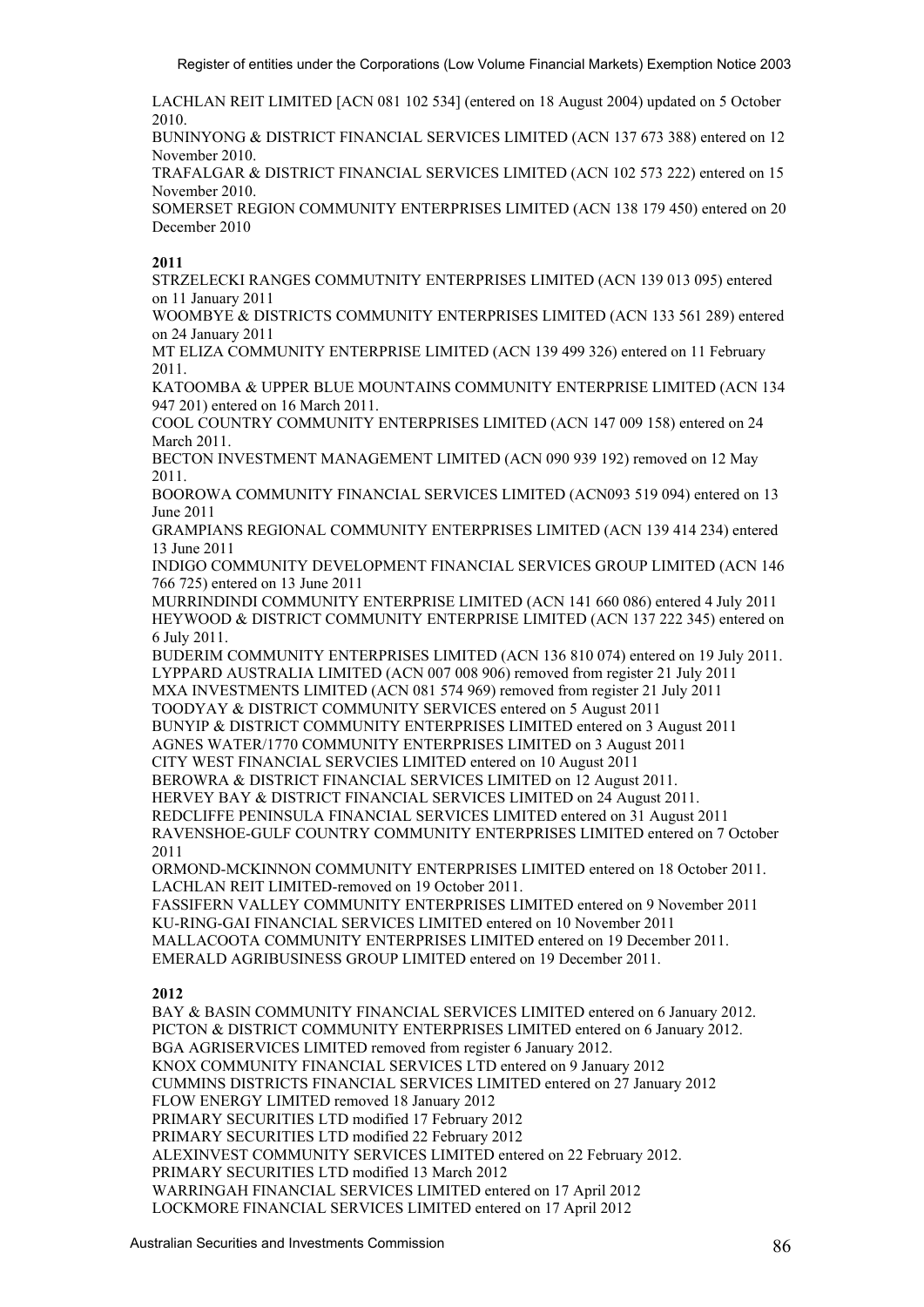LACHLAN REIT LIMITED [ACN 081 102 534] (entered on 18 August 2004) updated on 5 October 2010.

BUNINYONG & DISTRICT FINANCIAL SERVICES LIMITED (ACN 137 673 388) entered on 12 November 2010.

TRAFALGAR & DISTRICT FINANCIAL SERVICES LIMITED (ACN 102 573 222) entered on 15 November 2010.

SOMERSET REGION COMMUNITY ENTERPRISES LIMITED (ACN 138 179 450) entered on 20 December 2010

**2011**

STRZELECKI RANGES COMMUTNITY ENTERPRISES LIMITED (ACN 139 013 095) entered on 11 January 2011

WOOMBYE & DISTRICTS COMMUNITY ENTERPRISES LIMITED (ACN 133 561 289) entered on 24 January 2011

MT ELIZA COMMUNITY ENTERPRISE LIMITED (ACN 139 499 326) entered on 11 February 2011.

KATOOMBA & UPPER BLUE MOUNTAINS COMMUNITY ENTERPRISE LIMITED (ACN 134 947 201) entered on 16 March 2011.

COOL COUNTRY COMMUNITY ENTERPRISES LIMITED (ACN 147 009 158) entered on 24 March 2011.

BECTON INVESTMENT MANAGEMENT LIMITED (ACN 090 939 192) removed on 12 May 2011.

BOOROWA COMMUNITY FINANCIAL SERVICES LIMITED (ACN093 519 094) entered on 13 June 2011

GRAMPIANS REGIONAL COMMUNITY ENTERPRISES LIMITED (ACN 139 414 234) entered 13 June 2011

INDIGO COMMUNITY DEVELOPMENT FINANCIAL SERVICES GROUP LIMITED (ACN 146 766 725) entered on 13 June 2011

MURRINDINDI COMMUNITY ENTERPRISE LIMITED (ACN 141 660 086) entered 4 July 2011

HEYWOOD & DISTRICT COMMUNITY ENTERPRISE LIMITED (ACN 137 222 345) entered on 6 July 2011.

BUDERIM COMMUNITY ENTERPRISES LIMITED (ACN 136 810 074) entered on 19 July 2011.

LYPPARD AUSTRALIA LIMITED (ACN 007 008 906) removed from register 21 July 2011

MXA INVESTMENTS LIMITED (ACN 081 574 969) removed from register 21 July 2011

TOODYAY & DISTRICT COMMUNITY SERVICES entered on 5 August 2011

BUNYIP & DISTRICT COMMUNITY ENTERPRISES LIMITED entered on 3 August 2011

AGNES WATER/1770 COMMUNITY ENTERPRISES LIMITED on 3 August 2011

CITY WEST FINANCIAL SERVCIES LIMITED entered on 10 August 2011

BEROWRA & DISTRICT FINANCIAL SERVICES LIMITED on 12 August 2011.

HERVEY BAY & DISTRICT FINANCIAL SERVICES LIMITED on 24 August 2011.

REDCLIFFE PENINSULA FINANCIAL SERVICES LIMITED entered on 31 August 2011

RAVENSHOE-GULF COUNTRY COMMUNITY ENTERPRISES LIMITED entered on 7 October 2011

ORMOND-MCKINNON COMMUNITY ENTERPRISES LIMITED entered on 18 October 2011.

LACHLAN REIT LIMITED-removed on 19 October 2011.

FASSIFERN VALLEY COMMUNITY ENTERPRISES LIMITED entered on 9 November 2011

KU-RING-GAI FINANCIAL SERVICES LIMITED entered on 10 November 2011

MALLACOOTA COMMUNITY ENTERPRISES LIMITED entered on 19 December 2011.

EMERALD AGRIBUSINESS GROUP LIMITED entered on 19 December 2011.

**2012**

BAY & BASIN COMMUNITY FINANCIAL SERVICES LIMITED entered on 6 January 2012.

PICTON & DISTRICT COMMUNITY ENTERPRISES LIMITED entered on 6 January 2012.

BGA AGRISERVICES LIMITED removed from register 6 January 2012.

KNOX COMMUNITY FINANCIAL SERVICES LTD entered on 9 January 2012

CUMMINS DISTRICTS FINANCIAL SERVICES LIMITED entered on 27 January 2012

FLOW ENERGY LIMITED removed 18 January 2012

PRIMARY SECURITIES LTD modified 17 February 2012

PRIMARY SECURITIES LTD modified 22 February 2012

ALEXINVEST COMMUNITY SERVICES LIMITED entered on 22 February 2012.

PRIMARY SECURITIES LTD modified 13 March 2012

WARRINGAH FINANCIAL SERVICES LIMITED entered on 17 April 2012

LOCKMORE FINANCIAL SERVICES LIMITED entered on 17 April 2012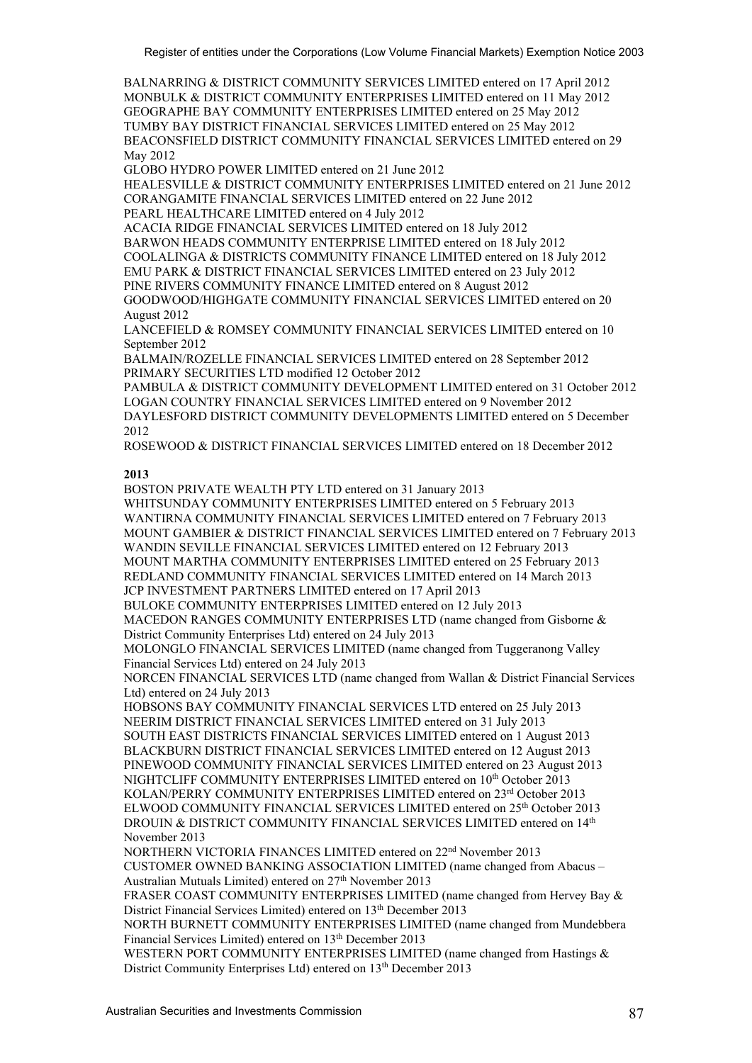BALNARRING & DISTRICT COMMUNITY SERVICES LIMITED entered on 17 April 2012
MONBULK & DISTRICT COMMUNITY ENTERPRISES LIMITED entered on 11 May 2012
GEOGRAPHE BAY COMMUNITY ENTERPRISES LIMITED entered on 25 May 2012
TUMBY BAY DISTRICT FINANCIAL SERVICES LIMITED entered on 25 May 2012
BEACONSFIELD DISTRICT COMMUNITY FINANCIAL SERVICES LIMITED entered on 29 May 2012
GLOBO HYDRO POWER LIMITED entered on 21 June 2012
HEALESVILLE & DISTRICT COMMUNITY ENTERPRISES LIMITED entered on 21 June 2012
CORANGAMITE FINANCIAL SERVICES LIMITED entered on 22 June 2012
PEARL HEALTHCARE LIMITED entered on 4 July 2012
ACACIA RIDGE FINANCIAL SERVICES LIMITED entered on 18 July 2012
BARWON HEADS COMMUNITY ENTERPRISE LIMITED entered on 18 July 2012
COOLALINGA & DISTRICTS COMMUNITY FINANCE LIMITED entered on 18 July 2012
EMU PARK & DISTRICT FINANCIAL SERVICES LIMITED entered on 23 July 2012
PINE RIVERS COMMUNITY FINANCE LIMITED entered on 8 August 2012
GOODWOOD/HIGHGATE COMMUNITY FINANCIAL SERVICES LIMITED entered on 20 August 2012
LANCEFIELD & ROMSEY COMMUNITY FINANCIAL SERVICES LIMITED entered on 10 September 2012
BALMAIN/ROZELLE FINANCIAL SERVICES LIMITED entered on 28 September 2012
PRIMARY SECURITIES LTD modified 12 October 2012
PAMBULA & DISTRICT COMMUNITY DEVELOPMENT LIMITED entered on 31 October 2012
LOGAN COUNTRY FINANCIAL SERVICES LIMITED entered on 9 November 2012
DAYLESFORD DISTRICT COMMUNITY DEVELOPMENTS LIMITED entered on 5 December 2012
ROSEWOOD & DISTRICT FINANCIAL SERVICES LIMITED entered on 18 December 2012

**2013**

BOSTON PRIVATE WEALTH PTY LTD entered on 31 January 2013
WHITSUNDAY COMMUNITY ENTERPRISES LIMITED entered on 5 February 2013
WANTIRNA COMMUNITY FINANCIAL SERVICES LIMITED entered on 7 February 2013
MOUNT GAMBIER & DISTRICT FINANCIAL SERVICES LIMITED entered on 7 February 2013
WANDIN SEVILLE FINANCIAL SERVICES LIMITED entered on 12 February 2013
MOUNT MARTHA COMMUNITY ENTERPRISES LIMITED entered on 25 February 2013
REDLAND COMMUNITY FINANCIAL SERVICES LIMITED entered on 14 March 2013
JCP INVESTMENT PARTNERS LIMITED entered on 17 April 2013
BULOKE COMMUNITY ENTERPRISES LIMITED entered on 12 July 2013
MACEDON RANGES COMMUNITY ENTERPRISES LTD (name changed from Gisborne & District Community Enterprises Ltd) entered on 24 July 2013
MOLONGLO FINANCIAL SERVICES LIMITED (name changed from Tuggeranong Valley Financial Services Ltd) entered on 24 July 2013
NORCEN FINANCIAL SERVICES LTD (name changed from Wallan & District Financial Services Ltd) entered on 24 July 2013
HOBSONS BAY COMMUNITY FINANCIAL SERVICES LTD entered on 25 July 2013
NEERIM DISTRICT FINANCIAL SERVICES LIMITED entered on 31 July 2013
SOUTH EAST DISTRICTS FINANCIAL SERVICES LIMITED entered on 1 August 2013
BLACKBURN DISTRICT FINANCIAL SERVICES LIMITED entered on 12 August 2013
PINEWOOD COMMUNITY FINANCIAL SERVICES LIMITED entered on 23 August 2013
NIGHTCLIFF COMMUNITY ENTERPRISES LIMITED entered on 10th October 2013
KOLAN/PERRY COMMUNITY ENTERPRISES LIMITED entered on 23rd October 2013
ELWOOD COMMUNITY FINANCIAL SERVICES LIMITED entered on 25th October 2013
DROUIN & DISTRICT COMMUNITY FINANCIAL SERVICES LIMITED entered on 14th November 2013
NORTHERN VICTORIA FINANCES LIMITED entered on 22nd November 2013
CUSTOMER OWNED BANKING ASSOCIATION LIMITED (name changed from Abacus – Australian Mutuals Limited) entered on 27th November 2013
FRASER COAST COMMUNITY ENTERPRISES LIMITED (name changed from Hervey Bay & District Financial Services Limited) entered on 13th December 2013
NORTH BURNETT COMMUNITY ENTERPRISES LIMITED (name changed from Mundebbera Financial Services Limited) entered on 13th December 2013
WESTERN PORT COMMUNITY ENTERPRISES LIMITED (name changed from Hastings & District Community Enterprises Ltd) entered on 13th December 2013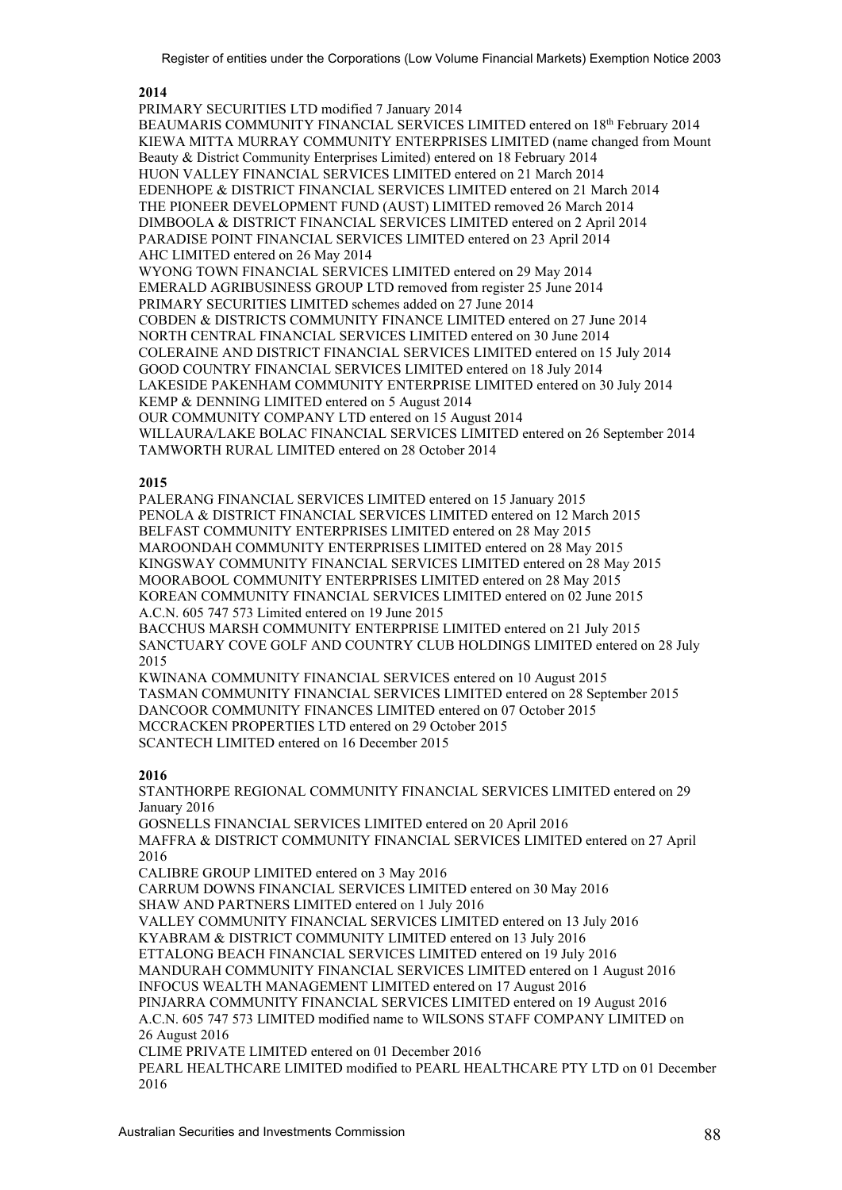**2014**

PRIMARY SECURITIES LTD modified 7 January 2014
BEAUMARIS COMMUNITY FINANCIAL SERVICES LIMITED entered on 18th February 2014
KIEWA MITTA MURRAY COMMUNITY ENTERPRISES LIMITED (name changed from Mount Beauty & District Community Enterprises Limited) entered on 18 February 2014
HUON VALLEY FINANCIAL SERVICES LIMITED entered on 21 March 2014
EDENHOPE & DISTRICT FINANCIAL SERVICES LIMITED entered on 21 March 2014
THE PIONEER DEVELOPMENT FUND (AUST) LIMITED removed 26 March 2014
DIMBOOLA & DISTRICT FINANCIAL SERVICES LIMITED entered on 2 April 2014
PARADISE POINT FINANCIAL SERVICES LIMITED entered on 23 April 2014
AHC LIMITED entered on 26 May 2014
WYONG TOWN FINANCIAL SERVICES LIMITED entered on 29 May 2014
EMERALD AGRIBUSINESS GROUP LTD removed from register 25 June 2014
PRIMARY SECURITIES LIMITED schemes added on 27 June 2014
COBDEN & DISTRICTS COMMUNITY FINANCE LIMITED entered on 27 June 2014
NORTH CENTRAL FINANCIAL SERVICES LIMITED entered on 30 June 2014
COLERAINE AND DISTRICT FINANCIAL SERVICES LIMITED entered on 15 July 2014
GOOD COUNTRY FINANCIAL SERVICES LIMITED entered on 18 July 2014
LAKESIDE PAKENHAM COMMUNITY ENTERPRISE LIMITED entered on 30 July 2014
KEMP & DENNING LIMITED entered on 5 August 2014
OUR COMMUNITY COMPANY LTD entered on 15 August 2014
WILLAURA/LAKE BOLAC FINANCIAL SERVICES LIMITED entered on 26 September 2014
TAMWORTH RURAL LIMITED entered on 28 October 2014

**2015**

PALERANG FINANCIAL SERVICES LIMITED entered on 15 January 2015
PENOLA & DISTRICT FINANCIAL SERVICES LIMITED entered on 12 March 2015
BELFAST COMMUNITY ENTERPRISES LIMITED entered on 28 May 2015
MAROONDAH COMMUNITY ENTERPRISES LIMITED entered on 28 May 2015
KINGSWAY COMMUNITY FINANCIAL SERVICES LIMITED entered on 28 May 2015
MOORABOOL COMMUNITY ENTERPRISES LIMITED entered on 28 May 2015
KOREAN COMMUNITY FINANCIAL SERVICES LIMITED entered on 02 June 2015
A.C.N. 605 747 573 Limited entered on 19 June 2015
BACCHUS MARSH COMMUNITY ENTERPRISE LIMITED entered on 21 July 2015
SANCTUARY COVE GOLF AND COUNTRY CLUB HOLDINGS LIMITED entered on 28 July 2015
KWINANA COMMUNITY FINANCIAL SERVICES entered on 10 August 2015
TASMAN COMMUNITY FINANCIAL SERVICES LIMITED entered on 28 September 2015
DANCOOR COMMUNITY FINANCES LIMITED entered on 07 October 2015
MCCRACKEN PROPERTIES LTD entered on 29 October 2015
SCANTECH LIMITED entered on 16 December 2015

**2016**

STANTHORPE REGIONAL COMMUNITY FINANCIAL SERVICES LIMITED entered on 29 January 2016
GOSNELLS FINANCIAL SERVICES LIMITED entered on 20 April 2016
MAFFRA & DISTRICT COMMUNITY FINANCIAL SERVICES LIMITED entered on 27 April 2016
CALIBRE GROUP LIMITED entered on 3 May 2016
CARRUM DOWNS FINANCIAL SERVICES LIMITED entered on 30 May 2016
SHAW AND PARTNERS LIMITED entered on 1 July 2016
VALLEY COMMUNITY FINANCIAL SERVICES LIMITED entered on 13 July 2016
KYABRAM & DISTRICT COMMUNITY LIMITED entered on 13 July 2016
ETTALONG BEACH FINANCIAL SERVICES LIMITED entered on 19 July 2016
MANDURAH COMMUNITY FINANCIAL SERVICES LIMITED entered on 1 August 2016
INFOCUS WEALTH MANAGEMENT LIMITED entered on 17 August 2016
PINJARRA COMMUNITY FINANCIAL SERVICES LIMITED entered on 19 August 2016
A.C.N. 605 747 573 LIMITED modified name to WILSONS STAFF COMPANY LIMITED on 26 August 2016
CLIME PRIVATE LIMITED entered on 01 December 2016
PEARL HEALTHCARE LIMITED modified to PEARL HEALTHCARE PTY LTD on 01 December 2016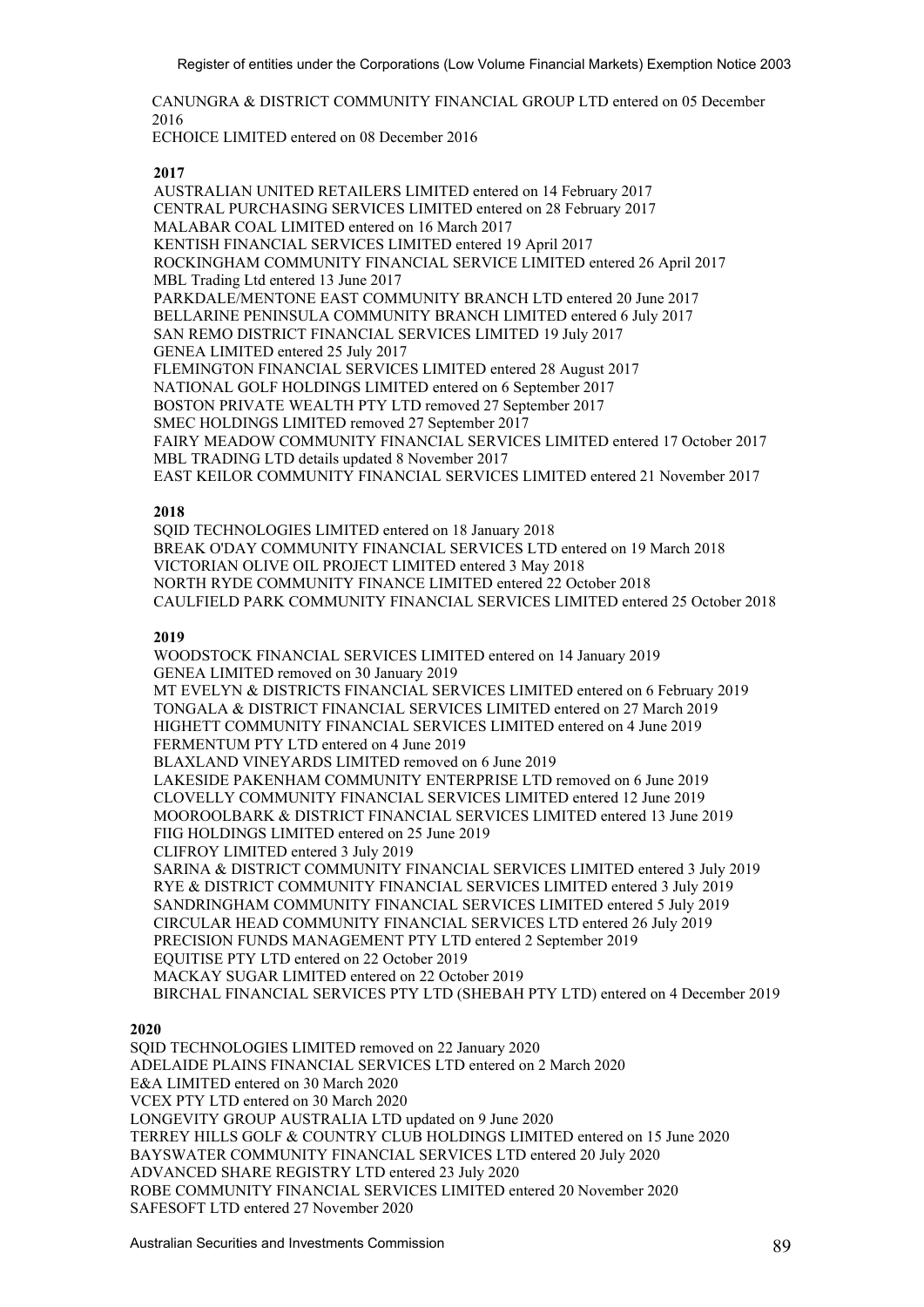CANUNGRA & DISTRICT COMMUNITY FINANCIAL GROUP LTD entered on 05 December 2016

ECHOICE LIMITED entered on 08 December 2016

**2017**

AUSTRALIAN UNITED RETAILERS LIMITED entered on 14 February 2017
CENTRAL PURCHASING SERVICES LIMITED entered on 28 February 2017
MALABAR COAL LIMITED entered on 16 March 2017
KENTISH FINANCIAL SERVICES LIMITED entered 19 April 2017
ROCKINGHAM COMMUNITY FINANCIAL SERVICE LIMITED entered 26 April 2017
MBL Trading Ltd entered 13 June 2017
PARKDALE/MENTONE EAST COMMUNITY BRANCH LTD entered 20 June 2017
BELLARINE PENINSULA COMMUNITY BRANCH LIMITED entered 6 July 2017
SAN REMO DISTRICT FINANCIAL SERVICES LIMITED 19 July 2017
GENEA LIMITED entered 25 July 2017
FLEMINGTON FINANCIAL SERVICES LIMITED entered 28 August 2017
NATIONAL GOLF HOLDINGS LIMITED entered on 6 September 2017
BOSTON PRIVATE WEALTH PTY LTD removed 27 September 2017
SMEC HOLDINGS LIMITED removed 27 September 2017
FAIRY MEADOW COMMUNITY FINANCIAL SERVICES LIMITED entered 17 October 2017
MBL TRADING LTD details updated 8 November 2017
EAST KEILOR COMMUNITY FINANCIAL SERVICES LIMITED entered 21 November 2017

**2018**

SQID TECHNOLOGIES LIMITED entered on 18 January 2018
BREAK O'DAY COMMUNITY FINANCIAL SERVICES LTD entered on 19 March 2018
VICTORIAN OLIVE OIL PROJECT LIMITED entered 3 May 2018
NORTH RYDE COMMUNITY FINANCE LIMITED entered 22 October 2018
CAULFIELD PARK COMMUNITY FINANCIAL SERVICES LIMITED entered 25 October 2018

**2019**

WOODSTOCK FINANCIAL SERVICES LIMITED entered on 14 January 2019
GENEA LIMITED removed on 30 January 2019
MT EVELYN & DISTRICTS FINANCIAL SERVICES LIMITED entered on 6 February 2019
TONGALA & DISTRICT FINANCIAL SERVICES LIMITED entered on 27 March 2019
HIGHETT COMMUNITY FINANCIAL SERVICES LIMITED entered on 4 June 2019
FERMENTUM PTY LTD entered on 4 June 2019
BLAXLAND VINEYARDS LIMITED removed on 6 June 2019
LAKESIDE PAKENHAM COMMUNITY ENTERPRISE LTD removed on 6 June 2019
CLOVELLY COMMUNITY FINANCIAL SERVICES LIMITED entered 12 June 2019
MOOROOLBARK & DISTRICT FINANCIAL SERVICES LIMITED entered 13 June 2019
FIIG HOLDINGS LIMITED entered on 25 June 2019
CLIFROY LIMITED entered 3 July 2019
SARINA & DISTRICT COMMUNITY FINANCIAL SERVICES LIMITED entered 3 July 2019
RYE & DISTRICT COMMUNITY FINANCIAL SERVICES LIMITED entered 3 July 2019
SANDRINGHAM COMMUNITY FINANCIAL SERVICES LIMITED entered 5 July 2019
CIRCULAR HEAD COMMUNITY FINANCIAL SERVICES LTD entered 26 July 2019
PRECISION FUNDS MANAGEMENT PTY LTD entered 2 September 2019
EQUITISE PTY LTD entered on 22 October 2019
MACKAY SUGAR LIMITED entered on 22 October 2019
BIRCHAL FINANCIAL SERVICES PTY LTD (SHEBAH PTY LTD) entered on 4 December 2019

**2020**

SQID TECHNOLOGIES LIMITED removed on 22 January 2020
ADELAIDE PLAINS FINANCIAL SERVICES LTD entered on 2 March 2020
E&A LIMITED entered on 30 March 2020
VCEX PTY LTD entered on 30 March 2020
LONGEVITY GROUP AUSTRALIA LTD updated on 9 June 2020
TERREY HILLS GOLF & COUNTRY CLUB HOLDINGS LIMITED entered on 15 June 2020
BAYSWATER COMMUNITY FINANCIAL SERVICES LTD entered 20 July 2020
ADVANCED SHARE REGISTRY LTD entered 23 July 2020
ROBE COMMUNITY FINANCIAL SERVICES LIMITED entered 20 November 2020
SAFESOFT LTD entered 27 November 2020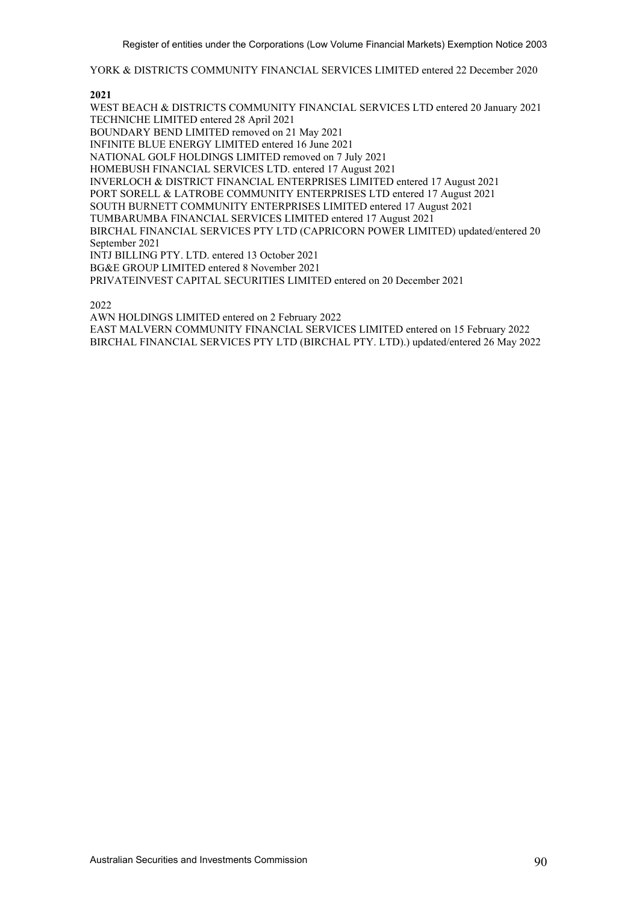YORK & DISTRICTS COMMUNITY FINANCIAL SERVICES LIMITED entered 22 December 2020

**2021**

WEST BEACH & DISTRICTS COMMUNITY FINANCIAL SERVICES LTD entered 20 January 2021
TECHNICHE LIMITED entered 28 April 2021
BOUNDARY BEND LIMITED removed on 21 May 2021
INFINITE BLUE ENERGY LIMITED entered 16 June 2021
NATIONAL GOLF HOLDINGS LIMITED removed on 7 July 2021
HOMEBUSH FINANCIAL SERVICES LTD. entered 17 August 2021
INVERLOCH & DISTRICT FINANCIAL ENTERPRISES LIMITED entered 17 August 2021
PORT SORELL & LATROBE COMMUNITY ENTERPRISES LTD entered 17 August 2021
SOUTH BURNETT COMMUNITY ENTERPRISES LIMITED entered 17 August 2021
TUMBARUMBA FINANCIAL SERVICES LIMITED entered 17 August 2021
BIRCHAL FINANCIAL SERVICES PTY LTD (CAPRICORN POWER LIMITED) updated/entered 20 September 2021
INTJ BILLING PTY. LTD. entered 13 October 2021
BG&E GROUP LIMITED entered 8 November 2021
PRIVATEINVEST CAPITAL SECURITIES LIMITED entered on 20 December 2021

2022

AWN HOLDINGS LIMITED entered on 2 February 2022
EAST MALVERN COMMUNITY FINANCIAL SERVICES LIMITED entered on 15 February 2022
BIRCHAL FINANCIAL SERVICES PTY LTD (BIRCHAL PTY. LTD).) updated/entered 26 May 2022